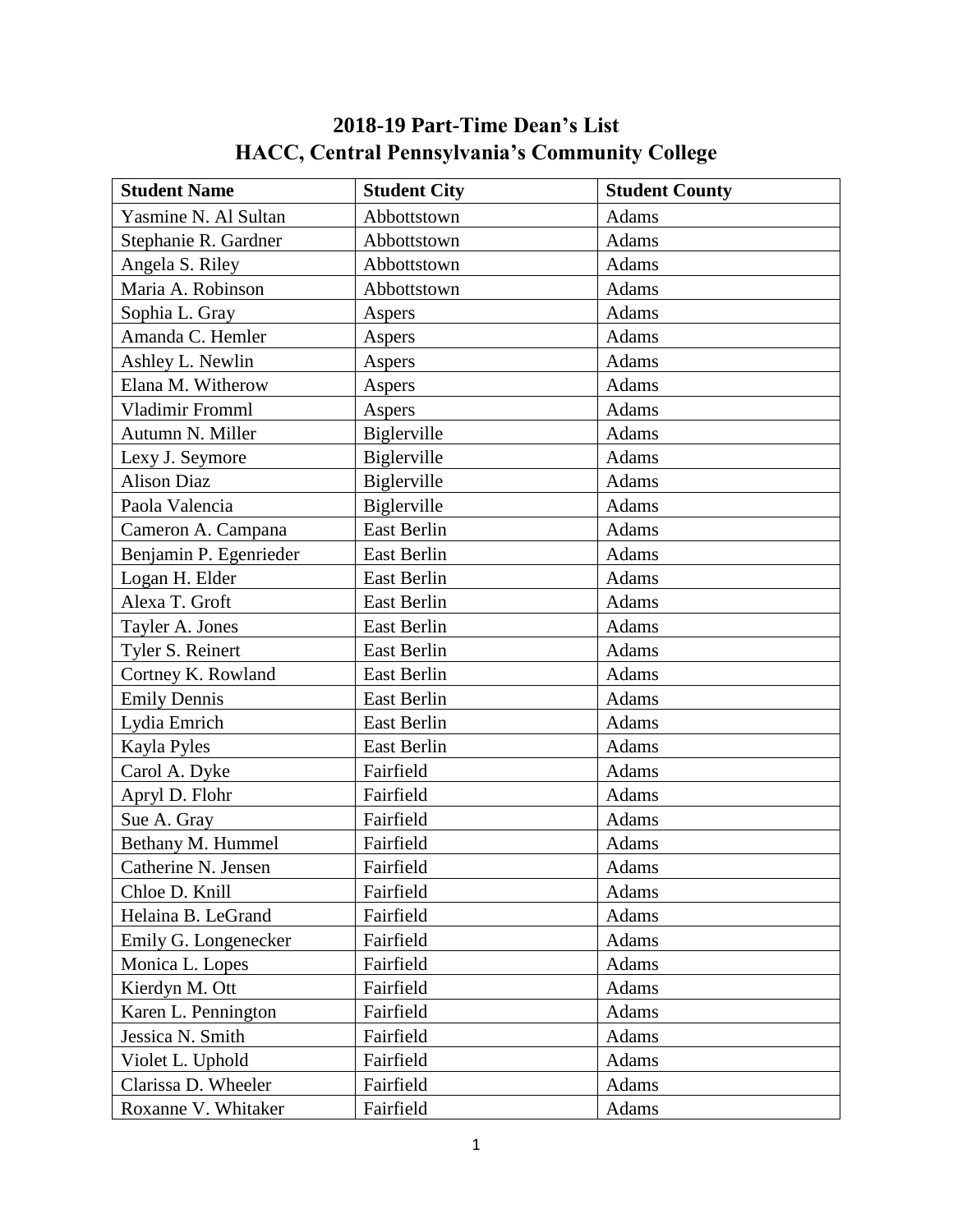# 2018-19 Part-Time Dean's List
# HACC, Central Pennsylvania's Community College

| Student Name | Student City | Student County |
|---|---|---|
| Yasmine N. Al Sultan | Abbottstown | Adams |
| Stephanie R. Gardner | Abbottstown | Adams |
| Angela S. Riley | Abbottstown | Adams |
| Maria A. Robinson | Abbottstown | Adams |
| Sophia L. Gray | Aspers | Adams |
| Amanda C. Hemler | Aspers | Adams |
| Ashley L. Newlin | Aspers | Adams |
| Elana M. Witherow | Aspers | Adams |
| Vladimir Fromml | Aspers | Adams |
| Autumn N. Miller | Biglerville | Adams |
| Lexy J. Seymore | Biglerville | Adams |
| Alison Diaz | Biglerville | Adams |
| Paola Valencia | Biglerville | Adams |
| Cameron A. Campana | East Berlin | Adams |
| Benjamin P. Egenrieder | East Berlin | Adams |
| Logan H. Elder | East Berlin | Adams |
| Alexa T. Groft | East Berlin | Adams |
| Tayler A. Jones | East Berlin | Adams |
| Tyler S. Reinert | East Berlin | Adams |
| Cortney K. Rowland | East Berlin | Adams |
| Emily Dennis | East Berlin | Adams |
| Lydia Emrich | East Berlin | Adams |
| Kayla Pyles | East Berlin | Adams |
| Carol A. Dyke | Fairfield | Adams |
| Apryl D. Flohr | Fairfield | Adams |
| Sue A. Gray | Fairfield | Adams |
| Bethany M. Hummel | Fairfield | Adams |
| Catherine N. Jensen | Fairfield | Adams |
| Chloe D. Knill | Fairfield | Adams |
| Helaina B. LeGrand | Fairfield | Adams |
| Emily G. Longenecker | Fairfield | Adams |
| Monica L. Lopes | Fairfield | Adams |
| Kierdyn M. Ott | Fairfield | Adams |
| Karen L. Pennington | Fairfield | Adams |
| Jessica N. Smith | Fairfield | Adams |
| Violet L. Uphold | Fairfield | Adams |
| Clarissa D. Wheeler | Fairfield | Adams |
| Roxanne V. Whitaker | Fairfield | Adams |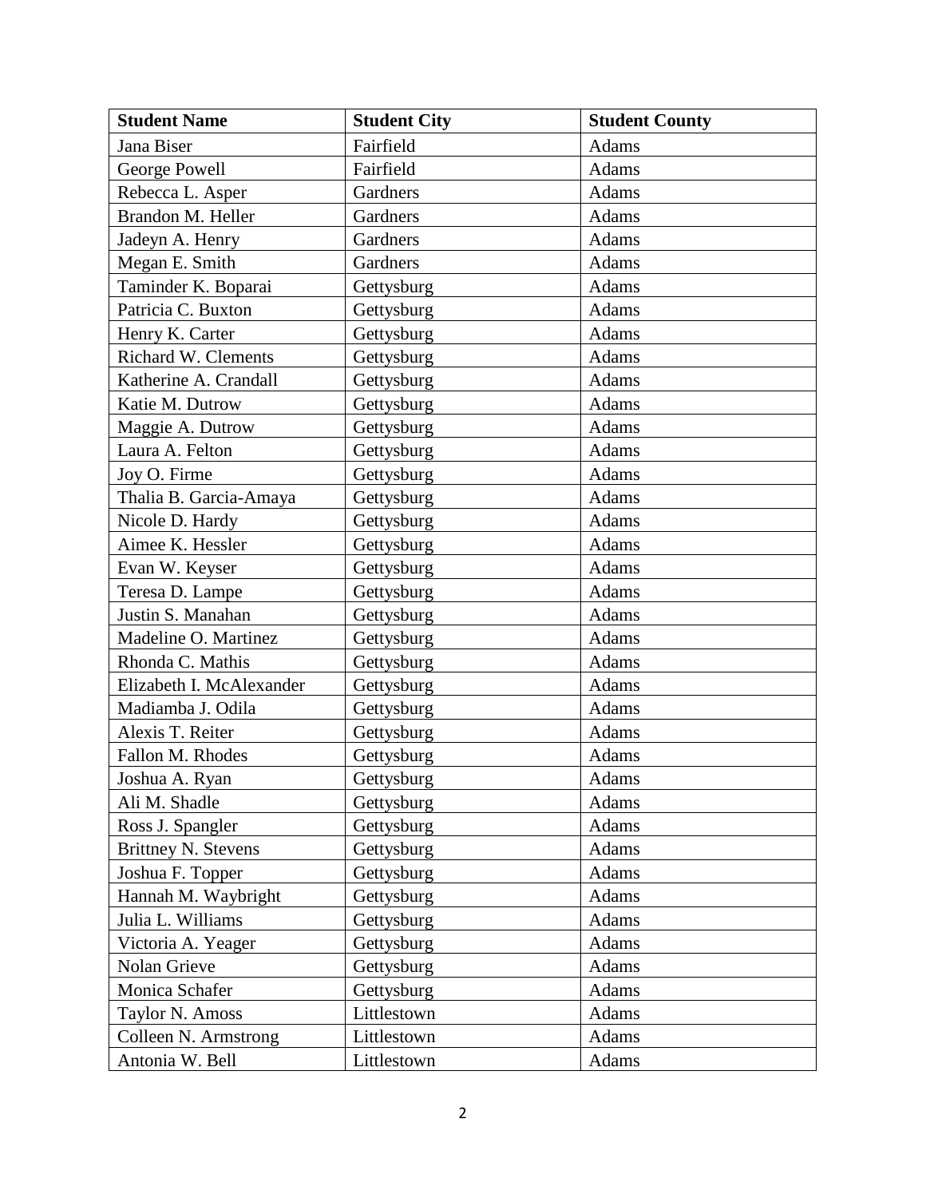| Student Name | Student City | Student County |
|---|---|---|
| Jana Biser | Fairfield | Adams |
| George Powell | Fairfield | Adams |
| Rebecca L. Asper | Gardners | Adams |
| Brandon M. Heller | Gardners | Adams |
| Jadeyn A. Henry | Gardners | Adams |
| Megan E. Smith | Gardners | Adams |
| Taminder K. Boparai | Gettysburg | Adams |
| Patricia C. Buxton | Gettysburg | Adams |
| Henry K. Carter | Gettysburg | Adams |
| Richard W. Clements | Gettysburg | Adams |
| Katherine A. Crandall | Gettysburg | Adams |
| Katie M. Dutrow | Gettysburg | Adams |
| Maggie A. Dutrow | Gettysburg | Adams |
| Laura A. Felton | Gettysburg | Adams |
| Joy O. Firme | Gettysburg | Adams |
| Thalia B. Garcia-Amaya | Gettysburg | Adams |
| Nicole D. Hardy | Gettysburg | Adams |
| Aimee K. Hessler | Gettysburg | Adams |
| Evan W. Keyser | Gettysburg | Adams |
| Teresa D. Lampe | Gettysburg | Adams |
| Justin S. Manahan | Gettysburg | Adams |
| Madeline O. Martinez | Gettysburg | Adams |
| Rhonda C. Mathis | Gettysburg | Adams |
| Elizabeth I. McAlexander | Gettysburg | Adams |
| Madiamba J. Odila | Gettysburg | Adams |
| Alexis T. Reiter | Gettysburg | Adams |
| Fallon M. Rhodes | Gettysburg | Adams |
| Joshua A. Ryan | Gettysburg | Adams |
| Ali M. Shadle | Gettysburg | Adams |
| Ross J. Spangler | Gettysburg | Adams |
| Brittney N. Stevens | Gettysburg | Adams |
| Joshua F. Topper | Gettysburg | Adams |
| Hannah M. Waybright | Gettysburg | Adams |
| Julia L. Williams | Gettysburg | Adams |
| Victoria A. Yeager | Gettysburg | Adams |
| Nolan Grieve | Gettysburg | Adams |
| Monica Schafer | Gettysburg | Adams |
| Taylor N. Amoss | Littlestown | Adams |
| Colleen N. Armstrong | Littlestown | Adams |
| Antonia W. Bell | Littlestown | Adams |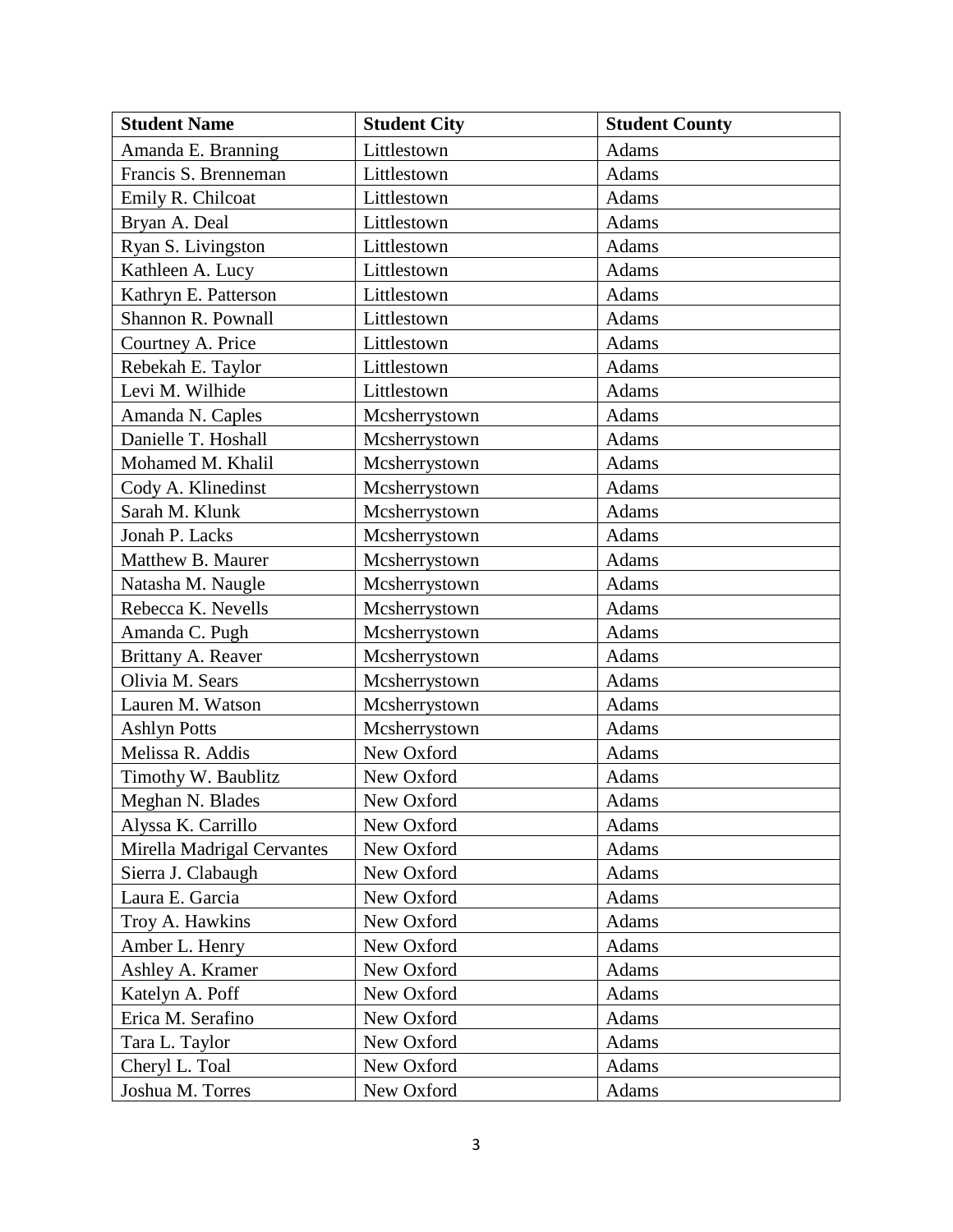| Student Name | Student City | Student County |
| --- | --- | --- |
| Amanda E. Branning | Littlestown | Adams |
| Francis S. Brenneman | Littlestown | Adams |
| Emily R. Chilcoat | Littlestown | Adams |
| Bryan A. Deal | Littlestown | Adams |
| Ryan S. Livingston | Littlestown | Adams |
| Kathleen A. Lucy | Littlestown | Adams |
| Kathryn E. Patterson | Littlestown | Adams |
| Shannon R. Pownall | Littlestown | Adams |
| Courtney A. Price | Littlestown | Adams |
| Rebekah E. Taylor | Littlestown | Adams |
| Levi M. Wilhide | Littlestown | Adams |
| Amanda N. Caples | Mcsherrystown | Adams |
| Danielle T. Hoshall | Mcsherrystown | Adams |
| Mohamed M. Khalil | Mcsherrystown | Adams |
| Cody A. Klinedinst | Mcsherrystown | Adams |
| Sarah M. Klunk | Mcsherrystown | Adams |
| Jonah P. Lacks | Mcsherrystown | Adams |
| Matthew B. Maurer | Mcsherrystown | Adams |
| Natasha M. Naugle | Mcsherrystown | Adams |
| Rebecca K. Nevells | Mcsherrystown | Adams |
| Amanda C. Pugh | Mcsherrystown | Adams |
| Brittany A. Reaver | Mcsherrystown | Adams |
| Olivia M. Sears | Mcsherrystown | Adams |
| Lauren M. Watson | Mcsherrystown | Adams |
| Ashlyn Potts | Mcsherrystown | Adams |
| Melissa R. Addis | New Oxford | Adams |
| Timothy W. Baublitz | New Oxford | Adams |
| Meghan N. Blades | New Oxford | Adams |
| Alyssa K. Carrillo | New Oxford | Adams |
| Mirella Madrigal Cervantes | New Oxford | Adams |
| Sierra J. Clabaugh | New Oxford | Adams |
| Laura E. Garcia | New Oxford | Adams |
| Troy A. Hawkins | New Oxford | Adams |
| Amber L. Henry | New Oxford | Adams |
| Ashley A. Kramer | New Oxford | Adams |
| Katelyn A. Poff | New Oxford | Adams |
| Erica M. Serafino | New Oxford | Adams |
| Tara L. Taylor | New Oxford | Adams |
| Cheryl L. Toal | New Oxford | Adams |
| Joshua M. Torres | New Oxford | Adams |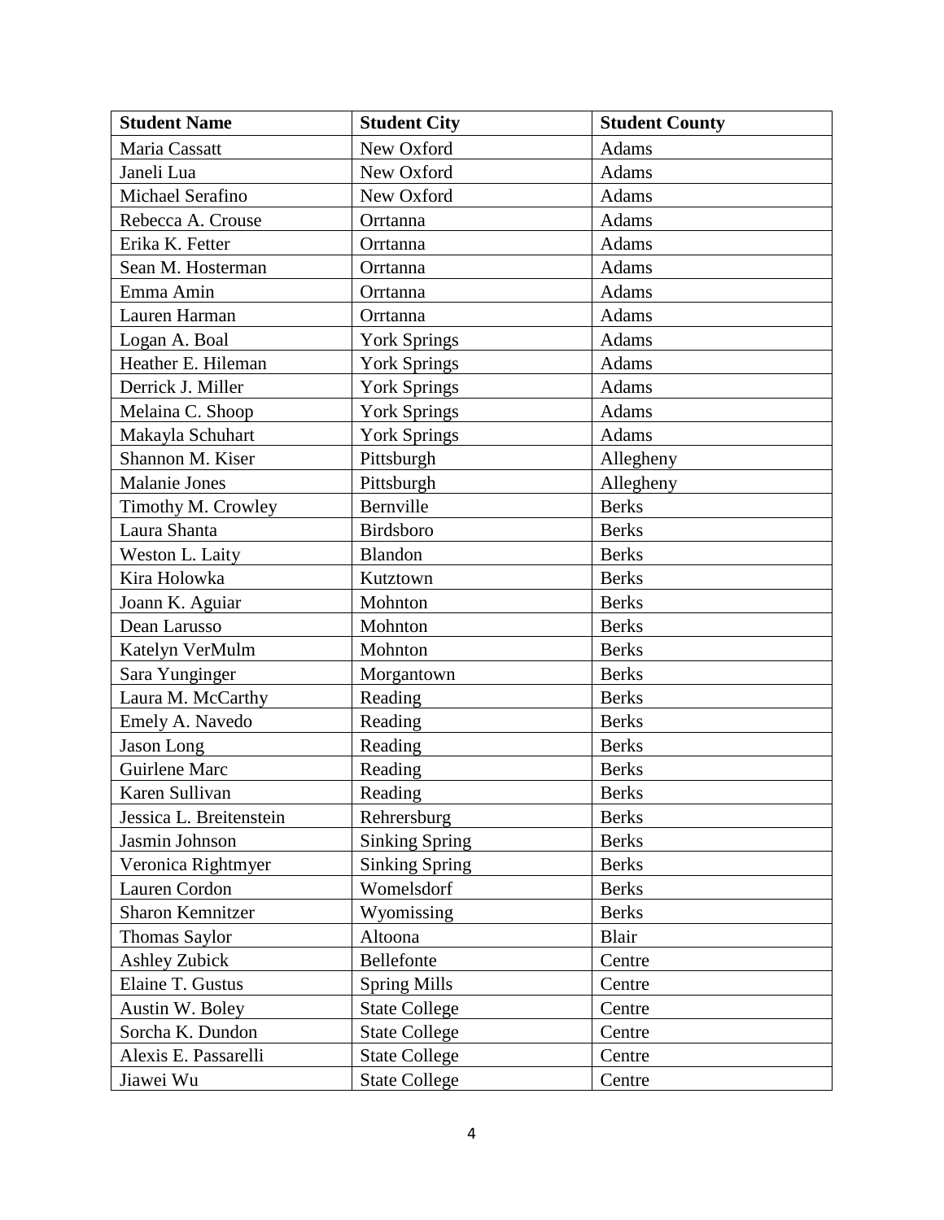| Student Name | Student City | Student County |
|---|---|---|
| Maria Cassatt | New Oxford | Adams |
| Janeli Lua | New Oxford | Adams |
| Michael Serafino | New Oxford | Adams |
| Rebecca A. Crouse | Orrtanna | Adams |
| Erika K. Fetter | Orrtanna | Adams |
| Sean M. Hosterman | Orrtanna | Adams |
| Emma Amin | Orrtanna | Adams |
| Lauren Harman | Orrtanna | Adams |
| Logan A. Boal | York Springs | Adams |
| Heather E. Hileman | York Springs | Adams |
| Derrick J. Miller | York Springs | Adams |
| Melaina C. Shoop | York Springs | Adams |
| Makayla Schuhart | York Springs | Adams |
| Shannon M. Kiser | Pittsburgh | Allegheny |
| Malanie Jones | Pittsburgh | Allegheny |
| Timothy M. Crowley | Bernville | Berks |
| Laura Shanta | Birdsboro | Berks |
| Weston L. Laity | Blandon | Berks |
| Kira Holowka | Kutztown | Berks |
| Joann K. Aguiar | Mohnton | Berks |
| Dean Larusso | Mohnton | Berks |
| Katelyn VerMulm | Mohnton | Berks |
| Sara Yunginger | Morgantown | Berks |
| Laura M. McCarthy | Reading | Berks |
| Emely A. Navedo | Reading | Berks |
| Jason Long | Reading | Berks |
| Guirlene Marc | Reading | Berks |
| Karen Sullivan | Reading | Berks |
| Jessica L. Breitenstein | Rehrersburg | Berks |
| Jasmin Johnson | Sinking Spring | Berks |
| Veronica Rightmyer | Sinking Spring | Berks |
| Lauren Cordon | Womelsdorf | Berks |
| Sharon Kemnitzer | Wyomissing | Berks |
| Thomas Saylor | Altoona | Blair |
| Ashley Zubick | Bellefonte | Centre |
| Elaine T. Gustus | Spring Mills | Centre |
| Austin W. Boley | State College | Centre |
| Sorcha K. Dundon | State College | Centre |
| Alexis E. Passarelli | State College | Centre |
| Jiawei Wu | State College | Centre |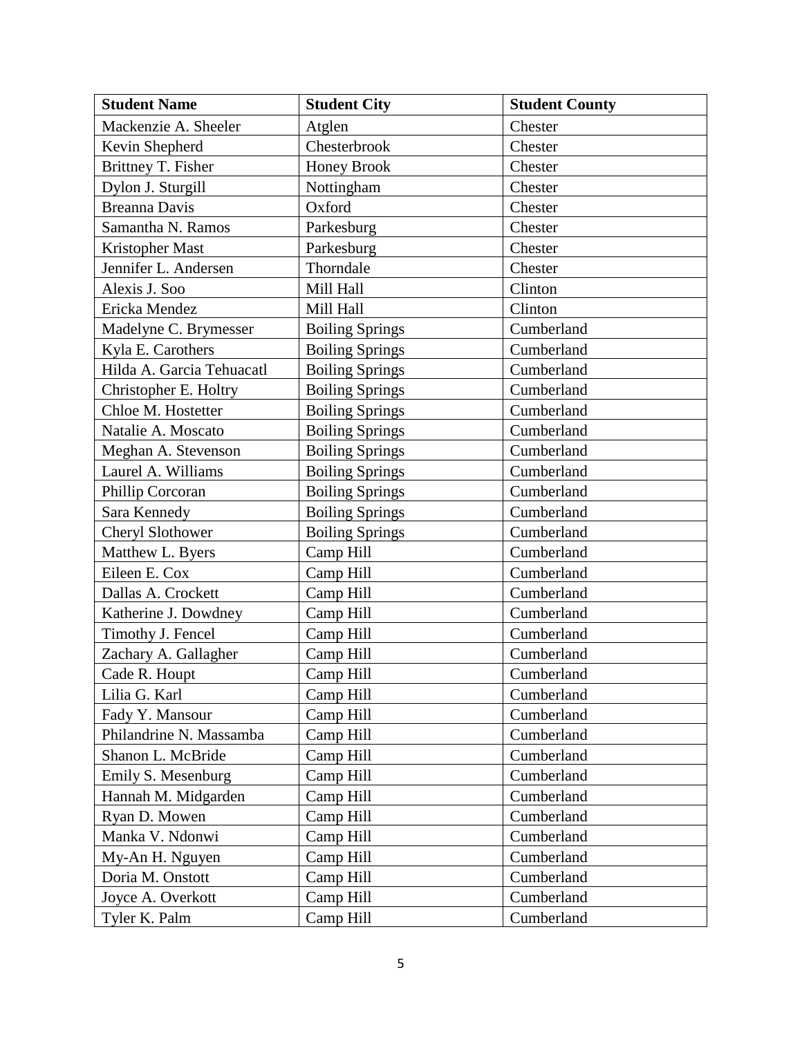| Student Name | Student City | Student County |
| --- | --- | --- |
| Mackenzie A. Sheeler | Atglen | Chester |
| Kevin Shepherd | Chesterbrook | Chester |
| Brittney T. Fisher | Honey Brook | Chester |
| Dylon J. Sturgill | Nottingham | Chester |
| Breanna Davis | Oxford | Chester |
| Samantha N. Ramos | Parkesburg | Chester |
| Kristopher Mast | Parkesburg | Chester |
| Jennifer L. Andersen | Thorndale | Chester |
| Alexis J. Soo | Mill Hall | Clinton |
| Ericka Mendez | Mill Hall | Clinton |
| Madelyne C. Brymesser | Boiling Springs | Cumberland |
| Kyla E. Carothers | Boiling Springs | Cumberland |
| Hilda A. Garcia Tehuacatl | Boiling Springs | Cumberland |
| Christopher E. Holtry | Boiling Springs | Cumberland |
| Chloe M. Hostetter | Boiling Springs | Cumberland |
| Natalie A. Moscato | Boiling Springs | Cumberland |
| Meghan A. Stevenson | Boiling Springs | Cumberland |
| Laurel A. Williams | Boiling Springs | Cumberland |
| Phillip Corcoran | Boiling Springs | Cumberland |
| Sara Kennedy | Boiling Springs | Cumberland |
| Cheryl Slothower | Boiling Springs | Cumberland |
| Matthew L. Byers | Camp Hill | Cumberland |
| Eileen E. Cox | Camp Hill | Cumberland |
| Dallas A. Crockett | Camp Hill | Cumberland |
| Katherine J. Dowdney | Camp Hill | Cumberland |
| Timothy J. Fencel | Camp Hill | Cumberland |
| Zachary A. Gallagher | Camp Hill | Cumberland |
| Cade R. Houpt | Camp Hill | Cumberland |
| Lilia G. Karl | Camp Hill | Cumberland |
| Fady Y. Mansour | Camp Hill | Cumberland |
| Philandrine N. Massamba | Camp Hill | Cumberland |
| Shanon L. McBride | Camp Hill | Cumberland |
| Emily S. Mesenburg | Camp Hill | Cumberland |
| Hannah M. Midgarden | Camp Hill | Cumberland |
| Ryan D. Mowen | Camp Hill | Cumberland |
| Manka V. Ndonwi | Camp Hill | Cumberland |
| My-An H. Nguyen | Camp Hill | Cumberland |
| Doria M. Onstott | Camp Hill | Cumberland |
| Joyce A. Overkott | Camp Hill | Cumberland |
| Tyler K. Palm | Camp Hill | Cumberland |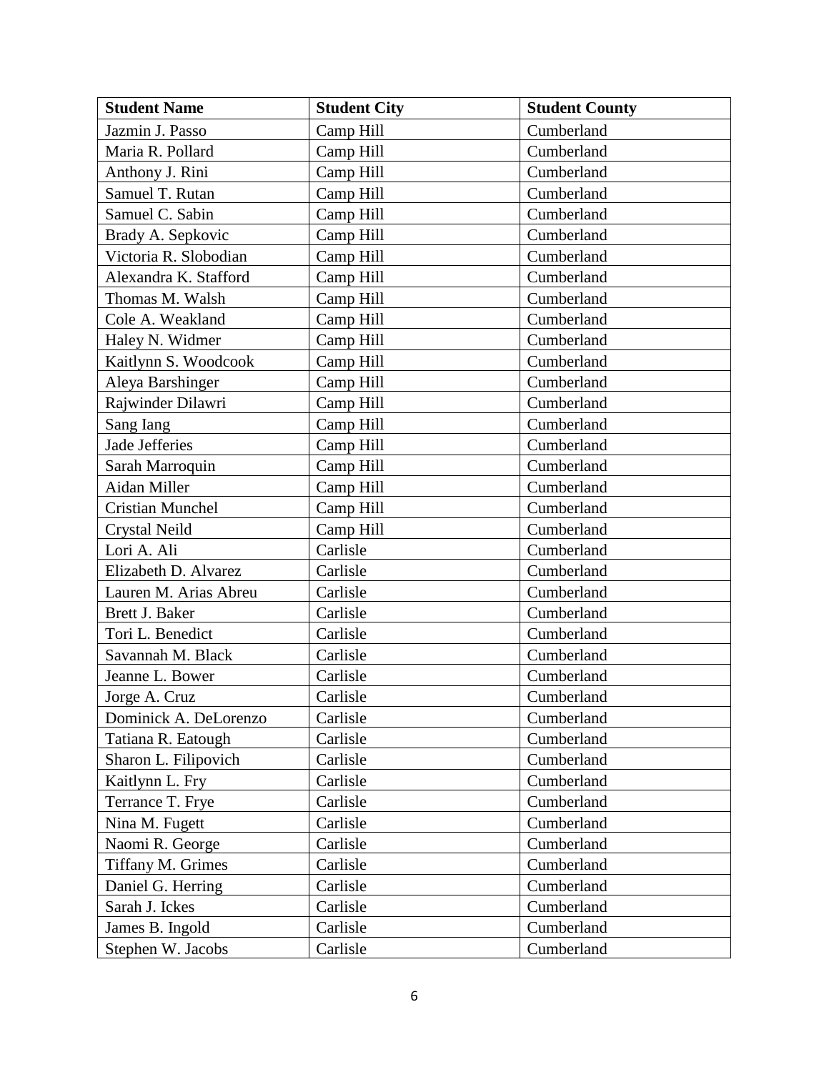| Student Name | Student City | Student County |
| --- | --- | --- |
| Jazmin J. Passo | Camp Hill | Cumberland |
| Maria R. Pollard | Camp Hill | Cumberland |
| Anthony J. Rini | Camp Hill | Cumberland |
| Samuel T. Rutan | Camp Hill | Cumberland |
| Samuel C. Sabin | Camp Hill | Cumberland |
| Brady A. Sepkovic | Camp Hill | Cumberland |
| Victoria R. Slobodian | Camp Hill | Cumberland |
| Alexandra K. Stafford | Camp Hill | Cumberland |
| Thomas M. Walsh | Camp Hill | Cumberland |
| Cole A. Weakland | Camp Hill | Cumberland |
| Haley N. Widmer | Camp Hill | Cumberland |
| Kaitlynn S. Woodcook | Camp Hill | Cumberland |
| Aleya Barshinger | Camp Hill | Cumberland |
| Rajwinder Dilawri | Camp Hill | Cumberland |
| Sang Iang | Camp Hill | Cumberland |
| Jade Jefferies | Camp Hill | Cumberland |
| Sarah Marroquin | Camp Hill | Cumberland |
| Aidan Miller | Camp Hill | Cumberland |
| Cristian Munchel | Camp Hill | Cumberland |
| Crystal Neild | Camp Hill | Cumberland |
| Lori A. Ali | Carlisle | Cumberland |
| Elizabeth D. Alvarez | Carlisle | Cumberland |
| Lauren M. Arias Abreu | Carlisle | Cumberland |
| Brett J. Baker | Carlisle | Cumberland |
| Tori L. Benedict | Carlisle | Cumberland |
| Savannah M. Black | Carlisle | Cumberland |
| Jeanne L. Bower | Carlisle | Cumberland |
| Jorge A. Cruz | Carlisle | Cumberland |
| Dominick A. DeLorenzo | Carlisle | Cumberland |
| Tatiana R. Eatough | Carlisle | Cumberland |
| Sharon L. Filipovich | Carlisle | Cumberland |
| Kaitlynn L. Fry | Carlisle | Cumberland |
| Terrance T. Frye | Carlisle | Cumberland |
| Nina M. Fugett | Carlisle | Cumberland |
| Naomi R. George | Carlisle | Cumberland |
| Tiffany M. Grimes | Carlisle | Cumberland |
| Daniel G. Herring | Carlisle | Cumberland |
| Sarah J. Ickes | Carlisle | Cumberland |
| James B. Ingold | Carlisle | Cumberland |
| Stephen W. Jacobs | Carlisle | Cumberland |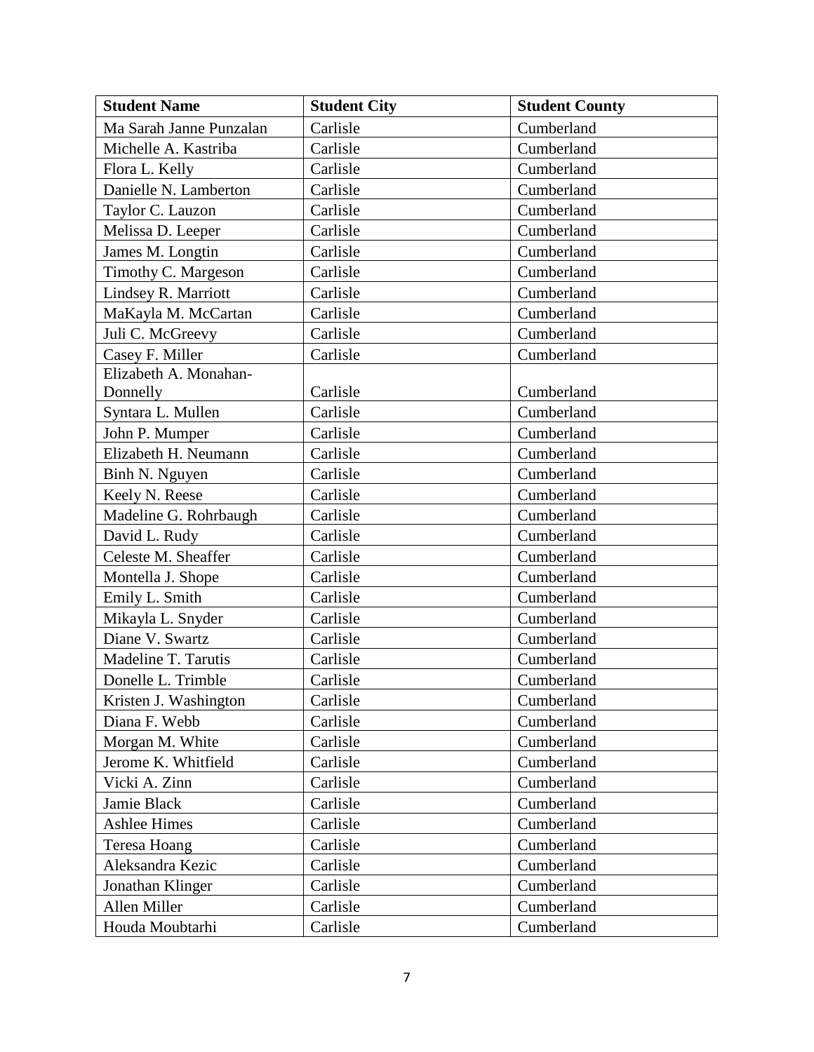| Student Name | Student City | Student County |
| --- | --- | --- |
| Ma Sarah Janne Punzalan | Carlisle | Cumberland |
| Michelle A. Kastriba | Carlisle | Cumberland |
| Flora L. Kelly | Carlisle | Cumberland |
| Danielle N. Lamberton | Carlisle | Cumberland |
| Taylor C. Lauzon | Carlisle | Cumberland |
| Melissa D. Leeper | Carlisle | Cumberland |
| James M. Longtin | Carlisle | Cumberland |
| Timothy C. Margeson | Carlisle | Cumberland |
| Lindsey R. Marriott | Carlisle | Cumberland |
| MaKayla M. McCartan | Carlisle | Cumberland |
| Juli C. McGreevy | Carlisle | Cumberland |
| Casey F. Miller | Carlisle | Cumberland |
| Elizabeth A. Monahan-Donnelly | Carlisle | Cumberland |
| Syntara L. Mullen | Carlisle | Cumberland |
| John P. Mumper | Carlisle | Cumberland |
| Elizabeth H. Neumann | Carlisle | Cumberland |
| Binh N. Nguyen | Carlisle | Cumberland |
| Keely N. Reese | Carlisle | Cumberland |
| Madeline G. Rohrbaugh | Carlisle | Cumberland |
| David L. Rudy | Carlisle | Cumberland |
| Celeste M. Sheaffer | Carlisle | Cumberland |
| Montella J. Shope | Carlisle | Cumberland |
| Emily L. Smith | Carlisle | Cumberland |
| Mikayla L. Snyder | Carlisle | Cumberland |
| Diane V. Swartz | Carlisle | Cumberland |
| Madeline T. Tarutis | Carlisle | Cumberland |
| Donelle L. Trimble | Carlisle | Cumberland |
| Kristen J. Washington | Carlisle | Cumberland |
| Diana F. Webb | Carlisle | Cumberland |
| Morgan M. White | Carlisle | Cumberland |
| Jerome K. Whitfield | Carlisle | Cumberland |
| Vicki A. Zinn | Carlisle | Cumberland |
| Jamie Black | Carlisle | Cumberland |
| Ashlee Himes | Carlisle | Cumberland |
| Teresa Hoang | Carlisle | Cumberland |
| Aleksandra Kezic | Carlisle | Cumberland |
| Jonathan Klinger | Carlisle | Cumberland |
| Allen Miller | Carlisle | Cumberland |
| Houda Moubtarhi | Carlisle | Cumberland |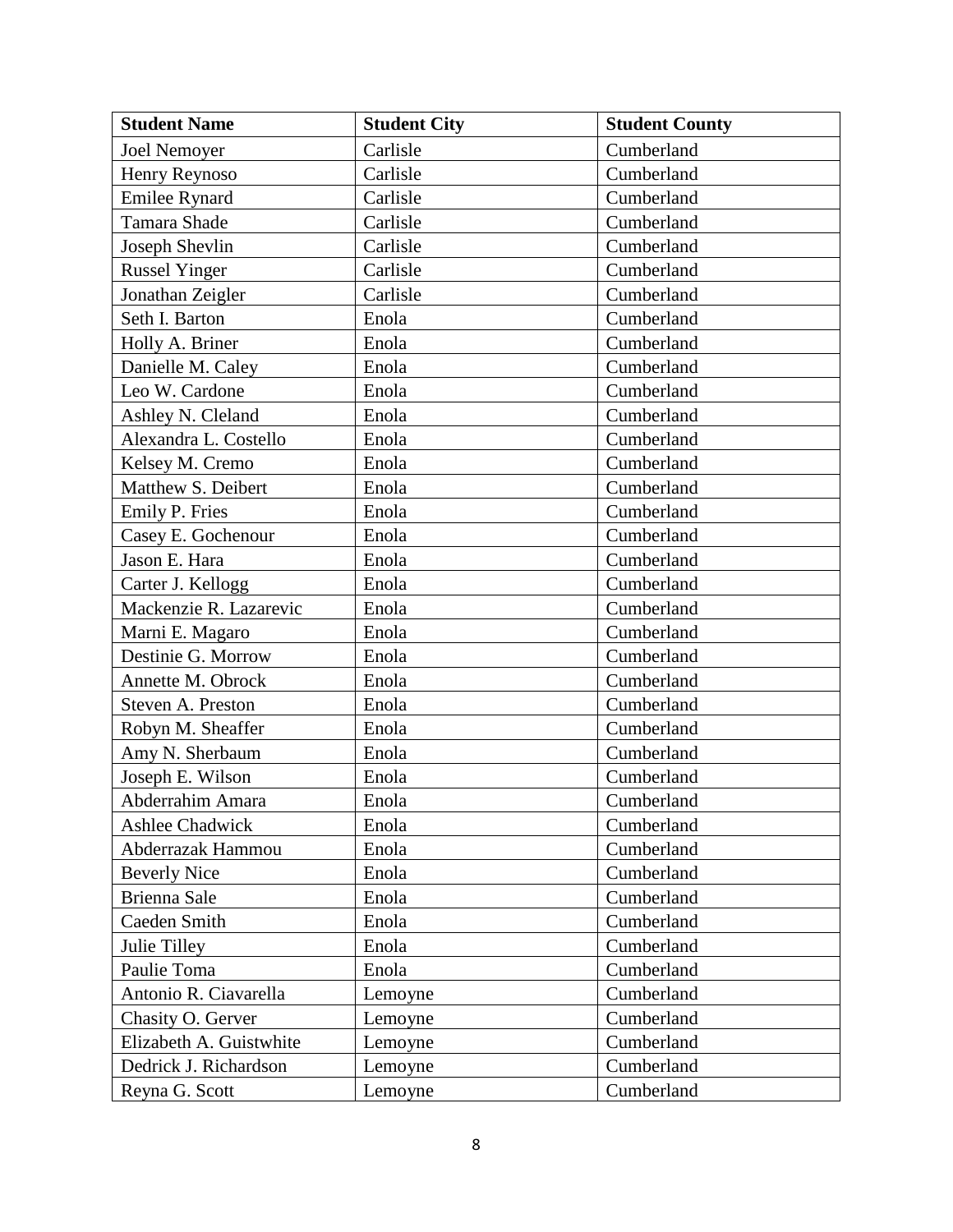| Student Name | Student City | Student County |
| --- | --- | --- |
| Joel Nemoyer | Carlisle | Cumberland |
| Henry Reynoso | Carlisle | Cumberland |
| Emilee Rynard | Carlisle | Cumberland |
| Tamara Shade | Carlisle | Cumberland |
| Joseph Shevlin | Carlisle | Cumberland |
| Russel Yinger | Carlisle | Cumberland |
| Jonathan Zeigler | Carlisle | Cumberland |
| Seth I. Barton | Enola | Cumberland |
| Holly A. Briner | Enola | Cumberland |
| Danielle M. Caley | Enola | Cumberland |
| Leo W. Cardone | Enola | Cumberland |
| Ashley N. Cleland | Enola | Cumberland |
| Alexandra L. Costello | Enola | Cumberland |
| Kelsey M. Cremo | Enola | Cumberland |
| Matthew S. Deibert | Enola | Cumberland |
| Emily P. Fries | Enola | Cumberland |
| Casey E. Gochenour | Enola | Cumberland |
| Jason E. Hara | Enola | Cumberland |
| Carter J. Kellogg | Enola | Cumberland |
| Mackenzie R. Lazarevic | Enola | Cumberland |
| Marni E. Magaro | Enola | Cumberland |
| Destinie G. Morrow | Enola | Cumberland |
| Annette M. Obrock | Enola | Cumberland |
| Steven A. Preston | Enola | Cumberland |
| Robyn M. Sheaffer | Enola | Cumberland |
| Amy N. Sherbaum | Enola | Cumberland |
| Joseph E. Wilson | Enola | Cumberland |
| Abderrahim Amara | Enola | Cumberland |
| Ashlee Chadwick | Enola | Cumberland |
| Abderrazak Hammou | Enola | Cumberland |
| Beverly Nice | Enola | Cumberland |
| Brienna Sale | Enola | Cumberland |
| Caeden Smith | Enola | Cumberland |
| Julie Tilley | Enola | Cumberland |
| Paulie Toma | Enola | Cumberland |
| Antonio R. Ciavarella | Lemoyne | Cumberland |
| Chasity O. Gerver | Lemoyne | Cumberland |
| Elizabeth A. Guistwhite | Lemoyne | Cumberland |
| Dedrick J. Richardson | Lemoyne | Cumberland |
| Reyna G. Scott | Lemoyne | Cumberland |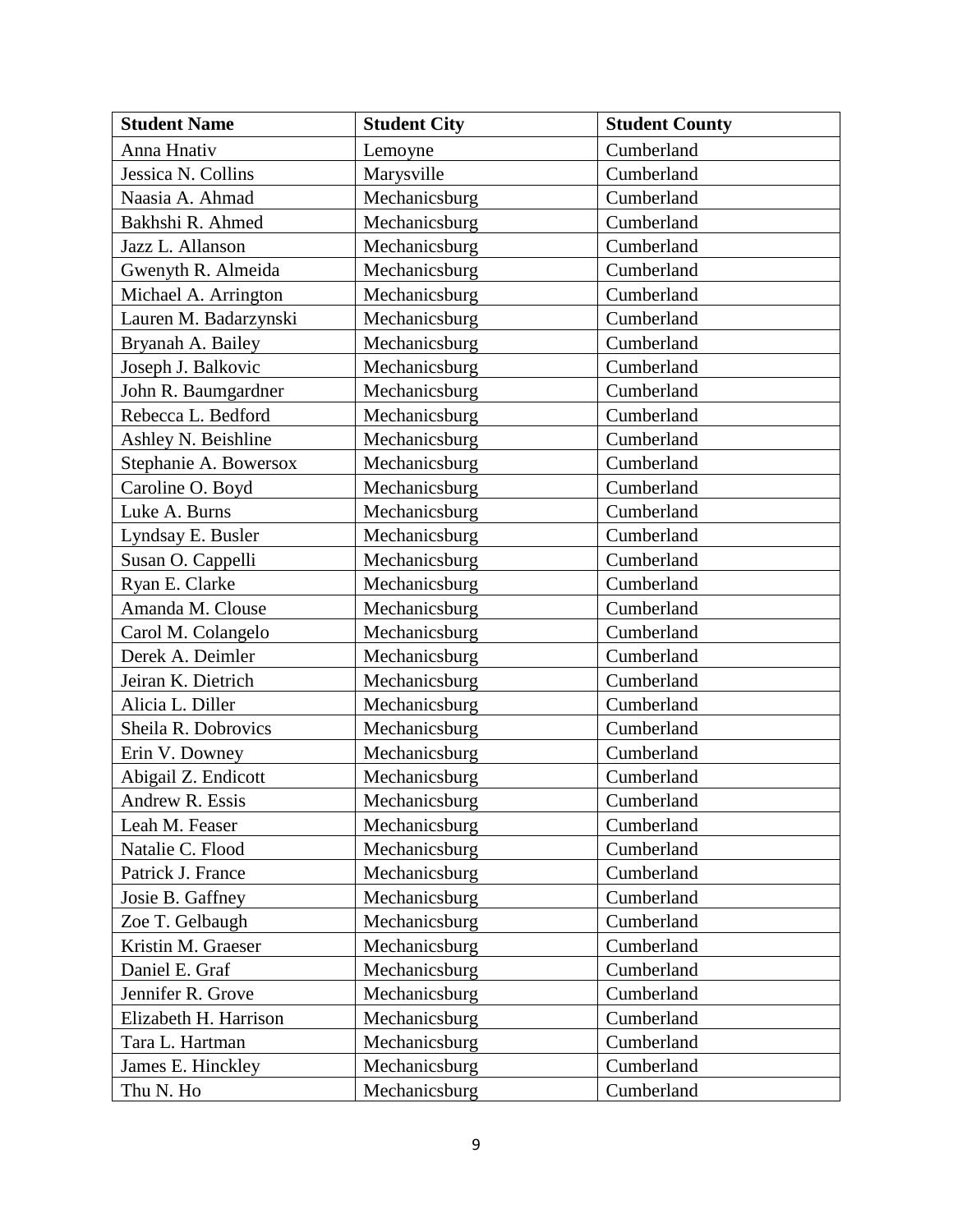| Student Name | Student City | Student County |
| --- | --- | --- |
| Anna Hnativ | Lemoyne | Cumberland |
| Jessica N. Collins | Marysville | Cumberland |
| Naasia A. Ahmad | Mechanicsburg | Cumberland |
| Bakhshi R. Ahmed | Mechanicsburg | Cumberland |
| Jazz L. Allanson | Mechanicsburg | Cumberland |
| Gwenyth R. Almeida | Mechanicsburg | Cumberland |
| Michael A. Arrington | Mechanicsburg | Cumberland |
| Lauren M. Badarzynski | Mechanicsburg | Cumberland |
| Bryanah A. Bailey | Mechanicsburg | Cumberland |
| Joseph J. Balkovic | Mechanicsburg | Cumberland |
| John R. Baumgardner | Mechanicsburg | Cumberland |
| Rebecca L. Bedford | Mechanicsburg | Cumberland |
| Ashley N. Beishline | Mechanicsburg | Cumberland |
| Stephanie A. Bowersox | Mechanicsburg | Cumberland |
| Caroline O. Boyd | Mechanicsburg | Cumberland |
| Luke A. Burns | Mechanicsburg | Cumberland |
| Lyndsay E. Busler | Mechanicsburg | Cumberland |
| Susan O. Cappelli | Mechanicsburg | Cumberland |
| Ryan E. Clarke | Mechanicsburg | Cumberland |
| Amanda M. Clouse | Mechanicsburg | Cumberland |
| Carol M. Colangelo | Mechanicsburg | Cumberland |
| Derek A. Deimler | Mechanicsburg | Cumberland |
| Jeiran K. Dietrich | Mechanicsburg | Cumberland |
| Alicia L. Diller | Mechanicsburg | Cumberland |
| Sheila R. Dobrovics | Mechanicsburg | Cumberland |
| Erin V. Downey | Mechanicsburg | Cumberland |
| Abigail Z. Endicott | Mechanicsburg | Cumberland |
| Andrew R. Essis | Mechanicsburg | Cumberland |
| Leah M. Feaser | Mechanicsburg | Cumberland |
| Natalie C. Flood | Mechanicsburg | Cumberland |
| Patrick J. France | Mechanicsburg | Cumberland |
| Josie B. Gaffney | Mechanicsburg | Cumberland |
| Zoe T. Gelbaugh | Mechanicsburg | Cumberland |
| Kristin M. Graeser | Mechanicsburg | Cumberland |
| Daniel E. Graf | Mechanicsburg | Cumberland |
| Jennifer R. Grove | Mechanicsburg | Cumberland |
| Elizabeth H. Harrison | Mechanicsburg | Cumberland |
| Tara L. Hartman | Mechanicsburg | Cumberland |
| James E. Hinckley | Mechanicsburg | Cumberland |
| Thu N. Ho | Mechanicsburg | Cumberland |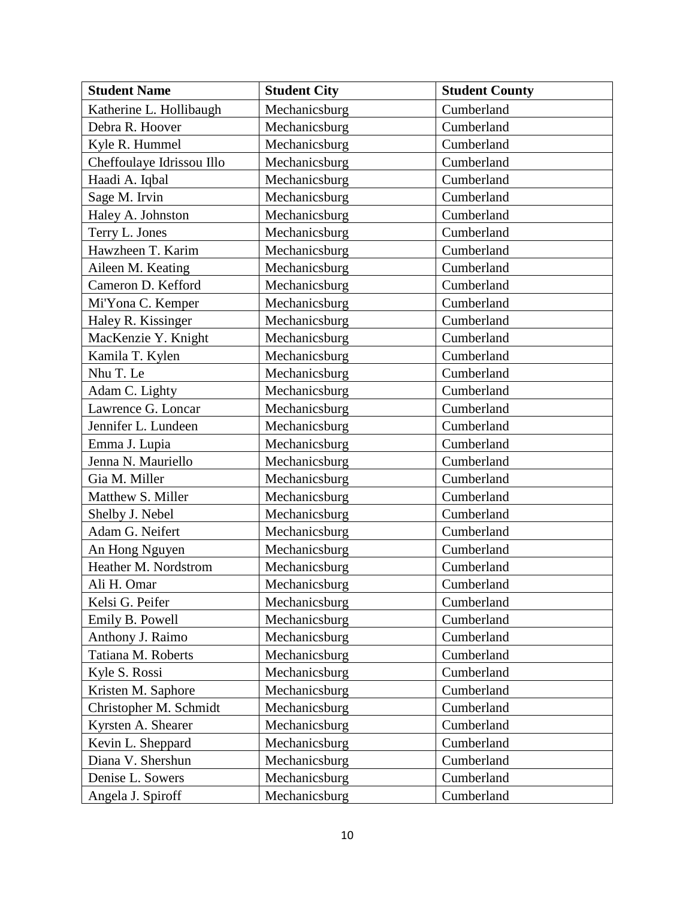| Student Name | Student City | Student County |
| --- | --- | --- |
| Katherine L. Hollibaugh | Mechanicsburg | Cumberland |
| Debra R. Hoover | Mechanicsburg | Cumberland |
| Kyle R. Hummel | Mechanicsburg | Cumberland |
| Cheffoulaye Idrissou Illo | Mechanicsburg | Cumberland |
| Haadi A. Iqbal | Mechanicsburg | Cumberland |
| Sage M. Irvin | Mechanicsburg | Cumberland |
| Haley A. Johnston | Mechanicsburg | Cumberland |
| Terry L. Jones | Mechanicsburg | Cumberland |
| Hawzheen T. Karim | Mechanicsburg | Cumberland |
| Aileen M. Keating | Mechanicsburg | Cumberland |
| Cameron D. Kefford | Mechanicsburg | Cumberland |
| Mi'Yona C. Kemper | Mechanicsburg | Cumberland |
| Haley R. Kissinger | Mechanicsburg | Cumberland |
| MacKenzie Y. Knight | Mechanicsburg | Cumberland |
| Kamila T. Kylen | Mechanicsburg | Cumberland |
| Nhu T. Le | Mechanicsburg | Cumberland |
| Adam C. Lighty | Mechanicsburg | Cumberland |
| Lawrence G. Loncar | Mechanicsburg | Cumberland |
| Jennifer L. Lundeen | Mechanicsburg | Cumberland |
| Emma J. Lupia | Mechanicsburg | Cumberland |
| Jenna N. Mauriello | Mechanicsburg | Cumberland |
| Gia M. Miller | Mechanicsburg | Cumberland |
| Matthew S. Miller | Mechanicsburg | Cumberland |
| Shelby J. Nebel | Mechanicsburg | Cumberland |
| Adam G. Neifert | Mechanicsburg | Cumberland |
| An Hong Nguyen | Mechanicsburg | Cumberland |
| Heather M. Nordstrom | Mechanicsburg | Cumberland |
| Ali H. Omar | Mechanicsburg | Cumberland |
| Kelsi G. Peifer | Mechanicsburg | Cumberland |
| Emily B. Powell | Mechanicsburg | Cumberland |
| Anthony J. Raimo | Mechanicsburg | Cumberland |
| Tatiana M. Roberts | Mechanicsburg | Cumberland |
| Kyle S. Rossi | Mechanicsburg | Cumberland |
| Kristen M. Saphore | Mechanicsburg | Cumberland |
| Christopher M. Schmidt | Mechanicsburg | Cumberland |
| Kyrsten A. Shearer | Mechanicsburg | Cumberland |
| Kevin L. Sheppard | Mechanicsburg | Cumberland |
| Diana V. Shershun | Mechanicsburg | Cumberland |
| Denise L. Sowers | Mechanicsburg | Cumberland |
| Angela J. Spiroff | Mechanicsburg | Cumberland |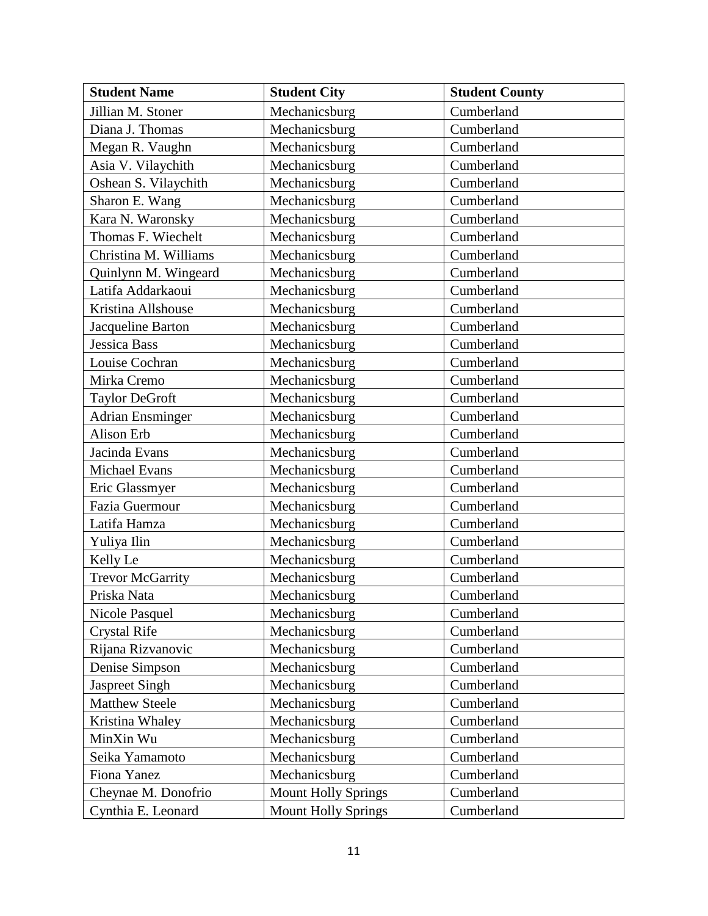| Student Name | Student City | Student County |
| --- | --- | --- |
| Jillian M. Stoner | Mechanicsburg | Cumberland |
| Diana J. Thomas | Mechanicsburg | Cumberland |
| Megan R. Vaughn | Mechanicsburg | Cumberland |
| Asia V. Vilaychith | Mechanicsburg | Cumberland |
| Oshean S. Vilaychith | Mechanicsburg | Cumberland |
| Sharon E. Wang | Mechanicsburg | Cumberland |
| Kara N. Waronsky | Mechanicsburg | Cumberland |
| Thomas F. Wiechelt | Mechanicsburg | Cumberland |
| Christina M. Williams | Mechanicsburg | Cumberland |
| Quinlynn M. Wingeard | Mechanicsburg | Cumberland |
| Latifa Addarkaoui | Mechanicsburg | Cumberland |
| Kristina Allshouse | Mechanicsburg | Cumberland |
| Jacqueline Barton | Mechanicsburg | Cumberland |
| Jessica Bass | Mechanicsburg | Cumberland |
| Louise Cochran | Mechanicsburg | Cumberland |
| Mirka Cremo | Mechanicsburg | Cumberland |
| Taylor DeGroft | Mechanicsburg | Cumberland |
| Adrian Ensminger | Mechanicsburg | Cumberland |
| Alison Erb | Mechanicsburg | Cumberland |
| Jacinda Evans | Mechanicsburg | Cumberland |
| Michael Evans | Mechanicsburg | Cumberland |
| Eric Glassmyer | Mechanicsburg | Cumberland |
| Fazia Guermour | Mechanicsburg | Cumberland |
| Latifa Hamza | Mechanicsburg | Cumberland |
| Yuliya Ilin | Mechanicsburg | Cumberland |
| Kelly Le | Mechanicsburg | Cumberland |
| Trevor McGarrity | Mechanicsburg | Cumberland |
| Priska Nata | Mechanicsburg | Cumberland |
| Nicole Pasquel | Mechanicsburg | Cumberland |
| Crystal Rife | Mechanicsburg | Cumberland |
| Rijana Rizvanovic | Mechanicsburg | Cumberland |
| Denise Simpson | Mechanicsburg | Cumberland |
| Jaspreet Singh | Mechanicsburg | Cumberland |
| Matthew Steele | Mechanicsburg | Cumberland |
| Kristina Whaley | Mechanicsburg | Cumberland |
| MinXin Wu | Mechanicsburg | Cumberland |
| Seika Yamamoto | Mechanicsburg | Cumberland |
| Fiona Yanez | Mechanicsburg | Cumberland |
| Cheynae M. Donofrio | Mount Holly Springs | Cumberland |
| Cynthia E. Leonard | Mount Holly Springs | Cumberland |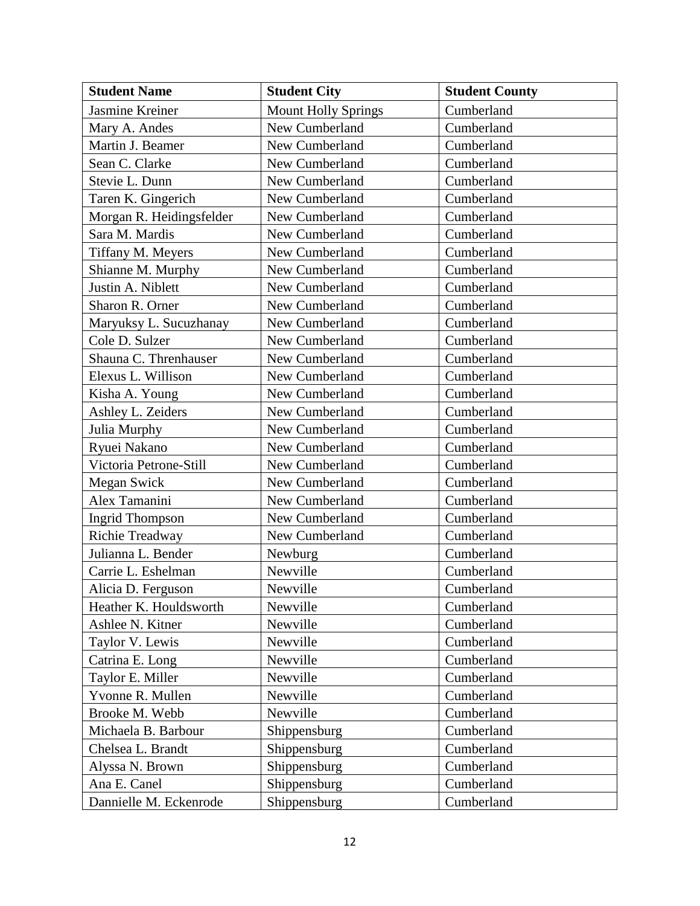| Student Name | Student City | Student County |
| --- | --- | --- |
| Jasmine Kreiner | Mount Holly Springs | Cumberland |
| Mary A. Andes | New Cumberland | Cumberland |
| Martin J. Beamer | New Cumberland | Cumberland |
| Sean C. Clarke | New Cumberland | Cumberland |
| Stevie L. Dunn | New Cumberland | Cumberland |
| Taren K. Gingerich | New Cumberland | Cumberland |
| Morgan R. Heidingsfelder | New Cumberland | Cumberland |
| Sara M. Mardis | New Cumberland | Cumberland |
| Tiffany M. Meyers | New Cumberland | Cumberland |
| Shianne M. Murphy | New Cumberland | Cumberland |
| Justin A. Niblett | New Cumberland | Cumberland |
| Sharon R. Orner | New Cumberland | Cumberland |
| Maryuksy L. Sucuzhanay | New Cumberland | Cumberland |
| Cole D. Sulzer | New Cumberland | Cumberland |
| Shauna C. Threnhauser | New Cumberland | Cumberland |
| Elexus L. Willison | New Cumberland | Cumberland |
| Kisha A. Young | New Cumberland | Cumberland |
| Ashley L. Zeiders | New Cumberland | Cumberland |
| Julia Murphy | New Cumberland | Cumberland |
| Ryuei Nakano | New Cumberland | Cumberland |
| Victoria Petrone-Still | New Cumberland | Cumberland |
| Megan Swick | New Cumberland | Cumberland |
| Alex Tamanini | New Cumberland | Cumberland |
| Ingrid Thompson | New Cumberland | Cumberland |
| Richie Treadway | New Cumberland | Cumberland |
| Julianna L. Bender | Newburg | Cumberland |
| Carrie L. Eshelman | Newville | Cumberland |
| Alicia D. Ferguson | Newville | Cumberland |
| Heather K. Houldsworth | Newville | Cumberland |
| Ashlee N. Kitner | Newville | Cumberland |
| Taylor V. Lewis | Newville | Cumberland |
| Catrina E. Long | Newville | Cumberland |
| Taylor E. Miller | Newville | Cumberland |
| Yvonne R. Mullen | Newville | Cumberland |
| Brooke M. Webb | Newville | Cumberland |
| Michaela B. Barbour | Shippensburg | Cumberland |
| Chelsea L. Brandt | Shippensburg | Cumberland |
| Alyssa N. Brown | Shippensburg | Cumberland |
| Ana E. Canel | Shippensburg | Cumberland |
| Dannielle M. Eckenrode | Shippensburg | Cumberland |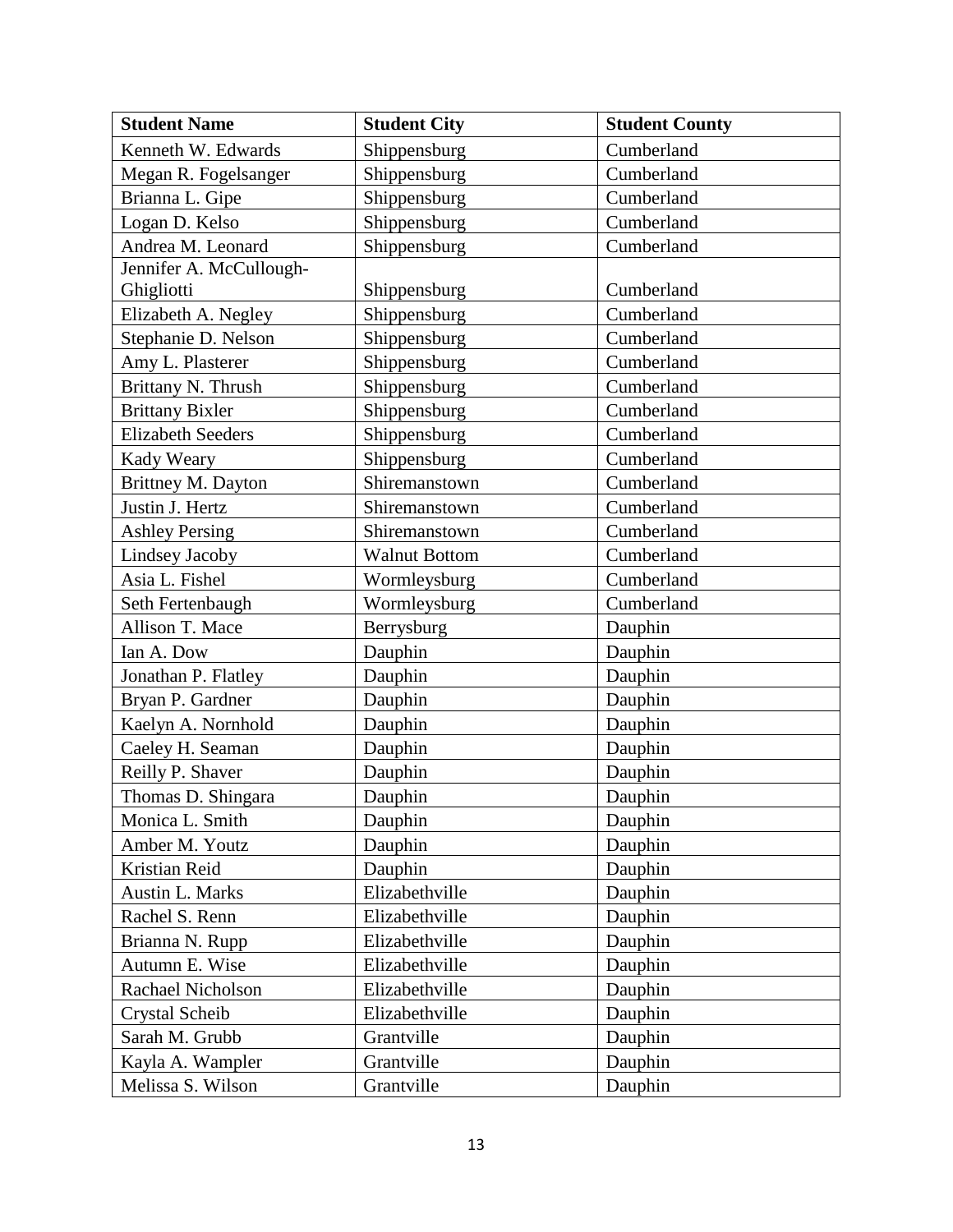| Student Name | Student City | Student County |
|---|---|---|
| Kenneth W. Edwards | Shippensburg | Cumberland |
| Megan R. Fogelsanger | Shippensburg | Cumberland |
| Brianna L. Gipe | Shippensburg | Cumberland |
| Logan D. Kelso | Shippensburg | Cumberland |
| Andrea M. Leonard | Shippensburg | Cumberland |
| Jennifer A. McCullough-Ghigliotti | Shippensburg | Cumberland |
| Elizabeth A. Negley | Shippensburg | Cumberland |
| Stephanie D. Nelson | Shippensburg | Cumberland |
| Amy L. Plasterer | Shippensburg | Cumberland |
| Brittany N. Thrush | Shippensburg | Cumberland |
| Brittany Bixler | Shippensburg | Cumberland |
| Elizabeth Seeders | Shippensburg | Cumberland |
| Kady Weary | Shippensburg | Cumberland |
| Brittney M. Dayton | Shiremanstown | Cumberland |
| Justin J. Hertz | Shiremanstown | Cumberland |
| Ashley Persing | Shiremanstown | Cumberland |
| Lindsey Jacoby | Walnut Bottom | Cumberland |
| Asia L. Fishel | Wormleysburg | Cumberland |
| Seth Fertenbaugh | Wormleysburg | Cumberland |
| Allison T. Mace | Berrysburg | Dauphin |
| Ian A. Dow | Dauphin | Dauphin |
| Jonathan P. Flatley | Dauphin | Dauphin |
| Bryan P. Gardner | Dauphin | Dauphin |
| Kaelyn A. Nornhold | Dauphin | Dauphin |
| Caeley H. Seaman | Dauphin | Dauphin |
| Reilly P. Shaver | Dauphin | Dauphin |
| Thomas D. Shingara | Dauphin | Dauphin |
| Monica L. Smith | Dauphin | Dauphin |
| Amber M. Youtz | Dauphin | Dauphin |
| Kristian Reid | Dauphin | Dauphin |
| Austin L. Marks | Elizabethville | Dauphin |
| Rachel S. Renn | Elizabethville | Dauphin |
| Brianna N. Rupp | Elizabethville | Dauphin |
| Autumn E. Wise | Elizabethville | Dauphin |
| Rachael Nicholson | Elizabethville | Dauphin |
| Crystal Scheib | Elizabethville | Dauphin |
| Sarah M. Grubb | Grantville | Dauphin |
| Kayla A. Wampler | Grantville | Dauphin |
| Melissa S. Wilson | Grantville | Dauphin |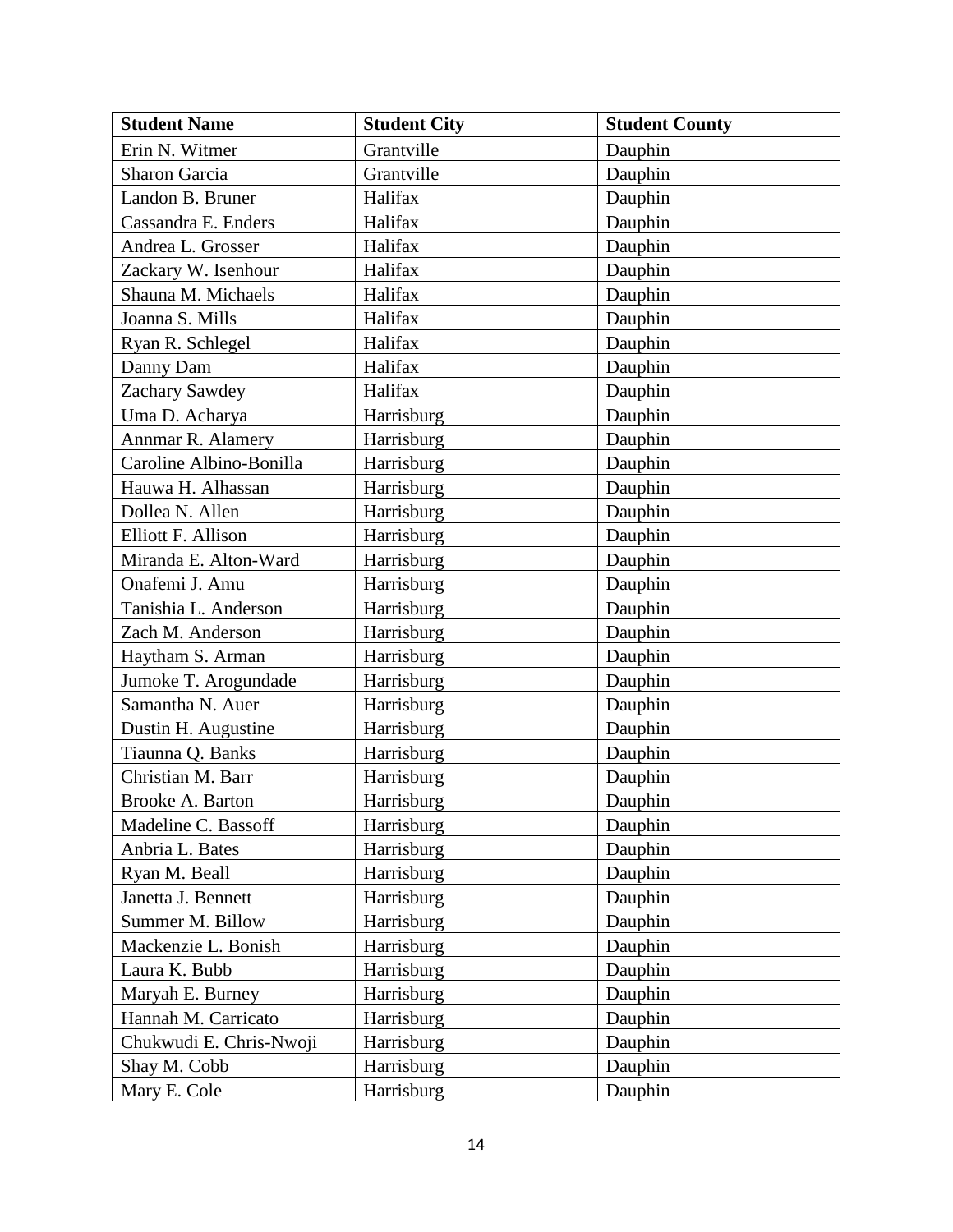| Student Name | Student City | Student County |
|---|---|---|
| Erin N. Witmer | Grantville | Dauphin |
| Sharon Garcia | Grantville | Dauphin |
| Landon B. Bruner | Halifax | Dauphin |
| Cassandra E. Enders | Halifax | Dauphin |
| Andrea L. Grosser | Halifax | Dauphin |
| Zackary W. Isenhour | Halifax | Dauphin |
| Shauna M. Michaels | Halifax | Dauphin |
| Joanna S. Mills | Halifax | Dauphin |
| Ryan R. Schlegel | Halifax | Dauphin |
| Danny Dam | Halifax | Dauphin |
| Zachary Sawdey | Halifax | Dauphin |
| Uma D. Acharya | Harrisburg | Dauphin |
| Annmar R. Alamery | Harrisburg | Dauphin |
| Caroline Albino-Bonilla | Harrisburg | Dauphin |
| Hauwa H. Alhassan | Harrisburg | Dauphin |
| Dollea N. Allen | Harrisburg | Dauphin |
| Elliott F. Allison | Harrisburg | Dauphin |
| Miranda E. Alton-Ward | Harrisburg | Dauphin |
| Onafemi J. Amu | Harrisburg | Dauphin |
| Tanishia L. Anderson | Harrisburg | Dauphin |
| Zach M. Anderson | Harrisburg | Dauphin |
| Haytham S. Arman | Harrisburg | Dauphin |
| Jumoke T. Arogundade | Harrisburg | Dauphin |
| Samantha N. Auer | Harrisburg | Dauphin |
| Dustin H. Augustine | Harrisburg | Dauphin |
| Tiaunna Q. Banks | Harrisburg | Dauphin |
| Christian M. Barr | Harrisburg | Dauphin |
| Brooke A. Barton | Harrisburg | Dauphin |
| Madeline C. Bassoff | Harrisburg | Dauphin |
| Anbria L. Bates | Harrisburg | Dauphin |
| Ryan M. Beall | Harrisburg | Dauphin |
| Janetta J. Bennett | Harrisburg | Dauphin |
| Summer M. Billow | Harrisburg | Dauphin |
| Mackenzie L. Bonish | Harrisburg | Dauphin |
| Laura K. Bubb | Harrisburg | Dauphin |
| Maryah E. Burney | Harrisburg | Dauphin |
| Hannah M. Carricato | Harrisburg | Dauphin |
| Chukwudi E. Chris-Nwoji | Harrisburg | Dauphin |
| Shay M. Cobb | Harrisburg | Dauphin |
| Mary E. Cole | Harrisburg | Dauphin |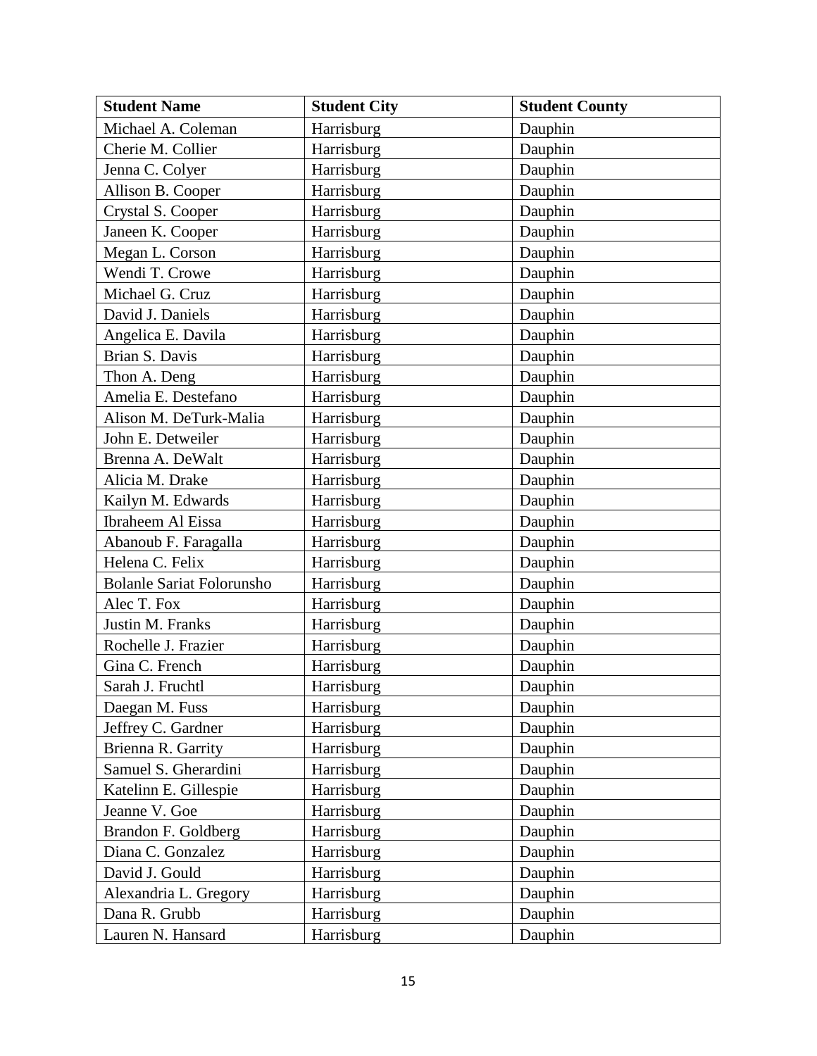| Student Name | Student City | Student County |
|---|---|---|
| Michael A. Coleman | Harrisburg | Dauphin |
| Cherie M. Collier | Harrisburg | Dauphin |
| Jenna C. Colyer | Harrisburg | Dauphin |
| Allison B. Cooper | Harrisburg | Dauphin |
| Crystal S. Cooper | Harrisburg | Dauphin |
| Janeen K. Cooper | Harrisburg | Dauphin |
| Megan L. Corson | Harrisburg | Dauphin |
| Wendi T. Crowe | Harrisburg | Dauphin |
| Michael G. Cruz | Harrisburg | Dauphin |
| David J. Daniels | Harrisburg | Dauphin |
| Angelica E. Davila | Harrisburg | Dauphin |
| Brian S. Davis | Harrisburg | Dauphin |
| Thon A. Deng | Harrisburg | Dauphin |
| Amelia E. Destefano | Harrisburg | Dauphin |
| Alison M. DeTurk-Malia | Harrisburg | Dauphin |
| John E. Detweiler | Harrisburg | Dauphin |
| Brenna A. DeWalt | Harrisburg | Dauphin |
| Alicia M. Drake | Harrisburg | Dauphin |
| Kailyn M. Edwards | Harrisburg | Dauphin |
| Ibraheem Al Eissa | Harrisburg | Dauphin |
| Abanoub F. Faragalla | Harrisburg | Dauphin |
| Helena C. Felix | Harrisburg | Dauphin |
| Bolanle Sariat Folorunsho | Harrisburg | Dauphin |
| Alec T. Fox | Harrisburg | Dauphin |
| Justin M. Franks | Harrisburg | Dauphin |
| Rochelle J. Frazier | Harrisburg | Dauphin |
| Gina C. French | Harrisburg | Dauphin |
| Sarah J. Fruchtl | Harrisburg | Dauphin |
| Daegan M. Fuss | Harrisburg | Dauphin |
| Jeffrey C. Gardner | Harrisburg | Dauphin |
| Brienna R. Garrity | Harrisburg | Dauphin |
| Samuel S. Gherardini | Harrisburg | Dauphin |
| Katelinn E. Gillespie | Harrisburg | Dauphin |
| Jeanne V. Goe | Harrisburg | Dauphin |
| Brandon F. Goldberg | Harrisburg | Dauphin |
| Diana C. Gonzalez | Harrisburg | Dauphin |
| David J. Gould | Harrisburg | Dauphin |
| Alexandria L. Gregory | Harrisburg | Dauphin |
| Dana R. Grubb | Harrisburg | Dauphin |
| Lauren N. Hansard | Harrisburg | Dauphin |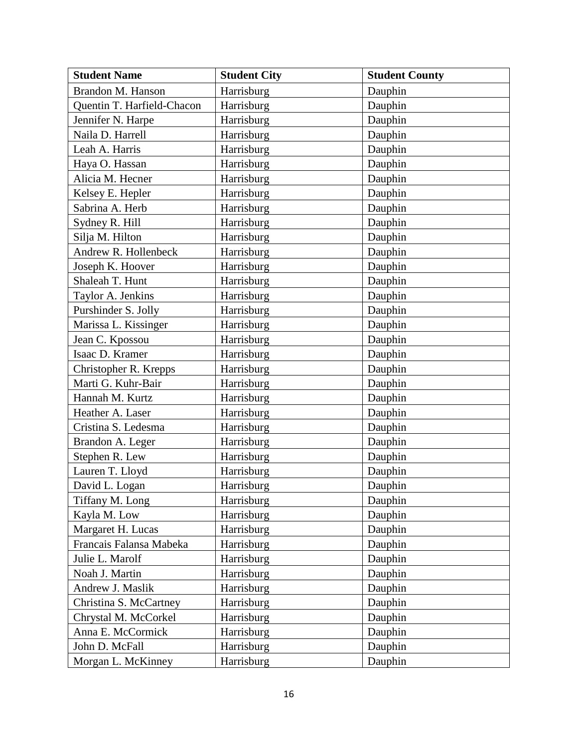| Student Name | Student City | Student County |
| --- | --- | --- |
| Brandon M. Hanson | Harrisburg | Dauphin |
| Quentin T. Harfield-Chacon | Harrisburg | Dauphin |
| Jennifer N. Harpe | Harrisburg | Dauphin |
| Naila D. Harrell | Harrisburg | Dauphin |
| Leah A. Harris | Harrisburg | Dauphin |
| Haya O. Hassan | Harrisburg | Dauphin |
| Alicia M. Hecner | Harrisburg | Dauphin |
| Kelsey E. Hepler | Harrisburg | Dauphin |
| Sabrina A. Herb | Harrisburg | Dauphin |
| Sydney R. Hill | Harrisburg | Dauphin |
| Silja M. Hilton | Harrisburg | Dauphin |
| Andrew R. Hollenbeck | Harrisburg | Dauphin |
| Joseph K. Hoover | Harrisburg | Dauphin |
| Shaleah T. Hunt | Harrisburg | Dauphin |
| Taylor A. Jenkins | Harrisburg | Dauphin |
| Purshinder S. Jolly | Harrisburg | Dauphin |
| Marissa L. Kissinger | Harrisburg | Dauphin |
| Jean C. Kpossou | Harrisburg | Dauphin |
| Isaac D. Kramer | Harrisburg | Dauphin |
| Christopher R. Krepps | Harrisburg | Dauphin |
| Marti G. Kuhr-Bair | Harrisburg | Dauphin |
| Hannah M. Kurtz | Harrisburg | Dauphin |
| Heather A. Laser | Harrisburg | Dauphin |
| Cristina S. Ledesma | Harrisburg | Dauphin |
| Brandon A. Leger | Harrisburg | Dauphin |
| Stephen R. Lew | Harrisburg | Dauphin |
| Lauren T. Lloyd | Harrisburg | Dauphin |
| David L. Logan | Harrisburg | Dauphin |
| Tiffany M. Long | Harrisburg | Dauphin |
| Kayla M. Low | Harrisburg | Dauphin |
| Margaret H. Lucas | Harrisburg | Dauphin |
| Francais Falansa Mabeka | Harrisburg | Dauphin |
| Julie L. Marolf | Harrisburg | Dauphin |
| Noah J. Martin | Harrisburg | Dauphin |
| Andrew J. Maslik | Harrisburg | Dauphin |
| Christina S. McCartney | Harrisburg | Dauphin |
| Chrystal M. McCorkel | Harrisburg | Dauphin |
| Anna E. McCormick | Harrisburg | Dauphin |
| John D. McFall | Harrisburg | Dauphin |
| Morgan L. McKinney | Harrisburg | Dauphin |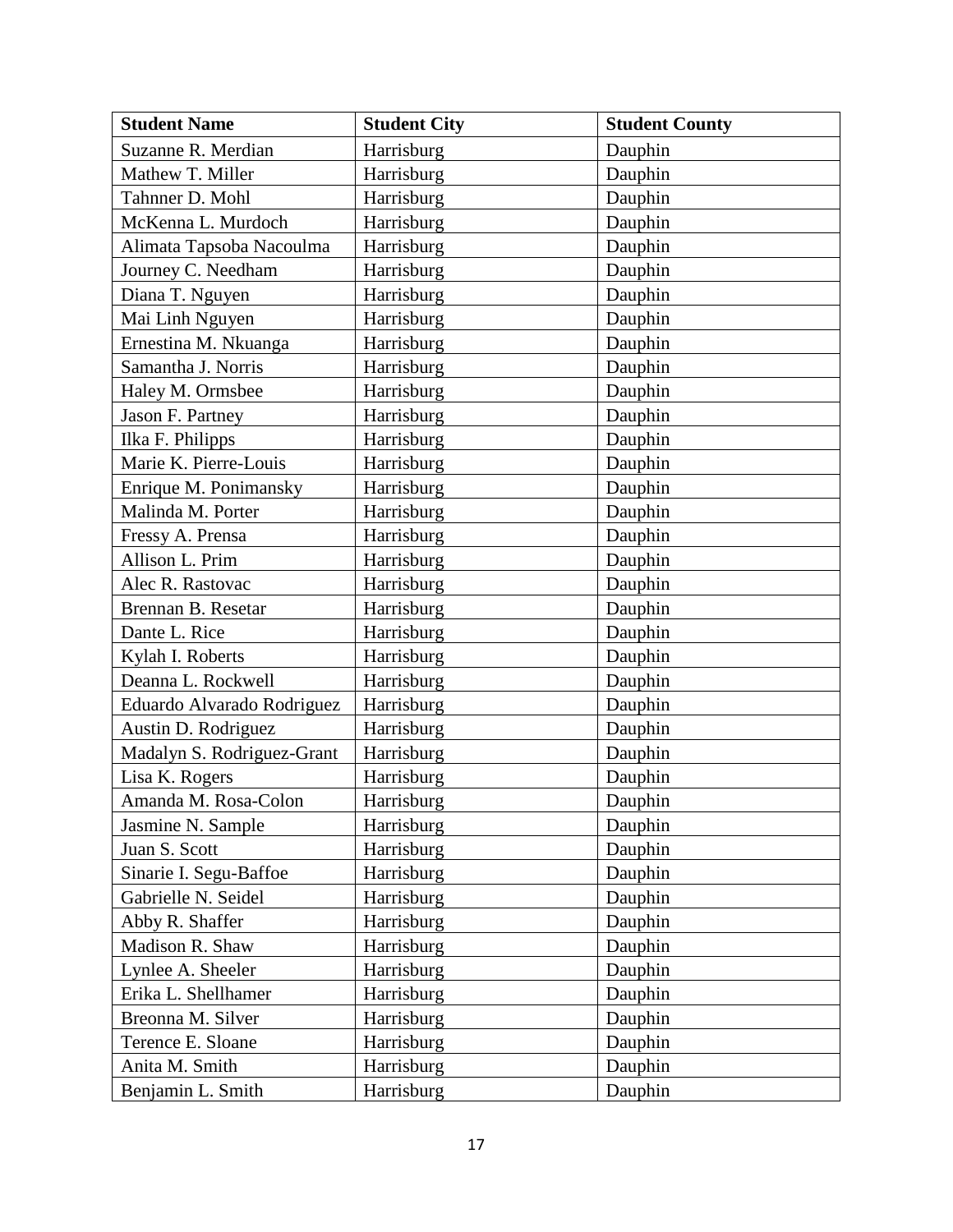| Student Name | Student City | Student County |
|---|---|---|
| Suzanne R. Merdian | Harrisburg | Dauphin |
| Mathew T. Miller | Harrisburg | Dauphin |
| Tahnner D. Mohl | Harrisburg | Dauphin |
| McKenna L. Murdoch | Harrisburg | Dauphin |
| Alimata Tapsoba Nacoulma | Harrisburg | Dauphin |
| Journey C. Needham | Harrisburg | Dauphin |
| Diana T. Nguyen | Harrisburg | Dauphin |
| Mai Linh Nguyen | Harrisburg | Dauphin |
| Ernestina M. Nkuanga | Harrisburg | Dauphin |
| Samantha J. Norris | Harrisburg | Dauphin |
| Haley M. Ormsbee | Harrisburg | Dauphin |
| Jason F. Partney | Harrisburg | Dauphin |
| Ilka F. Philipps | Harrisburg | Dauphin |
| Marie K. Pierre-Louis | Harrisburg | Dauphin |
| Enrique M. Ponimansky | Harrisburg | Dauphin |
| Malinda M. Porter | Harrisburg | Dauphin |
| Fressy A. Prensa | Harrisburg | Dauphin |
| Allison L. Prim | Harrisburg | Dauphin |
| Alec R. Rastovac | Harrisburg | Dauphin |
| Brennan B. Resetar | Harrisburg | Dauphin |
| Dante L. Rice | Harrisburg | Dauphin |
| Kylah I. Roberts | Harrisburg | Dauphin |
| Deanna L. Rockwell | Harrisburg | Dauphin |
| Eduardo Alvarado Rodriguez | Harrisburg | Dauphin |
| Austin D. Rodriguez | Harrisburg | Dauphin |
| Madalyn S. Rodriguez-Grant | Harrisburg | Dauphin |
| Lisa K. Rogers | Harrisburg | Dauphin |
| Amanda M. Rosa-Colon | Harrisburg | Dauphin |
| Jasmine N. Sample | Harrisburg | Dauphin |
| Juan S. Scott | Harrisburg | Dauphin |
| Sinarie I. Segu-Baffoe | Harrisburg | Dauphin |
| Gabrielle N. Seidel | Harrisburg | Dauphin |
| Abby R. Shaffer | Harrisburg | Dauphin |
| Madison R. Shaw | Harrisburg | Dauphin |
| Lynlee A. Sheeler | Harrisburg | Dauphin |
| Erika L. Shellhamer | Harrisburg | Dauphin |
| Breonna M. Silver | Harrisburg | Dauphin |
| Terence E. Sloane | Harrisburg | Dauphin |
| Anita M. Smith | Harrisburg | Dauphin |
| Benjamin L. Smith | Harrisburg | Dauphin |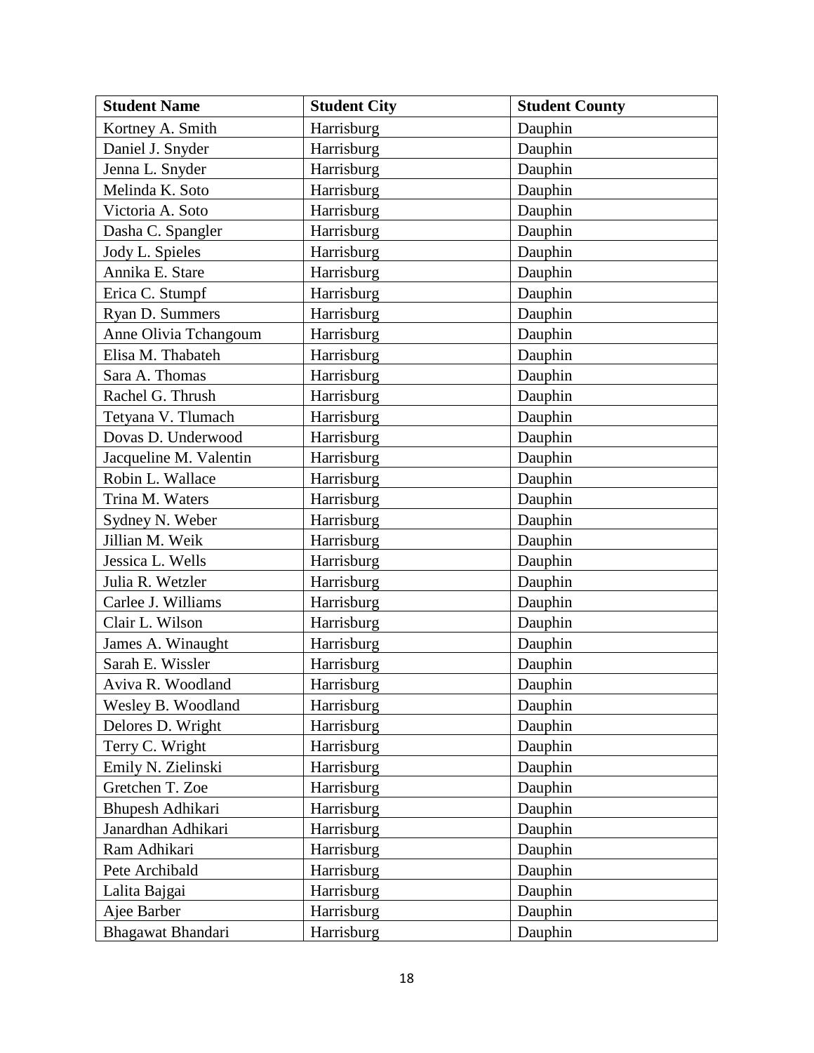| Student Name | Student City | Student County |
|---|---|---|
| Kortney A. Smith | Harrisburg | Dauphin |
| Daniel J. Snyder | Harrisburg | Dauphin |
| Jenna L. Snyder | Harrisburg | Dauphin |
| Melinda K. Soto | Harrisburg | Dauphin |
| Victoria A. Soto | Harrisburg | Dauphin |
| Dasha C. Spangler | Harrisburg | Dauphin |
| Jody L. Spieles | Harrisburg | Dauphin |
| Annika E. Stare | Harrisburg | Dauphin |
| Erica C. Stumpf | Harrisburg | Dauphin |
| Ryan D. Summers | Harrisburg | Dauphin |
| Anne Olivia Tchangoum | Harrisburg | Dauphin |
| Elisa M. Thabateh | Harrisburg | Dauphin |
| Sara A. Thomas | Harrisburg | Dauphin |
| Rachel G. Thrush | Harrisburg | Dauphin |
| Tetyana V. Tlumach | Harrisburg | Dauphin |
| Dovas D. Underwood | Harrisburg | Dauphin |
| Jacqueline M. Valentin | Harrisburg | Dauphin |
| Robin L. Wallace | Harrisburg | Dauphin |
| Trina M. Waters | Harrisburg | Dauphin |
| Sydney N. Weber | Harrisburg | Dauphin |
| Jillian M. Weik | Harrisburg | Dauphin |
| Jessica L. Wells | Harrisburg | Dauphin |
| Julia R. Wetzler | Harrisburg | Dauphin |
| Carlee J. Williams | Harrisburg | Dauphin |
| Clair L. Wilson | Harrisburg | Dauphin |
| James A. Winaught | Harrisburg | Dauphin |
| Sarah E. Wissler | Harrisburg | Dauphin |
| Aviva R. Woodland | Harrisburg | Dauphin |
| Wesley B. Woodland | Harrisburg | Dauphin |
| Delores D. Wright | Harrisburg | Dauphin |
| Terry C. Wright | Harrisburg | Dauphin |
| Emily N. Zielinski | Harrisburg | Dauphin |
| Gretchen T. Zoe | Harrisburg | Dauphin |
| Bhupesh Adhikari | Harrisburg | Dauphin |
| Janardhan Adhikari | Harrisburg | Dauphin |
| Ram Adhikari | Harrisburg | Dauphin |
| Pete Archibald | Harrisburg | Dauphin |
| Lalita Bajgai | Harrisburg | Dauphin |
| Ajee Barber | Harrisburg | Dauphin |
| Bhagawat Bhandari | Harrisburg | Dauphin |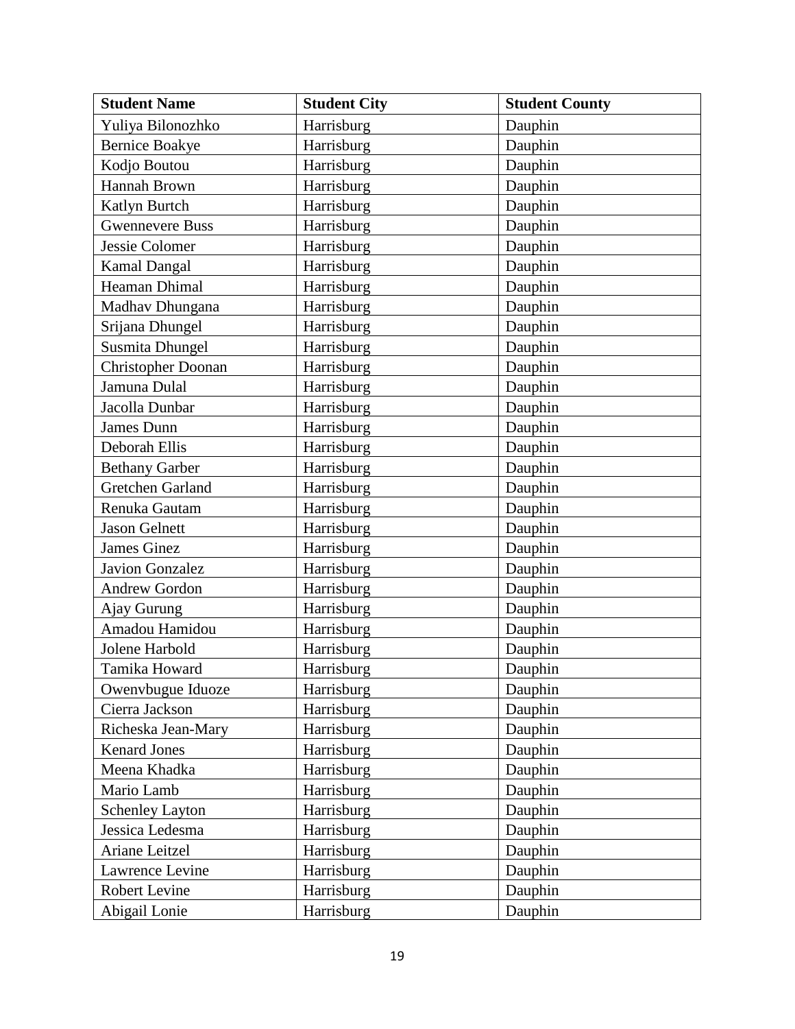| Student Name | Student City | Student County |
|---|---|---|
| Yuliya Bilonozhko | Harrisburg | Dauphin |
| Bernice Boakye | Harrisburg | Dauphin |
| Kodjo Boutou | Harrisburg | Dauphin |
| Hannah Brown | Harrisburg | Dauphin |
| Katlyn Burtch | Harrisburg | Dauphin |
| Gwennevere Buss | Harrisburg | Dauphin |
| Jessie Colomer | Harrisburg | Dauphin |
| Kamal Dangal | Harrisburg | Dauphin |
| Heaman Dhimal | Harrisburg | Dauphin |
| Madhav Dhungana | Harrisburg | Dauphin |
| Srijana Dhungel | Harrisburg | Dauphin |
| Susmita Dhungel | Harrisburg | Dauphin |
| Christopher Doonan | Harrisburg | Dauphin |
| Jamuna Dulal | Harrisburg | Dauphin |
| Jacolla Dunbar | Harrisburg | Dauphin |
| James Dunn | Harrisburg | Dauphin |
| Deborah Ellis | Harrisburg | Dauphin |
| Bethany Garber | Harrisburg | Dauphin |
| Gretchen Garland | Harrisburg | Dauphin |
| Renuka Gautam | Harrisburg | Dauphin |
| Jason Gelnett | Harrisburg | Dauphin |
| James Ginez | Harrisburg | Dauphin |
| Javion Gonzalez | Harrisburg | Dauphin |
| Andrew Gordon | Harrisburg | Dauphin |
| Ajay Gurung | Harrisburg | Dauphin |
| Amadou Hamidou | Harrisburg | Dauphin |
| Jolene Harbold | Harrisburg | Dauphin |
| Tamika Howard | Harrisburg | Dauphin |
| Owenvbugue Iduoze | Harrisburg | Dauphin |
| Cierra Jackson | Harrisburg | Dauphin |
| Richeska Jean-Mary | Harrisburg | Dauphin |
| Kenard Jones | Harrisburg | Dauphin |
| Meena Khadka | Harrisburg | Dauphin |
| Mario Lamb | Harrisburg | Dauphin |
| Schenley Layton | Harrisburg | Dauphin |
| Jessica Ledesma | Harrisburg | Dauphin |
| Ariane Leitzel | Harrisburg | Dauphin |
| Lawrence Levine | Harrisburg | Dauphin |
| Robert Levine | Harrisburg | Dauphin |
| Abigail Lonie | Harrisburg | Dauphin |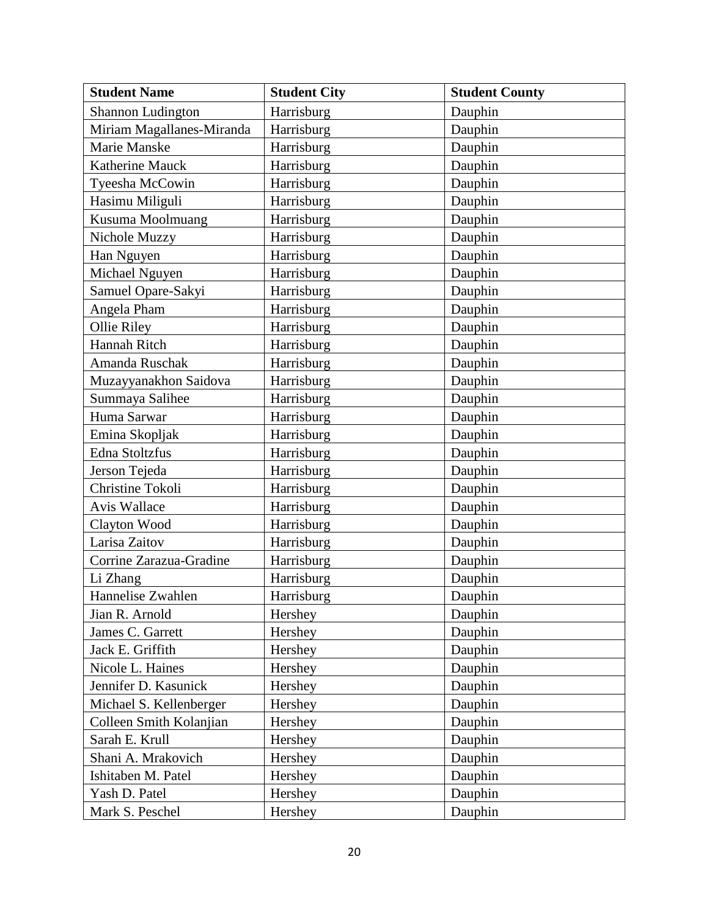| Student Name | Student City | Student County |
| --- | --- | --- |
| Shannon Ludington | Harrisburg | Dauphin |
| Miriam Magallanes-Miranda | Harrisburg | Dauphin |
| Marie Manske | Harrisburg | Dauphin |
| Katherine Mauck | Harrisburg | Dauphin |
| Tyeesha McCowin | Harrisburg | Dauphin |
| Hasimu Miliguli | Harrisburg | Dauphin |
| Kusuma Moolmuang | Harrisburg | Dauphin |
| Nichole Muzzy | Harrisburg | Dauphin |
| Han Nguyen | Harrisburg | Dauphin |
| Michael Nguyen | Harrisburg | Dauphin |
| Samuel Opare-Sakyi | Harrisburg | Dauphin |
| Angela Pham | Harrisburg | Dauphin |
| Ollie Riley | Harrisburg | Dauphin |
| Hannah Ritch | Harrisburg | Dauphin |
| Amanda Ruschak | Harrisburg | Dauphin |
| Muzayyanakhon Saidova | Harrisburg | Dauphin |
| Summaya Salihee | Harrisburg | Dauphin |
| Huma Sarwar | Harrisburg | Dauphin |
| Emina Skopljak | Harrisburg | Dauphin |
| Edna Stoltzfus | Harrisburg | Dauphin |
| Jerson Tejeda | Harrisburg | Dauphin |
| Christine Tokoli | Harrisburg | Dauphin |
| Avis Wallace | Harrisburg | Dauphin |
| Clayton Wood | Harrisburg | Dauphin |
| Larisa Zaitov | Harrisburg | Dauphin |
| Corrine Zarazua-Gradine | Harrisburg | Dauphin |
| Li Zhang | Harrisburg | Dauphin |
| Hannelise Zwahlen | Harrisburg | Dauphin |
| Jian R. Arnold | Hershey | Dauphin |
| James C. Garrett | Hershey | Dauphin |
| Jack E. Griffith | Hershey | Dauphin |
| Nicole L. Haines | Hershey | Dauphin |
| Jennifer D. Kasunick | Hershey | Dauphin |
| Michael S. Kellenberger | Hershey | Dauphin |
| Colleen Smith Kolanjian | Hershey | Dauphin |
| Sarah E. Krull | Hershey | Dauphin |
| Shani A. Mrakovich | Hershey | Dauphin |
| Ishitaben M. Patel | Hershey | Dauphin |
| Yash D. Patel | Hershey | Dauphin |
| Mark S. Peschel | Hershey | Dauphin |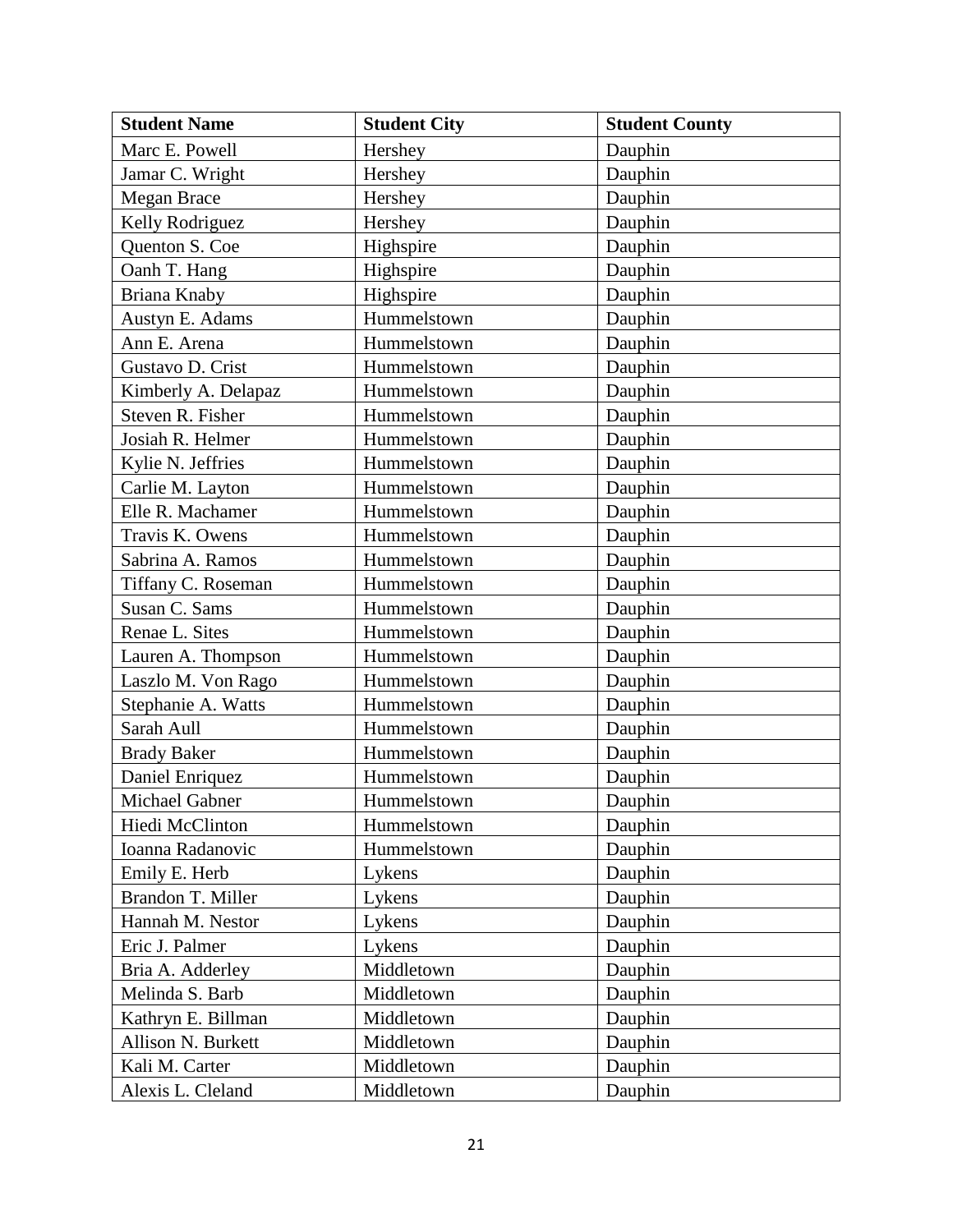| Student Name | Student City | Student County |
|---|---|---|
| Marc E. Powell | Hershey | Dauphin |
| Jamar C. Wright | Hershey | Dauphin |
| Megan Brace | Hershey | Dauphin |
| Kelly Rodriguez | Hershey | Dauphin |
| Quenton S. Coe | Highspire | Dauphin |
| Oanh T. Hang | Highspire | Dauphin |
| Briana Knaby | Highspire | Dauphin |
| Austyn E. Adams | Hummelstown | Dauphin |
| Ann E. Arena | Hummelstown | Dauphin |
| Gustavo D. Crist | Hummelstown | Dauphin |
| Kimberly A. Delapaz | Hummelstown | Dauphin |
| Steven R. Fisher | Hummelstown | Dauphin |
| Josiah R. Helmer | Hummelstown | Dauphin |
| Kylie N. Jeffries | Hummelstown | Dauphin |
| Carlie M. Layton | Hummelstown | Dauphin |
| Elle R. Machamer | Hummelstown | Dauphin |
| Travis K. Owens | Hummelstown | Dauphin |
| Sabrina A. Ramos | Hummelstown | Dauphin |
| Tiffany C. Roseman | Hummelstown | Dauphin |
| Susan C. Sams | Hummelstown | Dauphin |
| Renae L. Sites | Hummelstown | Dauphin |
| Lauren A. Thompson | Hummelstown | Dauphin |
| Laszlo M. Von Rago | Hummelstown | Dauphin |
| Stephanie A. Watts | Hummelstown | Dauphin |
| Sarah Aull | Hummelstown | Dauphin |
| Brady Baker | Hummelstown | Dauphin |
| Daniel Enriquez | Hummelstown | Dauphin |
| Michael Gabner | Hummelstown | Dauphin |
| Hiedi McClinton | Hummelstown | Dauphin |
| Ioanna Radanovic | Hummelstown | Dauphin |
| Emily E. Herb | Lykens | Dauphin |
| Brandon T. Miller | Lykens | Dauphin |
| Hannah M. Nestor | Lykens | Dauphin |
| Eric J. Palmer | Lykens | Dauphin |
| Bria A. Adderley | Middletown | Dauphin |
| Melinda S. Barb | Middletown | Dauphin |
| Kathryn E. Billman | Middletown | Dauphin |
| Allison N. Burkett | Middletown | Dauphin |
| Kali M. Carter | Middletown | Dauphin |
| Alexis L. Cleland | Middletown | Dauphin |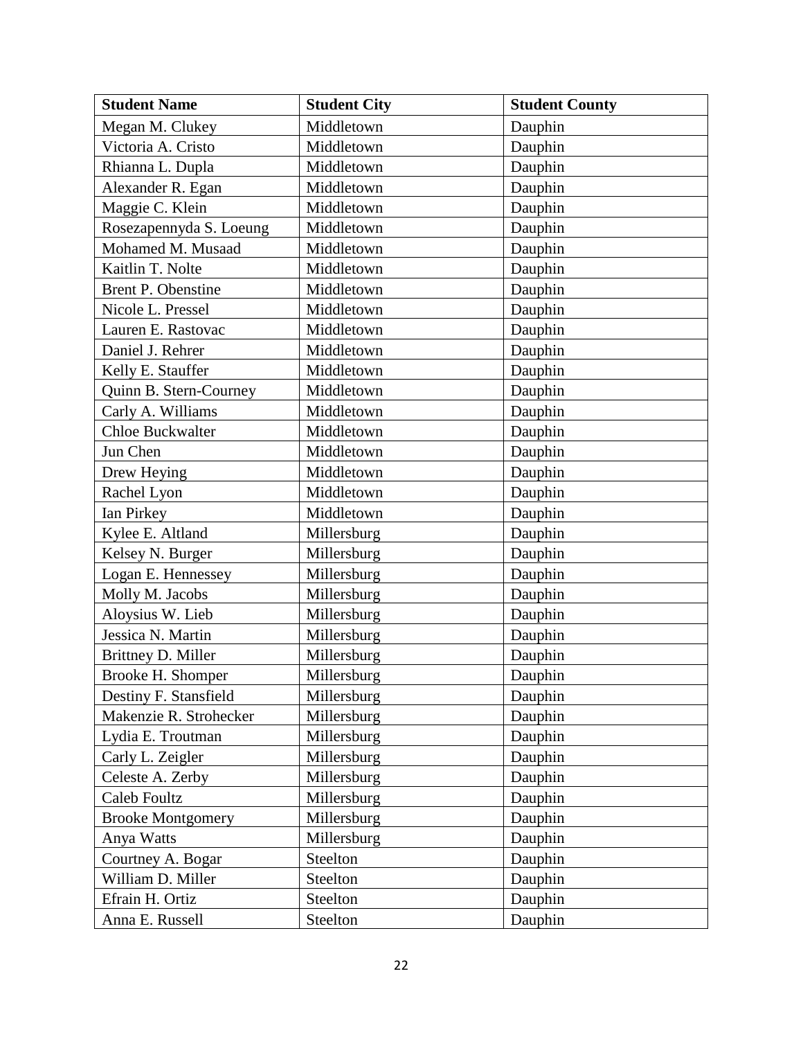| Student Name | Student City | Student County |
|---|---|---|
| Megan M. Clukey | Middletown | Dauphin |
| Victoria A. Cristo | Middletown | Dauphin |
| Rhianna L. Dupla | Middletown | Dauphin |
| Alexander R. Egan | Middletown | Dauphin |
| Maggie C. Klein | Middletown | Dauphin |
| Rosezapennyda S. Loeung | Middletown | Dauphin |
| Mohamed M. Musaad | Middletown | Dauphin |
| Kaitlin T. Nolte | Middletown | Dauphin |
| Brent P. Obenstine | Middletown | Dauphin |
| Nicole L. Pressel | Middletown | Dauphin |
| Lauren E. Rastovac | Middletown | Dauphin |
| Daniel J. Rehrer | Middletown | Dauphin |
| Kelly E. Stauffer | Middletown | Dauphin |
| Quinn B. Stern-Courney | Middletown | Dauphin |
| Carly A. Williams | Middletown | Dauphin |
| Chloe Buckwalter | Middletown | Dauphin |
| Jun Chen | Middletown | Dauphin |
| Drew Heying | Middletown | Dauphin |
| Rachel Lyon | Middletown | Dauphin |
| Ian Pirkey | Middletown | Dauphin |
| Kylee E. Altland | Millersburg | Dauphin |
| Kelsey N. Burger | Millersburg | Dauphin |
| Logan E. Hennessey | Millersburg | Dauphin |
| Molly M. Jacobs | Millersburg | Dauphin |
| Aloysius W. Lieb | Millersburg | Dauphin |
| Jessica N. Martin | Millersburg | Dauphin |
| Brittney D. Miller | Millersburg | Dauphin |
| Brooke H. Shomper | Millersburg | Dauphin |
| Destiny F. Stansfield | Millersburg | Dauphin |
| Makenzie R. Strohecker | Millersburg | Dauphin |
| Lydia E. Troutman | Millersburg | Dauphin |
| Carly L. Zeigler | Millersburg | Dauphin |
| Celeste A. Zerby | Millersburg | Dauphin |
| Caleb Foultz | Millersburg | Dauphin |
| Brooke Montgomery | Millersburg | Dauphin |
| Anya Watts | Millersburg | Dauphin |
| Courtney A. Bogar | Steelton | Dauphin |
| William D. Miller | Steelton | Dauphin |
| Efrain H. Ortiz | Steelton | Dauphin |
| Anna E. Russell | Steelton | Dauphin |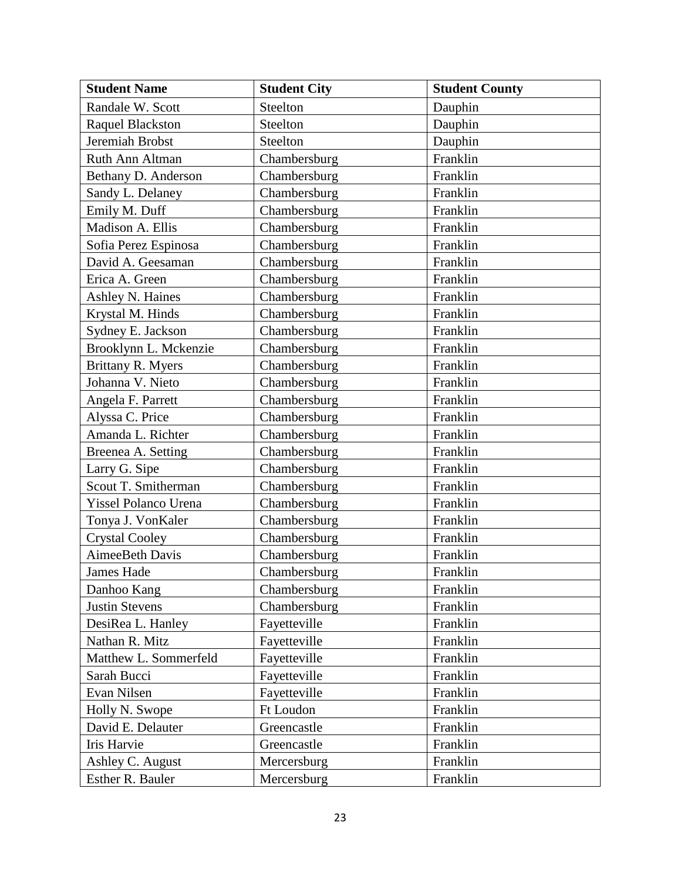| Student Name | Student City | Student County |
| --- | --- | --- |
| Randale W. Scott | Steelton | Dauphin |
| Raquel Blackston | Steelton | Dauphin |
| Jeremiah Brobst | Steelton | Dauphin |
| Ruth Ann Altman | Chambersburg | Franklin |
| Bethany D. Anderson | Chambersburg | Franklin |
| Sandy L. Delaney | Chambersburg | Franklin |
| Emily M. Duff | Chambersburg | Franklin |
| Madison A. Ellis | Chambersburg | Franklin |
| Sofia Perez Espinosa | Chambersburg | Franklin |
| David A. Geesaman | Chambersburg | Franklin |
| Erica A. Green | Chambersburg | Franklin |
| Ashley N. Haines | Chambersburg | Franklin |
| Krystal M. Hinds | Chambersburg | Franklin |
| Sydney E. Jackson | Chambersburg | Franklin |
| Brooklynn L. Mckenzie | Chambersburg | Franklin |
| Brittany R. Myers | Chambersburg | Franklin |
| Johanna V. Nieto | Chambersburg | Franklin |
| Angela F. Parrett | Chambersburg | Franklin |
| Alyssa C. Price | Chambersburg | Franklin |
| Amanda L. Richter | Chambersburg | Franklin |
| Breenea A. Setting | Chambersburg | Franklin |
| Larry G. Sipe | Chambersburg | Franklin |
| Scout T. Smitherman | Chambersburg | Franklin |
| Yissel Polanco Urena | Chambersburg | Franklin |
| Tonya J. VonKaler | Chambersburg | Franklin |
| Crystal Cooley | Chambersburg | Franklin |
| AimeeBeth Davis | Chambersburg | Franklin |
| James Hade | Chambersburg | Franklin |
| Danhoo Kang | Chambersburg | Franklin |
| Justin Stevens | Chambersburg | Franklin |
| DesiRea L. Hanley | Fayetteville | Franklin |
| Nathan R. Mitz | Fayetteville | Franklin |
| Matthew L. Sommerfeld | Fayetteville | Franklin |
| Sarah Bucci | Fayetteville | Franklin |
| Evan Nilsen | Fayetteville | Franklin |
| Holly N. Swope | Ft Loudon | Franklin |
| David E. Delauter | Greencastle | Franklin |
| Iris Harvie | Greencastle | Franklin |
| Ashley C. August | Mercersburg | Franklin |
| Esther R. Bauler | Mercersburg | Franklin |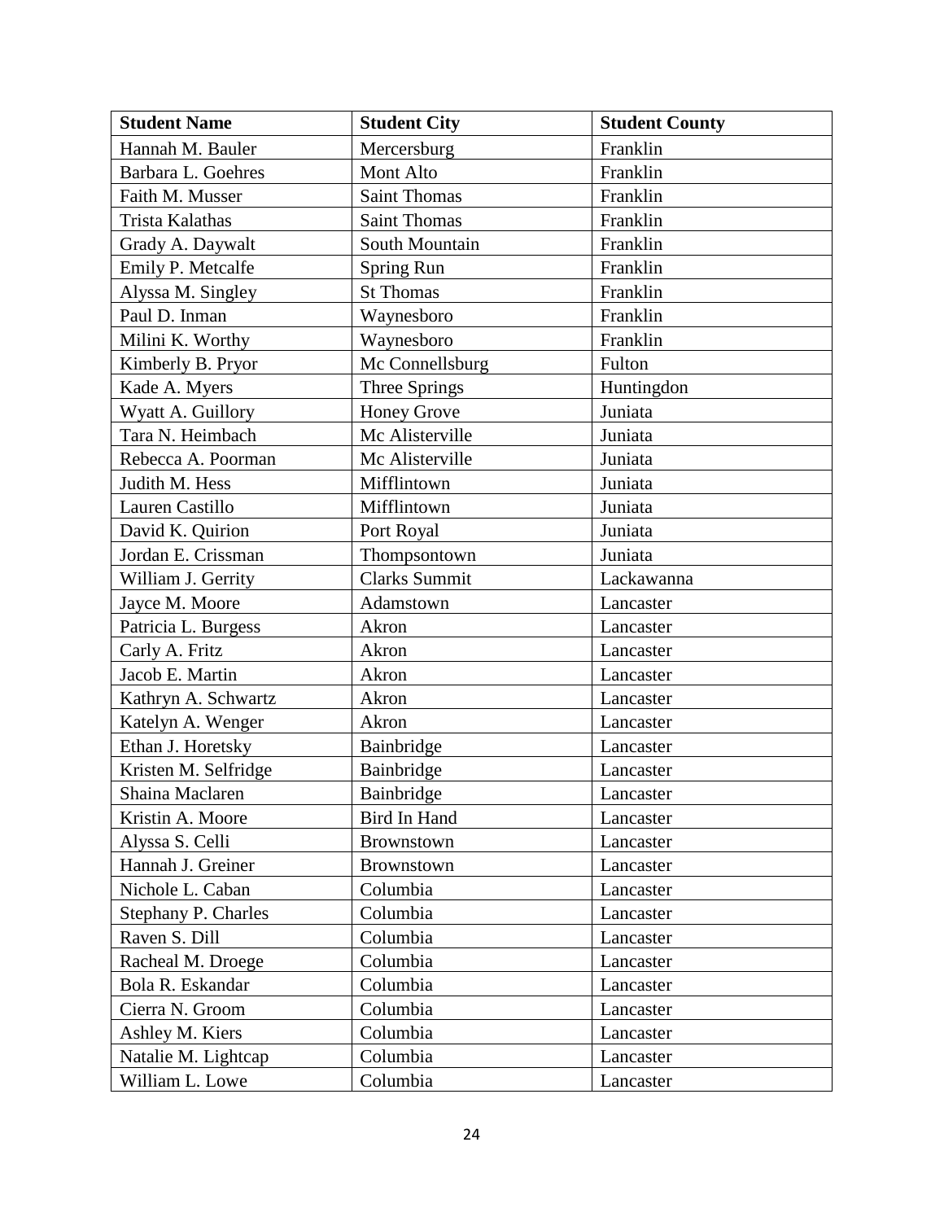| Student Name | Student City | Student County |
|---|---|---|
| Hannah M. Bauler | Mercersburg | Franklin |
| Barbara L. Goehres | Mont Alto | Franklin |
| Faith M. Musser | Saint Thomas | Franklin |
| Trista Kalathas | Saint Thomas | Franklin |
| Grady A. Daywalt | South Mountain | Franklin |
| Emily P. Metcalfe | Spring Run | Franklin |
| Alyssa M. Singley | St Thomas | Franklin |
| Paul D. Inman | Waynesboro | Franklin |
| Milini K. Worthy | Waynesboro | Franklin |
| Kimberly B. Pryor | Mc Connellsburg | Fulton |
| Kade A. Myers | Three Springs | Huntingdon |
| Wyatt A. Guillory | Honey Grove | Juniata |
| Tara N. Heimbach | Mc Alisterville | Juniata |
| Rebecca A. Poorman | Mc Alisterville | Juniata |
| Judith M. Hess | Mifflintown | Juniata |
| Lauren Castillo | Mifflintown | Juniata |
| David K. Quirion | Port Royal | Juniata |
| Jordan E. Crissman | Thompsontown | Juniata |
| William J. Gerrity | Clarks Summit | Lackawanna |
| Jayce M. Moore | Adamstown | Lancaster |
| Patricia L. Burgess | Akron | Lancaster |
| Carly A. Fritz | Akron | Lancaster |
| Jacob E. Martin | Akron | Lancaster |
| Kathryn A. Schwartz | Akron | Lancaster |
| Katelyn A. Wenger | Akron | Lancaster |
| Ethan J. Horetsky | Bainbridge | Lancaster |
| Kristen M. Selfridge | Bainbridge | Lancaster |
| Shaina Maclaren | Bainbridge | Lancaster |
| Kristin A. Moore | Bird In Hand | Lancaster |
| Alyssa S. Celli | Brownstown | Lancaster |
| Hannah J. Greiner | Brownstown | Lancaster |
| Nichole L. Caban | Columbia | Lancaster |
| Stephany P. Charles | Columbia | Lancaster |
| Raven S. Dill | Columbia | Lancaster |
| Racheal M. Droege | Columbia | Lancaster |
| Bola R. Eskandar | Columbia | Lancaster |
| Cierra N. Groom | Columbia | Lancaster |
| Ashley M. Kiers | Columbia | Lancaster |
| Natalie M. Lightcap | Columbia | Lancaster |
| William L. Lowe | Columbia | Lancaster |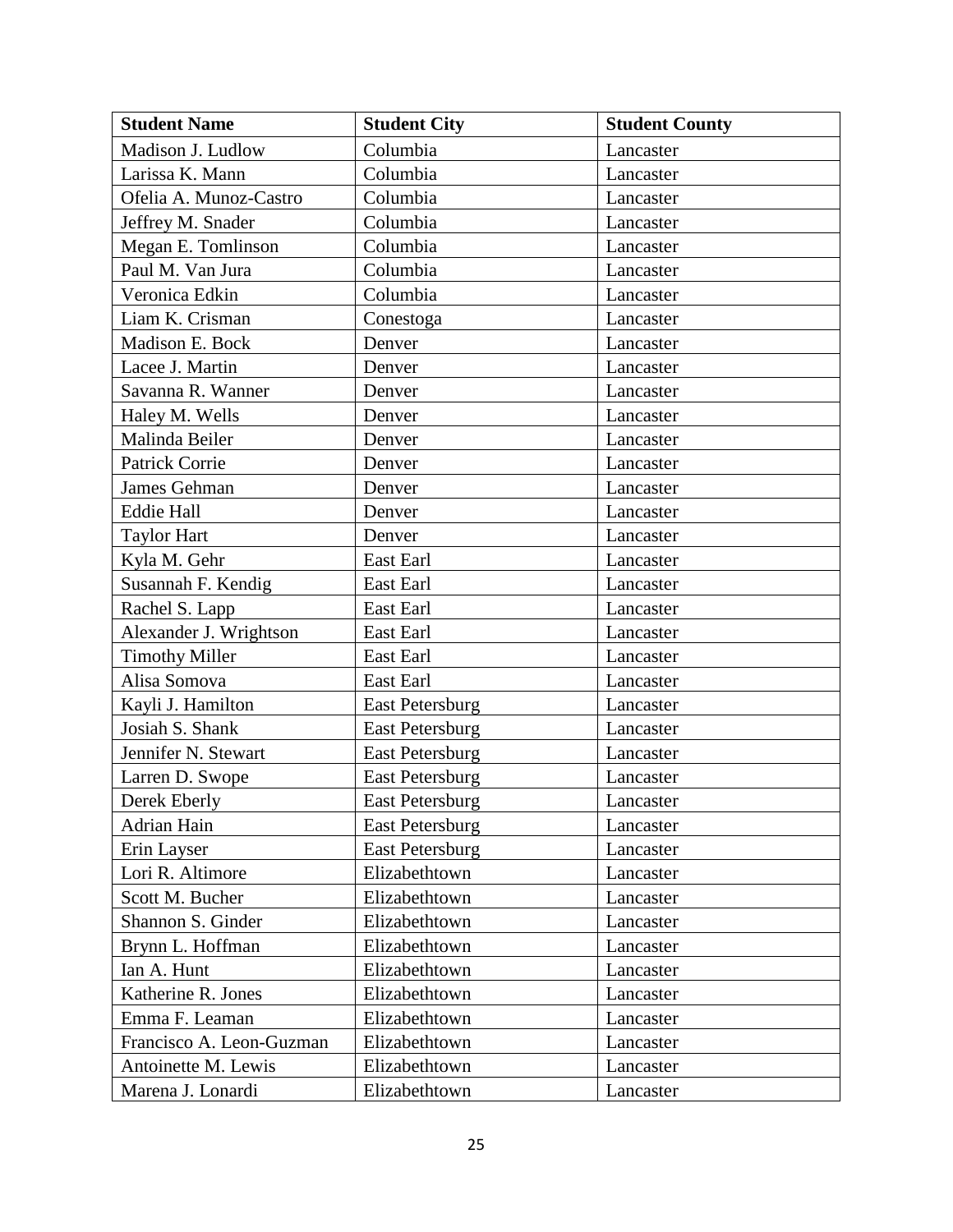| Student Name | Student City | Student County |
| --- | --- | --- |
| Madison J. Ludlow | Columbia | Lancaster |
| Larissa K. Mann | Columbia | Lancaster |
| Ofelia A. Munoz-Castro | Columbia | Lancaster |
| Jeffrey M. Snader | Columbia | Lancaster |
| Megan E. Tomlinson | Columbia | Lancaster |
| Paul M. Van Jura | Columbia | Lancaster |
| Veronica Edkin | Columbia | Lancaster |
| Liam K. Crisman | Conestoga | Lancaster |
| Madison E. Bock | Denver | Lancaster |
| Lacee J. Martin | Denver | Lancaster |
| Savanna R. Wanner | Denver | Lancaster |
| Haley M. Wells | Denver | Lancaster |
| Malinda Beiler | Denver | Lancaster |
| Patrick Corrie | Denver | Lancaster |
| James Gehman | Denver | Lancaster |
| Eddie Hall | Denver | Lancaster |
| Taylor Hart | Denver | Lancaster |
| Kyla M. Gehr | East Earl | Lancaster |
| Susannah F. Kendig | East Earl | Lancaster |
| Rachel S. Lapp | East Earl | Lancaster |
| Alexander J. Wrightson | East Earl | Lancaster |
| Timothy Miller | East Earl | Lancaster |
| Alisa Somova | East Earl | Lancaster |
| Kayli J. Hamilton | East Petersburg | Lancaster |
| Josiah S. Shank | East Petersburg | Lancaster |
| Jennifer N. Stewart | East Petersburg | Lancaster |
| Larren D. Swope | East Petersburg | Lancaster |
| Derek Eberly | East Petersburg | Lancaster |
| Adrian Hain | East Petersburg | Lancaster |
| Erin Layser | East Petersburg | Lancaster |
| Lori R. Altimore | Elizabethtown | Lancaster |
| Scott M. Bucher | Elizabethtown | Lancaster |
| Shannon S. Ginder | Elizabethtown | Lancaster |
| Brynn L. Hoffman | Elizabethtown | Lancaster |
| Ian A. Hunt | Elizabethtown | Lancaster |
| Katherine R. Jones | Elizabethtown | Lancaster |
| Emma F. Leaman | Elizabethtown | Lancaster |
| Francisco A. Leon-Guzman | Elizabethtown | Lancaster |
| Antoinette M. Lewis | Elizabethtown | Lancaster |
| Marena J. Lonardi | Elizabethtown | Lancaster |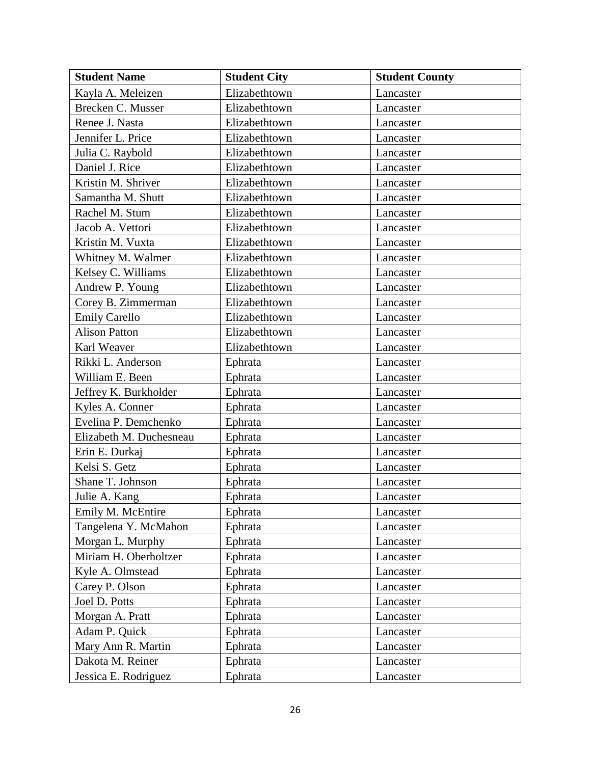| Student Name | Student City | Student County |
|---|---|---|
| Kayla A. Meleizen | Elizabethtown | Lancaster |
| Brecken C. Musser | Elizabethtown | Lancaster |
| Renee J. Nasta | Elizabethtown | Lancaster |
| Jennifer L. Price | Elizabethtown | Lancaster |
| Julia C. Raybold | Elizabethtown | Lancaster |
| Daniel J. Rice | Elizabethtown | Lancaster |
| Kristin M. Shriver | Elizabethtown | Lancaster |
| Samantha M. Shutt | Elizabethtown | Lancaster |
| Rachel M. Stum | Elizabethtown | Lancaster |
| Jacob A. Vettori | Elizabethtown | Lancaster |
| Kristin M. Vuxta | Elizabethtown | Lancaster |
| Whitney M. Walmer | Elizabethtown | Lancaster |
| Kelsey C. Williams | Elizabethtown | Lancaster |
| Andrew P. Young | Elizabethtown | Lancaster |
| Corey B. Zimmerman | Elizabethtown | Lancaster |
| Emily Carello | Elizabethtown | Lancaster |
| Alison Patton | Elizabethtown | Lancaster |
| Karl Weaver | Elizabethtown | Lancaster |
| Rikki L. Anderson | Ephrata | Lancaster |
| William E. Been | Ephrata | Lancaster |
| Jeffrey K. Burkholder | Ephrata | Lancaster |
| Kyles A. Conner | Ephrata | Lancaster |
| Evelina P. Demchenko | Ephrata | Lancaster |
| Elizabeth M. Duchesneau | Ephrata | Lancaster |
| Erin E. Durkaj | Ephrata | Lancaster |
| Kelsi S. Getz | Ephrata | Lancaster |
| Shane T. Johnson | Ephrata | Lancaster |
| Julie A. Kang | Ephrata | Lancaster |
| Emily M. McEntire | Ephrata | Lancaster |
| Tangelena Y. McMahon | Ephrata | Lancaster |
| Morgan L. Murphy | Ephrata | Lancaster |
| Miriam H. Oberholtzer | Ephrata | Lancaster |
| Kyle A. Olmstead | Ephrata | Lancaster |
| Carey P. Olson | Ephrata | Lancaster |
| Joel D. Potts | Ephrata | Lancaster |
| Morgan A. Pratt | Ephrata | Lancaster |
| Adam P. Quick | Ephrata | Lancaster |
| Mary Ann R. Martin | Ephrata | Lancaster |
| Dakota M. Reiner | Ephrata | Lancaster |
| Jessica E. Rodriguez | Ephrata | Lancaster |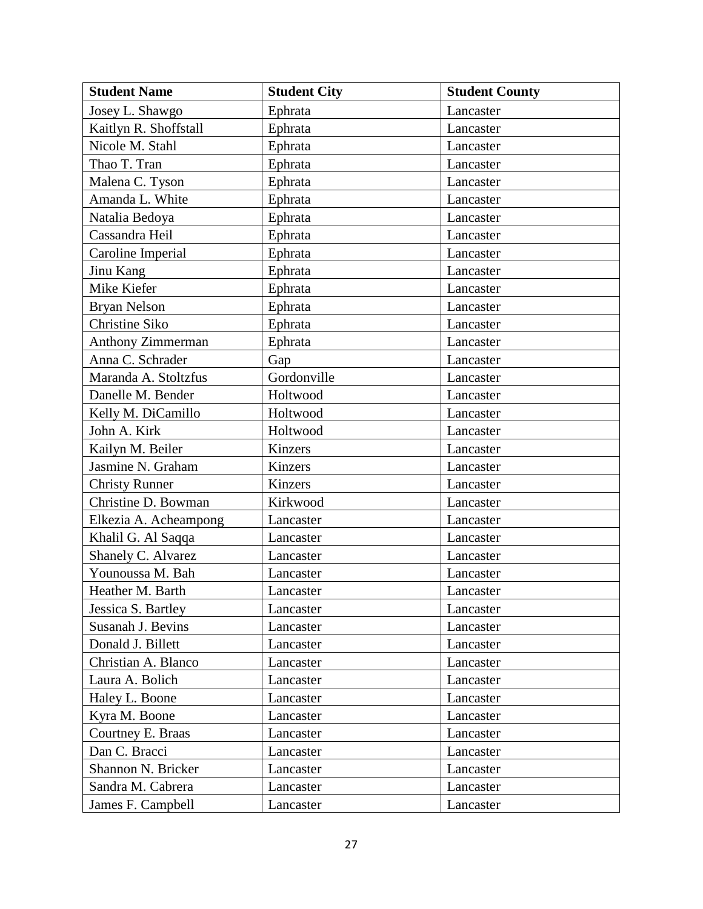| Student Name | Student City | Student County |
|---|---|---|
| Josey L. Shawgo | Ephrata | Lancaster |
| Kaitlyn R. Shoffstall | Ephrata | Lancaster |
| Nicole M. Stahl | Ephrata | Lancaster |
| Thao T. Tran | Ephrata | Lancaster |
| Malena C. Tyson | Ephrata | Lancaster |
| Amanda L. White | Ephrata | Lancaster |
| Natalia Bedoya | Ephrata | Lancaster |
| Cassandra Heil | Ephrata | Lancaster |
| Caroline Imperial | Ephrata | Lancaster |
| Jinu Kang | Ephrata | Lancaster |
| Mike Kiefer | Ephrata | Lancaster |
| Bryan Nelson | Ephrata | Lancaster |
| Christine Siko | Ephrata | Lancaster |
| Anthony Zimmerman | Ephrata | Lancaster |
| Anna C. Schrader | Gap | Lancaster |
| Maranda A. Stoltzfus | Gordonville | Lancaster |
| Danelle M. Bender | Holtwood | Lancaster |
| Kelly M. DiCamillo | Holtwood | Lancaster |
| John A. Kirk | Holtwood | Lancaster |
| Kailyn M. Beiler | Kinzers | Lancaster |
| Jasmine N. Graham | Kinzers | Lancaster |
| Christy Runner | Kinzers | Lancaster |
| Christine D. Bowman | Kirkwood | Lancaster |
| Elkezia A. Acheampong | Lancaster | Lancaster |
| Khalil G. Al Saqqa | Lancaster | Lancaster |
| Shanely C. Alvarez | Lancaster | Lancaster |
| Younoussa M. Bah | Lancaster | Lancaster |
| Heather M. Barth | Lancaster | Lancaster |
| Jessica S. Bartley | Lancaster | Lancaster |
| Susanah J. Bevins | Lancaster | Lancaster |
| Donald J. Billett | Lancaster | Lancaster |
| Christian A. Blanco | Lancaster | Lancaster |
| Laura A. Bolich | Lancaster | Lancaster |
| Haley L. Boone | Lancaster | Lancaster |
| Kyra M. Boone | Lancaster | Lancaster |
| Courtney E. Braas | Lancaster | Lancaster |
| Dan C. Bracci | Lancaster | Lancaster |
| Shannon N. Bricker | Lancaster | Lancaster |
| Sandra M. Cabrera | Lancaster | Lancaster |
| James F. Campbell | Lancaster | Lancaster |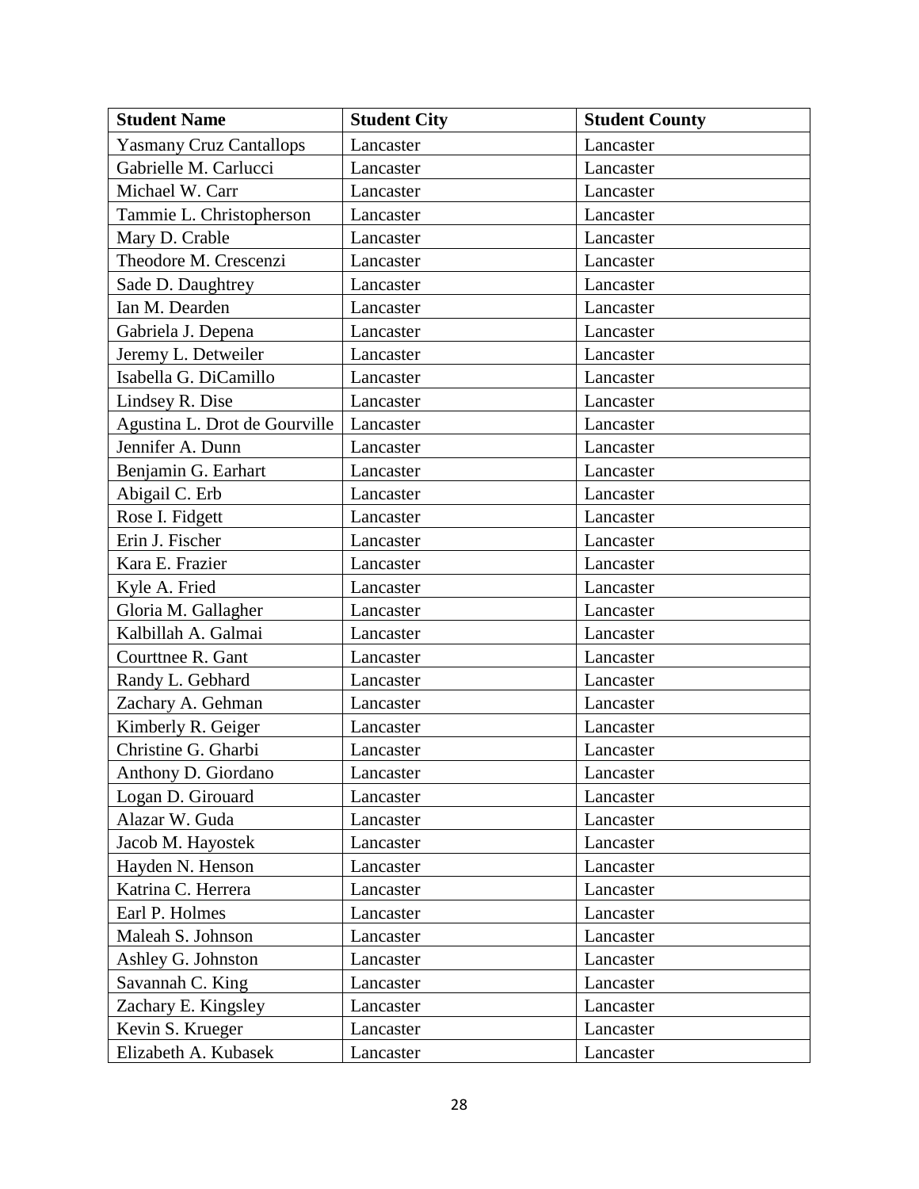| Student Name | Student City | Student County |
| --- | --- | --- |
| Yasmany Cruz Cantallops | Lancaster | Lancaster |
| Gabrielle M. Carlucci | Lancaster | Lancaster |
| Michael W. Carr | Lancaster | Lancaster |
| Tammie L. Christopherson | Lancaster | Lancaster |
| Mary D. Crable | Lancaster | Lancaster |
| Theodore M. Crescenzi | Lancaster | Lancaster |
| Sade D. Daughtrey | Lancaster | Lancaster |
| Ian M. Dearden | Lancaster | Lancaster |
| Gabriela J. Depena | Lancaster | Lancaster |
| Jeremy L. Detweiler | Lancaster | Lancaster |
| Isabella G. DiCamillo | Lancaster | Lancaster |
| Lindsey R. Dise | Lancaster | Lancaster |
| Agustina L. Drot de Gourville | Lancaster | Lancaster |
| Jennifer A. Dunn | Lancaster | Lancaster |
| Benjamin G. Earhart | Lancaster | Lancaster |
| Abigail C. Erb | Lancaster | Lancaster |
| Rose I. Fidgett | Lancaster | Lancaster |
| Erin J. Fischer | Lancaster | Lancaster |
| Kara E. Frazier | Lancaster | Lancaster |
| Kyle A. Fried | Lancaster | Lancaster |
| Gloria M. Gallagher | Lancaster | Lancaster |
| Kalbillah A. Galmai | Lancaster | Lancaster |
| Courttnee R. Gant | Lancaster | Lancaster |
| Randy L. Gebhard | Lancaster | Lancaster |
| Zachary A. Gehman | Lancaster | Lancaster |
| Kimberly R. Geiger | Lancaster | Lancaster |
| Christine G. Gharbi | Lancaster | Lancaster |
| Anthony D. Giordano | Lancaster | Lancaster |
| Logan D. Girouard | Lancaster | Lancaster |
| Alazar W. Guda | Lancaster | Lancaster |
| Jacob M. Hayostek | Lancaster | Lancaster |
| Hayden N. Henson | Lancaster | Lancaster |
| Katrina C. Herrera | Lancaster | Lancaster |
| Earl P. Holmes | Lancaster | Lancaster |
| Maleah S. Johnson | Lancaster | Lancaster |
| Ashley G. Johnston | Lancaster | Lancaster |
| Savannah C. King | Lancaster | Lancaster |
| Zachary E. Kingsley | Lancaster | Lancaster |
| Kevin S. Krueger | Lancaster | Lancaster |
| Elizabeth A. Kubasek | Lancaster | Lancaster |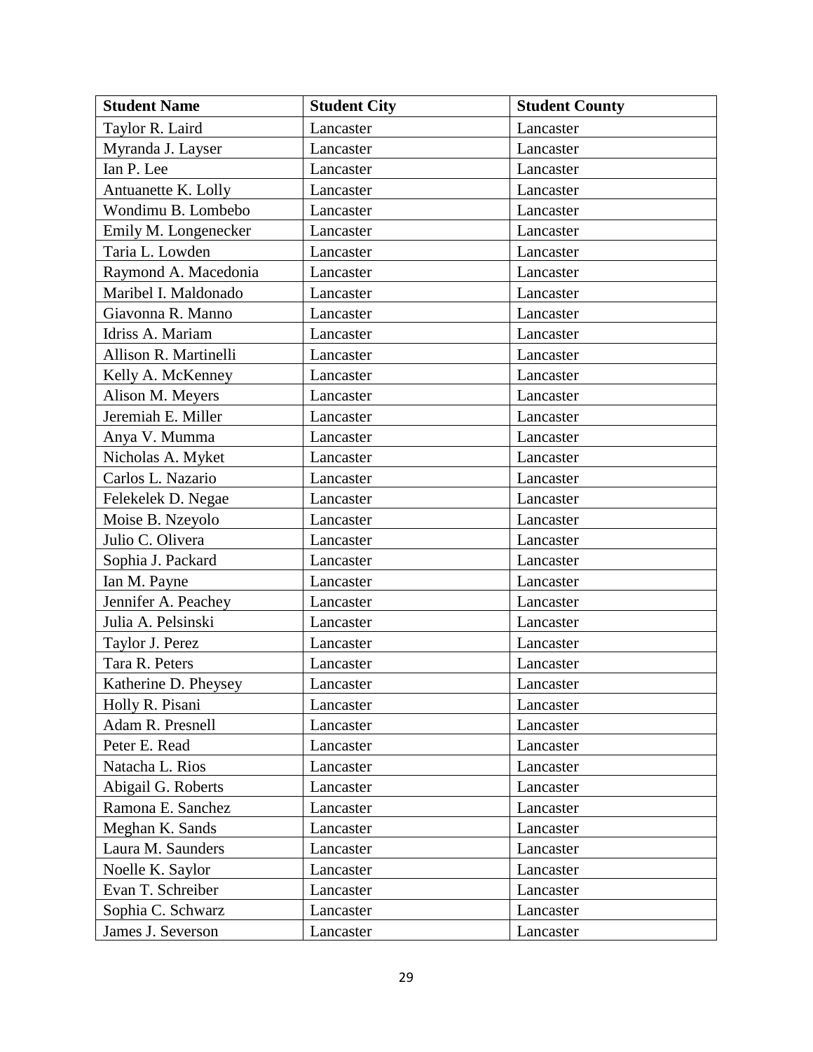| Student Name | Student City | Student County |
|---|---|---|
| Taylor R. Laird | Lancaster | Lancaster |
| Myranda J. Layser | Lancaster | Lancaster |
| Ian P. Lee | Lancaster | Lancaster |
| Antuanette K. Lolly | Lancaster | Lancaster |
| Wondimu B. Lombebo | Lancaster | Lancaster |
| Emily M. Longenecker | Lancaster | Lancaster |
| Taria L. Lowden | Lancaster | Lancaster |
| Raymond A. Macedonia | Lancaster | Lancaster |
| Maribel I. Maldonado | Lancaster | Lancaster |
| Giavonna R. Manno | Lancaster | Lancaster |
| Idriss A. Mariam | Lancaster | Lancaster |
| Allison R. Martinelli | Lancaster | Lancaster |
| Kelly A. McKenney | Lancaster | Lancaster |
| Alison M. Meyers | Lancaster | Lancaster |
| Jeremiah E. Miller | Lancaster | Lancaster |
| Anya V. Mumma | Lancaster | Lancaster |
| Nicholas A. Myket | Lancaster | Lancaster |
| Carlos L. Nazario | Lancaster | Lancaster |
| Felekelek D. Negae | Lancaster | Lancaster |
| Moise B. Nzeyolo | Lancaster | Lancaster |
| Julio C. Olivera | Lancaster | Lancaster |
| Sophia J. Packard | Lancaster | Lancaster |
| Ian M. Payne | Lancaster | Lancaster |
| Jennifer A. Peachey | Lancaster | Lancaster |
| Julia A. Pelsinski | Lancaster | Lancaster |
| Taylor J. Perez | Lancaster | Lancaster |
| Tara R. Peters | Lancaster | Lancaster |
| Katherine D. Pheysey | Lancaster | Lancaster |
| Holly R. Pisani | Lancaster | Lancaster |
| Adam R. Presnell | Lancaster | Lancaster |
| Peter E. Read | Lancaster | Lancaster |
| Natacha L. Rios | Lancaster | Lancaster |
| Abigail G. Roberts | Lancaster | Lancaster |
| Ramona E. Sanchez | Lancaster | Lancaster |
| Meghan K. Sands | Lancaster | Lancaster |
| Laura M. Saunders | Lancaster | Lancaster |
| Noelle K. Saylor | Lancaster | Lancaster |
| Evan T. Schreiber | Lancaster | Lancaster |
| Sophia C. Schwarz | Lancaster | Lancaster |
| James J. Severson | Lancaster | Lancaster |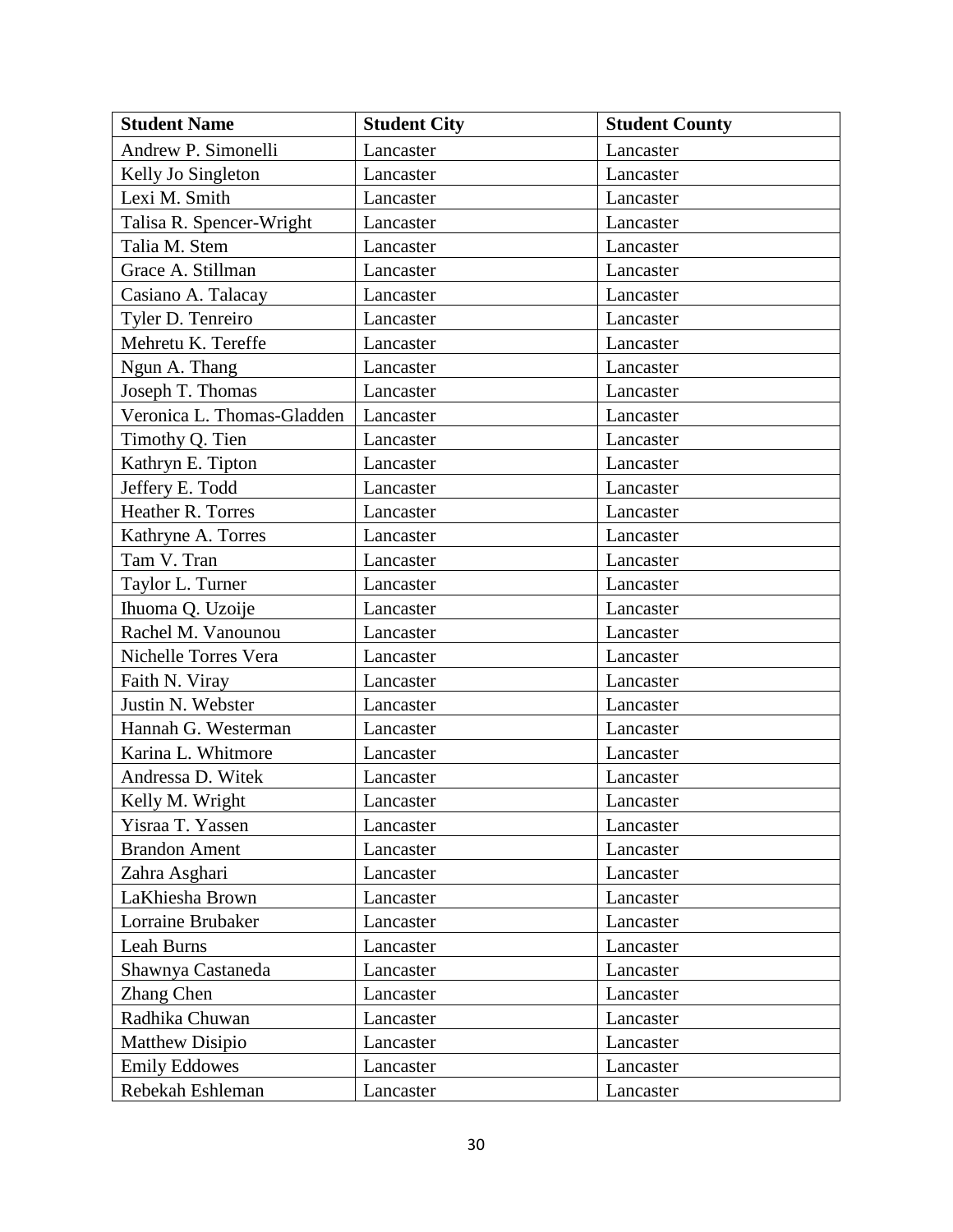| Student Name | Student City | Student County |
| --- | --- | --- |
| Andrew P. Simonelli | Lancaster | Lancaster |
| Kelly Jo Singleton | Lancaster | Lancaster |
| Lexi M. Smith | Lancaster | Lancaster |
| Talisa R. Spencer-Wright | Lancaster | Lancaster |
| Talia M. Stem | Lancaster | Lancaster |
| Grace A. Stillman | Lancaster | Lancaster |
| Casiano A. Talacay | Lancaster | Lancaster |
| Tyler D. Tenreiro | Lancaster | Lancaster |
| Mehretu K. Tereffe | Lancaster | Lancaster |
| Ngun A. Thang | Lancaster | Lancaster |
| Joseph T. Thomas | Lancaster | Lancaster |
| Veronica L. Thomas-Gladden | Lancaster | Lancaster |
| Timothy Q. Tien | Lancaster | Lancaster |
| Kathryn E. Tipton | Lancaster | Lancaster |
| Jeffery E. Todd | Lancaster | Lancaster |
| Heather R. Torres | Lancaster | Lancaster |
| Kathryne A. Torres | Lancaster | Lancaster |
| Tam V. Tran | Lancaster | Lancaster |
| Taylor L. Turner | Lancaster | Lancaster |
| Ihuoma Q. Uzoije | Lancaster | Lancaster |
| Rachel M. Vanounou | Lancaster | Lancaster |
| Nichelle Torres Vera | Lancaster | Lancaster |
| Faith N. Viray | Lancaster | Lancaster |
| Justin N. Webster | Lancaster | Lancaster |
| Hannah G. Westerman | Lancaster | Lancaster |
| Karina L. Whitmore | Lancaster | Lancaster |
| Andressa D. Witek | Lancaster | Lancaster |
| Kelly M. Wright | Lancaster | Lancaster |
| Yisraa T. Yassen | Lancaster | Lancaster |
| Brandon Ament | Lancaster | Lancaster |
| Zahra Asghari | Lancaster | Lancaster |
| LaKhiesha Brown | Lancaster | Lancaster |
| Lorraine Brubaker | Lancaster | Lancaster |
| Leah Burns | Lancaster | Lancaster |
| Shawnya Castaneda | Lancaster | Lancaster |
| Zhang Chen | Lancaster | Lancaster |
| Radhika Chuwan | Lancaster | Lancaster |
| Matthew Disipio | Lancaster | Lancaster |
| Emily Eddowes | Lancaster | Lancaster |
| Rebekah Eshleman | Lancaster | Lancaster |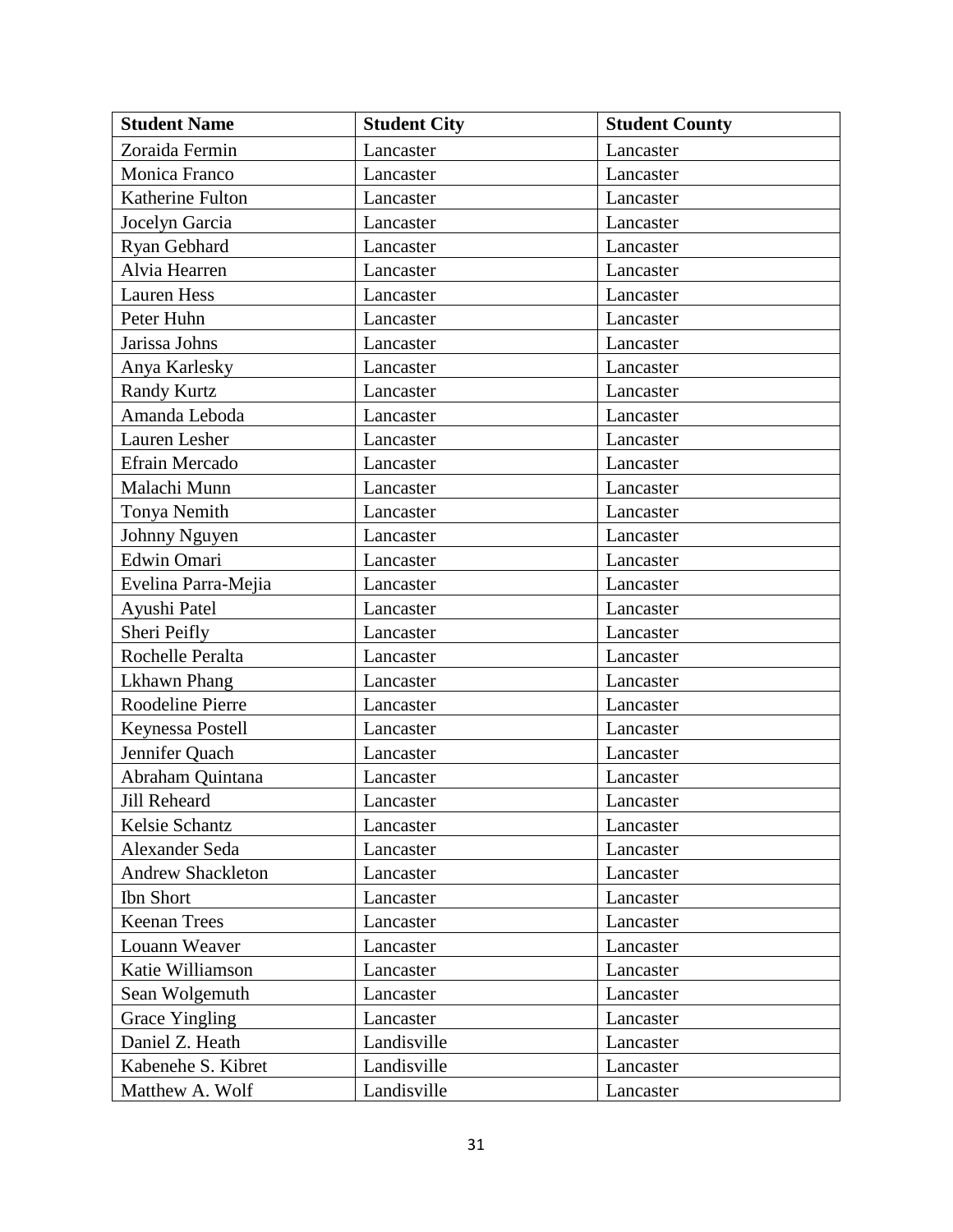| Student Name | Student City | Student County |
|---|---|---|
| Zoraida Fermin | Lancaster | Lancaster |
| Monica Franco | Lancaster | Lancaster |
| Katherine Fulton | Lancaster | Lancaster |
| Jocelyn Garcia | Lancaster | Lancaster |
| Ryan Gebhard | Lancaster | Lancaster |
| Alvia Hearren | Lancaster | Lancaster |
| Lauren Hess | Lancaster | Lancaster |
| Peter Huhn | Lancaster | Lancaster |
| Jarissa Johns | Lancaster | Lancaster |
| Anya Karlesky | Lancaster | Lancaster |
| Randy Kurtz | Lancaster | Lancaster |
| Amanda Leboda | Lancaster | Lancaster |
| Lauren Lesher | Lancaster | Lancaster |
| Efrain Mercado | Lancaster | Lancaster |
| Malachi Munn | Lancaster | Lancaster |
| Tonya Nemith | Lancaster | Lancaster |
| Johnny Nguyen | Lancaster | Lancaster |
| Edwin Omari | Lancaster | Lancaster |
| Evelina Parra-Mejia | Lancaster | Lancaster |
| Ayushi Patel | Lancaster | Lancaster |
| Sheri Peifly | Lancaster | Lancaster |
| Rochelle Peralta | Lancaster | Lancaster |
| Lkhawn Phang | Lancaster | Lancaster |
| Roodeline Pierre | Lancaster | Lancaster |
| Keynessa Postell | Lancaster | Lancaster |
| Jennifer Quach | Lancaster | Lancaster |
| Abraham Quintana | Lancaster | Lancaster |
| Jill Reheard | Lancaster | Lancaster |
| Kelsie Schantz | Lancaster | Lancaster |
| Alexander Seda | Lancaster | Lancaster |
| Andrew Shackleton | Lancaster | Lancaster |
| Ibn Short | Lancaster | Lancaster |
| Keenan Trees | Lancaster | Lancaster |
| Louann Weaver | Lancaster | Lancaster |
| Katie Williamson | Lancaster | Lancaster |
| Sean Wolgemuth | Lancaster | Lancaster |
| Grace Yingling | Lancaster | Lancaster |
| Daniel Z. Heath | Landisville | Lancaster |
| Kabenehe S. Kibret | Landisville | Lancaster |
| Matthew A. Wolf | Landisville | Lancaster |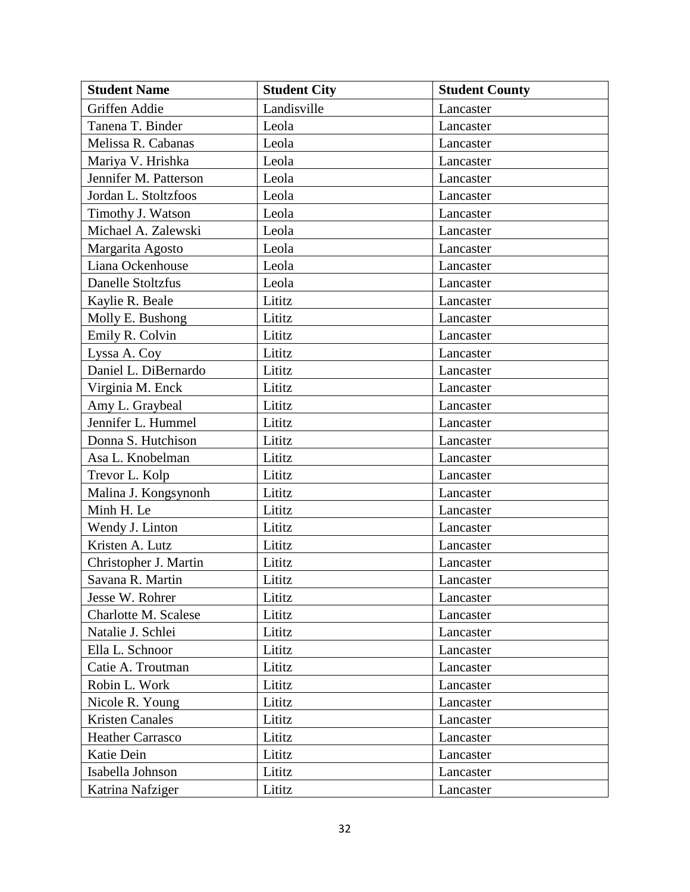| Student Name | Student City | Student County |
| --- | --- | --- |
| Griffen Addie | Landisville | Lancaster |
| Tanena T. Binder | Leola | Lancaster |
| Melissa R. Cabanas | Leola | Lancaster |
| Mariya V. Hrishka | Leola | Lancaster |
| Jennifer M. Patterson | Leola | Lancaster |
| Jordan L. Stoltzfoos | Leola | Lancaster |
| Timothy J. Watson | Leola | Lancaster |
| Michael A. Zalewski | Leola | Lancaster |
| Margarita Agosto | Leola | Lancaster |
| Liana Ockenhouse | Leola | Lancaster |
| Danelle Stoltzfus | Leola | Lancaster |
| Kaylie R. Beale | Lititz | Lancaster |
| Molly E. Bushong | Lititz | Lancaster |
| Emily R. Colvin | Lititz | Lancaster |
| Lyssa A. Coy | Lititz | Lancaster |
| Daniel L. DiBernardo | Lititz | Lancaster |
| Virginia M. Enck | Lititz | Lancaster |
| Amy L. Graybeal | Lititz | Lancaster |
| Jennifer L. Hummel | Lititz | Lancaster |
| Donna S. Hutchison | Lititz | Lancaster |
| Asa L. Knobelman | Lititz | Lancaster |
| Trevor L. Kolp | Lititz | Lancaster |
| Malina J. Kongsynonh | Lititz | Lancaster |
| Minh H. Le | Lititz | Lancaster |
| Wendy J. Linton | Lititz | Lancaster |
| Kristen A. Lutz | Lititz | Lancaster |
| Christopher J. Martin | Lititz | Lancaster |
| Savana R. Martin | Lititz | Lancaster |
| Jesse W. Rohrer | Lititz | Lancaster |
| Charlotte M. Scalese | Lititz | Lancaster |
| Natalie J. Schlei | Lititz | Lancaster |
| Ella L. Schnoor | Lititz | Lancaster |
| Catie A. Troutman | Lititz | Lancaster |
| Robin L. Work | Lititz | Lancaster |
| Nicole R. Young | Lititz | Lancaster |
| Kristen Canales | Lititz | Lancaster |
| Heather Carrasco | Lititz | Lancaster |
| Katie Dein | Lititz | Lancaster |
| Isabella Johnson | Lititz | Lancaster |
| Katrina Nafziger | Lititz | Lancaster |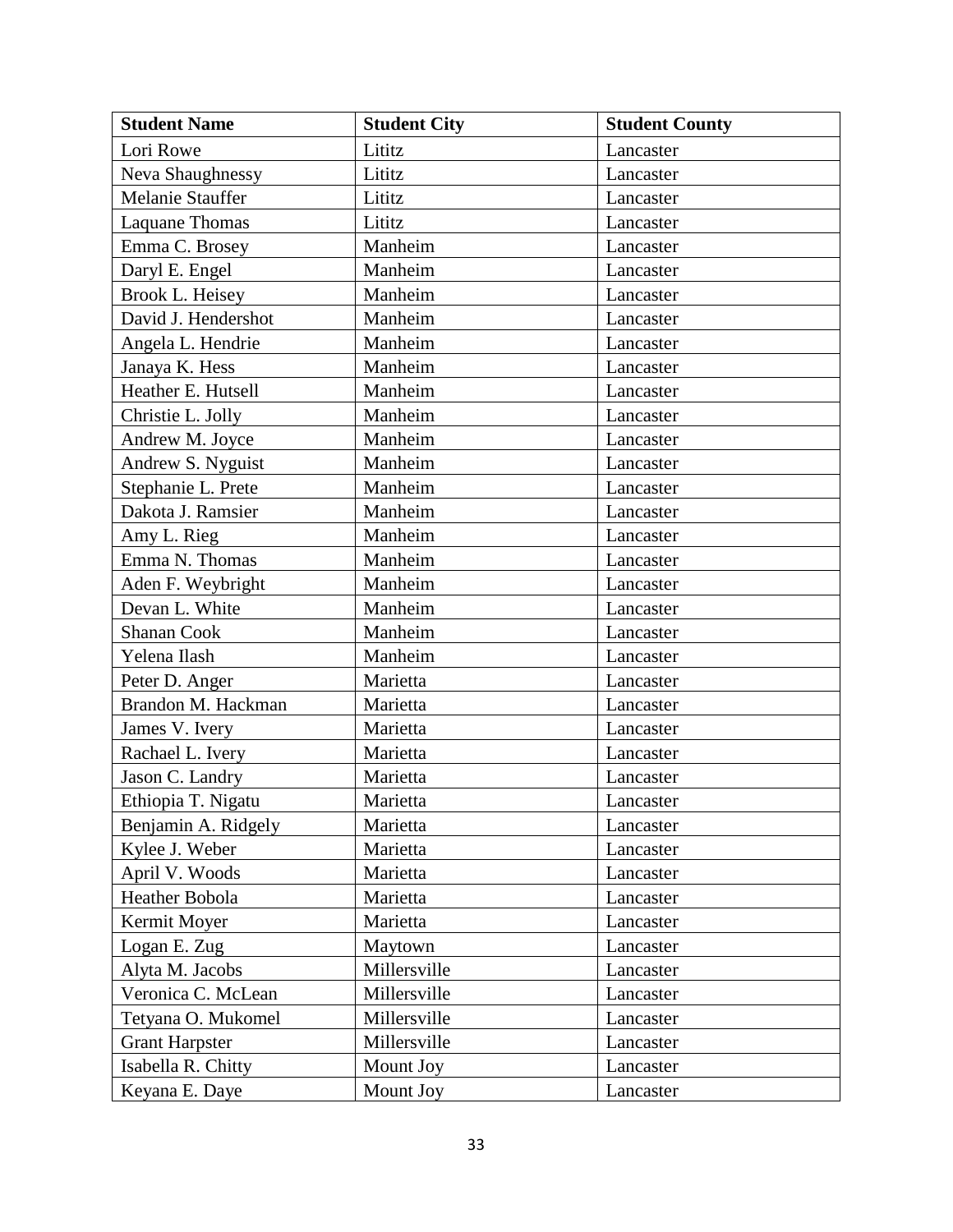| Student Name | Student City | Student County |
| --- | --- | --- |
| Lori Rowe | Lititz | Lancaster |
| Neva Shaughnessy | Lititz | Lancaster |
| Melanie Stauffer | Lititz | Lancaster |
| Laquane Thomas | Lititz | Lancaster |
| Emma C. Brosey | Manheim | Lancaster |
| Daryl E. Engel | Manheim | Lancaster |
| Brook L. Heisey | Manheim | Lancaster |
| David J. Hendershot | Manheim | Lancaster |
| Angela L. Hendrie | Manheim | Lancaster |
| Janaya K. Hess | Manheim | Lancaster |
| Heather E. Hutsell | Manheim | Lancaster |
| Christie L. Jolly | Manheim | Lancaster |
| Andrew M. Joyce | Manheim | Lancaster |
| Andrew S. Nyguist | Manheim | Lancaster |
| Stephanie L. Prete | Manheim | Lancaster |
| Dakota J. Ramsier | Manheim | Lancaster |
| Amy L. Rieg | Manheim | Lancaster |
| Emma N. Thomas | Manheim | Lancaster |
| Aden F. Weybright | Manheim | Lancaster |
| Devan L. White | Manheim | Lancaster |
| Shanan Cook | Manheim | Lancaster |
| Yelena Ilash | Manheim | Lancaster |
| Peter D. Anger | Marietta | Lancaster |
| Brandon M. Hackman | Marietta | Lancaster |
| James V. Ivery | Marietta | Lancaster |
| Rachael L. Ivery | Marietta | Lancaster |
| Jason C. Landry | Marietta | Lancaster |
| Ethiopia T. Nigatu | Marietta | Lancaster |
| Benjamin A. Ridgely | Marietta | Lancaster |
| Kylee J. Weber | Marietta | Lancaster |
| April V. Woods | Marietta | Lancaster |
| Heather Bobola | Marietta | Lancaster |
| Kermit Moyer | Marietta | Lancaster |
| Logan E. Zug | Maytown | Lancaster |
| Alyta M. Jacobs | Millersville | Lancaster |
| Veronica C. McLean | Millersville | Lancaster |
| Tetyana O. Mukomel | Millersville | Lancaster |
| Grant Harpster | Millersville | Lancaster |
| Isabella R. Chitty | Mount Joy | Lancaster |
| Keyana E. Daye | Mount Joy | Lancaster |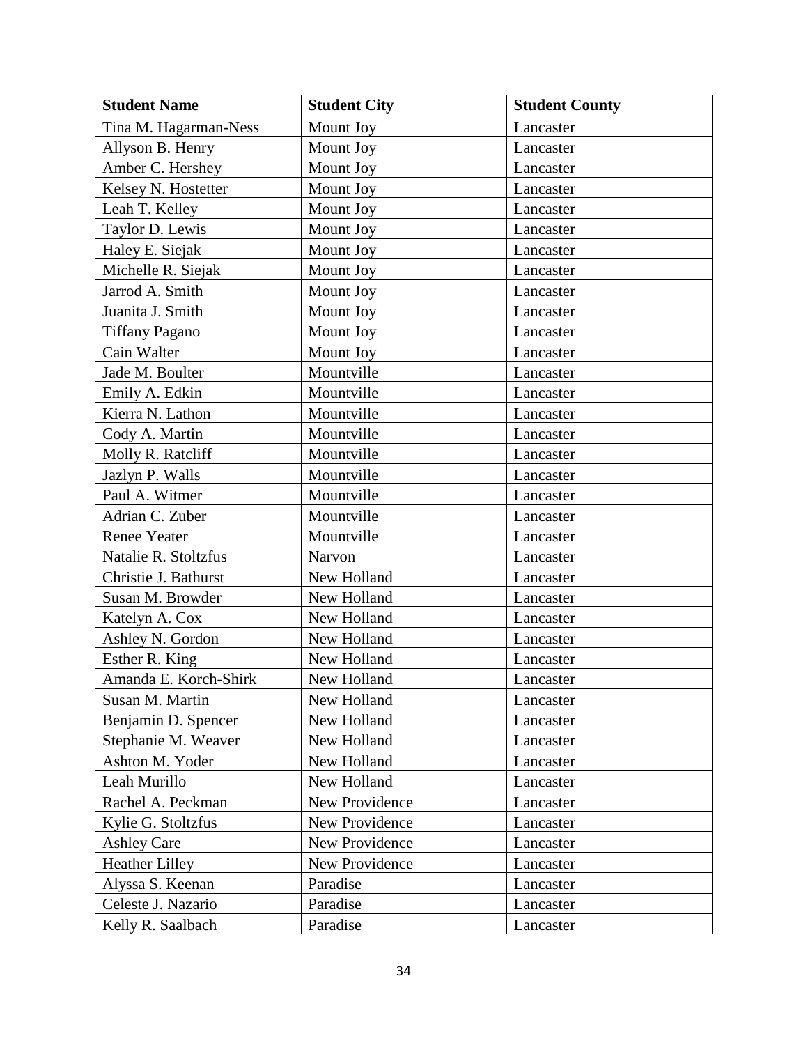| Student Name | Student City | Student County |
| --- | --- | --- |
| Tina M. Hagarman-Ness | Mount Joy | Lancaster |
| Allyson B. Henry | Mount Joy | Lancaster |
| Amber C. Hershey | Mount Joy | Lancaster |
| Kelsey N. Hostetter | Mount Joy | Lancaster |
| Leah T. Kelley | Mount Joy | Lancaster |
| Taylor D. Lewis | Mount Joy | Lancaster |
| Haley E. Siejak | Mount Joy | Lancaster |
| Michelle R. Siejak | Mount Joy | Lancaster |
| Jarrod A. Smith | Mount Joy | Lancaster |
| Juanita J. Smith | Mount Joy | Lancaster |
| Tiffany Pagano | Mount Joy | Lancaster |
| Cain Walter | Mount Joy | Lancaster |
| Jade M. Boulter | Mountville | Lancaster |
| Emily A. Edkin | Mountville | Lancaster |
| Kierra N. Lathon | Mountville | Lancaster |
| Cody A. Martin | Mountville | Lancaster |
| Molly R. Ratcliff | Mountville | Lancaster |
| Jazlyn P. Walls | Mountville | Lancaster |
| Paul A. Witmer | Mountville | Lancaster |
| Adrian C. Zuber | Mountville | Lancaster |
| Renee Yeater | Mountville | Lancaster |
| Natalie R. Stoltzfus | Narvon | Lancaster |
| Christie J. Bathurst | New Holland | Lancaster |
| Susan M. Browder | New Holland | Lancaster |
| Katelyn A. Cox | New Holland | Lancaster |
| Ashley N. Gordon | New Holland | Lancaster |
| Esther R. King | New Holland | Lancaster |
| Amanda E. Korch-Shirk | New Holland | Lancaster |
| Susan M. Martin | New Holland | Lancaster |
| Benjamin D. Spencer | New Holland | Lancaster |
| Stephanie M. Weaver | New Holland | Lancaster |
| Ashton M. Yoder | New Holland | Lancaster |
| Leah Murillo | New Holland | Lancaster |
| Rachel A. Peckman | New Providence | Lancaster |
| Kylie G. Stoltzfus | New Providence | Lancaster |
| Ashley Care | New Providence | Lancaster |
| Heather Lilley | New Providence | Lancaster |
| Alyssa S. Keenan | Paradise | Lancaster |
| Celeste J. Nazario | Paradise | Lancaster |
| Kelly R. Saalbach | Paradise | Lancaster |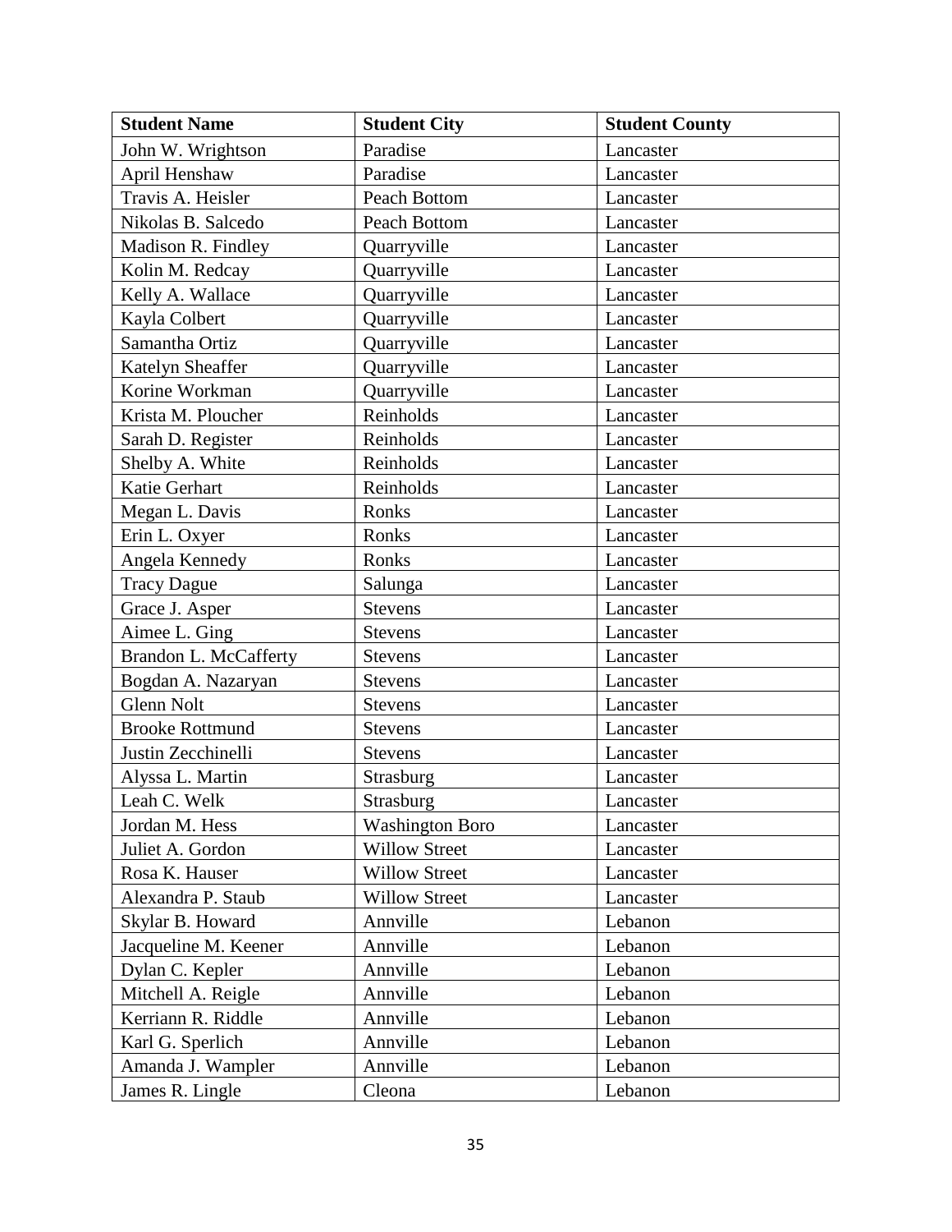| Student Name | Student City | Student County |
|---|---|---|
| John W. Wrightson | Paradise | Lancaster |
| April Henshaw | Paradise | Lancaster |
| Travis A. Heisler | Peach Bottom | Lancaster |
| Nikolas B. Salcedo | Peach Bottom | Lancaster |
| Madison R. Findley | Quarryville | Lancaster |
| Kolin M. Redcay | Quarryville | Lancaster |
| Kelly A. Wallace | Quarryville | Lancaster |
| Kayla Colbert | Quarryville | Lancaster |
| Samantha Ortiz | Quarryville | Lancaster |
| Katelyn Sheaffer | Quarryville | Lancaster |
| Korine Workman | Quarryville | Lancaster |
| Krista M. Ploucher | Reinholds | Lancaster |
| Sarah D. Register | Reinholds | Lancaster |
| Shelby A. White | Reinholds | Lancaster |
| Katie Gerhart | Reinholds | Lancaster |
| Megan L. Davis | Ronks | Lancaster |
| Erin L. Oxyer | Ronks | Lancaster |
| Angela Kennedy | Ronks | Lancaster |
| Tracy Dague | Salunga | Lancaster |
| Grace J. Asper | Stevens | Lancaster |
| Aimee L. Ging | Stevens | Lancaster |
| Brandon L. McCafferty | Stevens | Lancaster |
| Bogdan A. Nazaryan | Stevens | Lancaster |
| Glenn Nolt | Stevens | Lancaster |
| Brooke Rottmund | Stevens | Lancaster |
| Justin Zecchinelli | Stevens | Lancaster |
| Alyssa L. Martin | Strasburg | Lancaster |
| Leah C. Welk | Strasburg | Lancaster |
| Jordan M. Hess | Washington Boro | Lancaster |
| Juliet A. Gordon | Willow Street | Lancaster |
| Rosa K. Hauser | Willow Street | Lancaster |
| Alexandra P. Staub | Willow Street | Lancaster |
| Skylar B. Howard | Annville | Lebanon |
| Jacqueline M. Keener | Annville | Lebanon |
| Dylan C. Kepler | Annville | Lebanon |
| Mitchell A. Reigle | Annville | Lebanon |
| Kerriann R. Riddle | Annville | Lebanon |
| Karl G. Sperlich | Annville | Lebanon |
| Amanda J. Wampler | Annville | Lebanon |
| James R. Lingle | Cleona | Lebanon |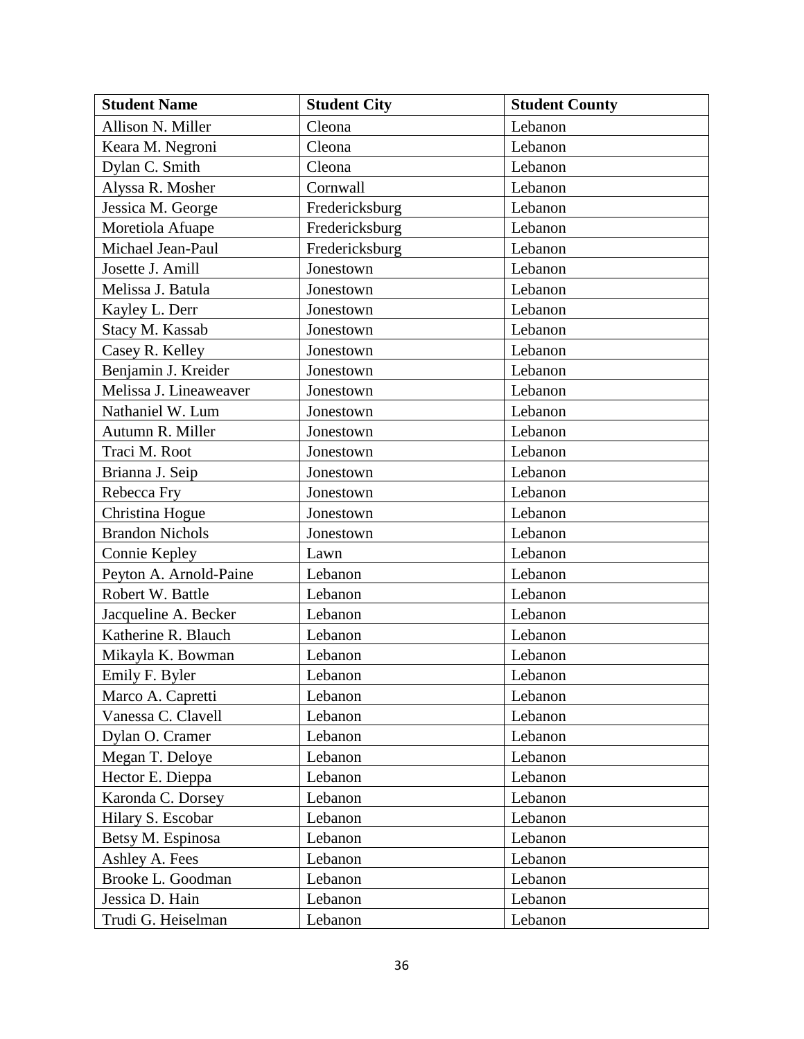| Student Name | Student City | Student County |
| --- | --- | --- |
| Allison N. Miller | Cleona | Lebanon |
| Keara M. Negroni | Cleona | Lebanon |
| Dylan C. Smith | Cleona | Lebanon |
| Alyssa R. Mosher | Cornwall | Lebanon |
| Jessica M. George | Fredericksburg | Lebanon |
| Moretiola Afuape | Fredericksburg | Lebanon |
| Michael Jean-Paul | Fredericksburg | Lebanon |
| Josette J. Amill | Jonestown | Lebanon |
| Melissa J. Batula | Jonestown | Lebanon |
| Kayley L. Derr | Jonestown | Lebanon |
| Stacy M. Kassab | Jonestown | Lebanon |
| Casey R. Kelley | Jonestown | Lebanon |
| Benjamin J. Kreider | Jonestown | Lebanon |
| Melissa J. Lineaweaver | Jonestown | Lebanon |
| Nathaniel W. Lum | Jonestown | Lebanon |
| Autumn R. Miller | Jonestown | Lebanon |
| Traci M. Root | Jonestown | Lebanon |
| Brianna J. Seip | Jonestown | Lebanon |
| Rebecca Fry | Jonestown | Lebanon |
| Christina Hogue | Jonestown | Lebanon |
| Brandon Nichols | Jonestown | Lebanon |
| Connie Kepley | Lawn | Lebanon |
| Peyton A. Arnold-Paine | Lebanon | Lebanon |
| Robert W. Battle | Lebanon | Lebanon |
| Jacqueline A. Becker | Lebanon | Lebanon |
| Katherine R. Blauch | Lebanon | Lebanon |
| Mikayla K. Bowman | Lebanon | Lebanon |
| Emily F. Byler | Lebanon | Lebanon |
| Marco A. Capretti | Lebanon | Lebanon |
| Vanessa C. Clavell | Lebanon | Lebanon |
| Dylan O. Cramer | Lebanon | Lebanon |
| Megan T. Deloye | Lebanon | Lebanon |
| Hector E. Dieppa | Lebanon | Lebanon |
| Karonda C. Dorsey | Lebanon | Lebanon |
| Hilary S. Escobar | Lebanon | Lebanon |
| Betsy M. Espinosa | Lebanon | Lebanon |
| Ashley A. Fees | Lebanon | Lebanon |
| Brooke L. Goodman | Lebanon | Lebanon |
| Jessica D. Hain | Lebanon | Lebanon |
| Trudi G. Heiselman | Lebanon | Lebanon |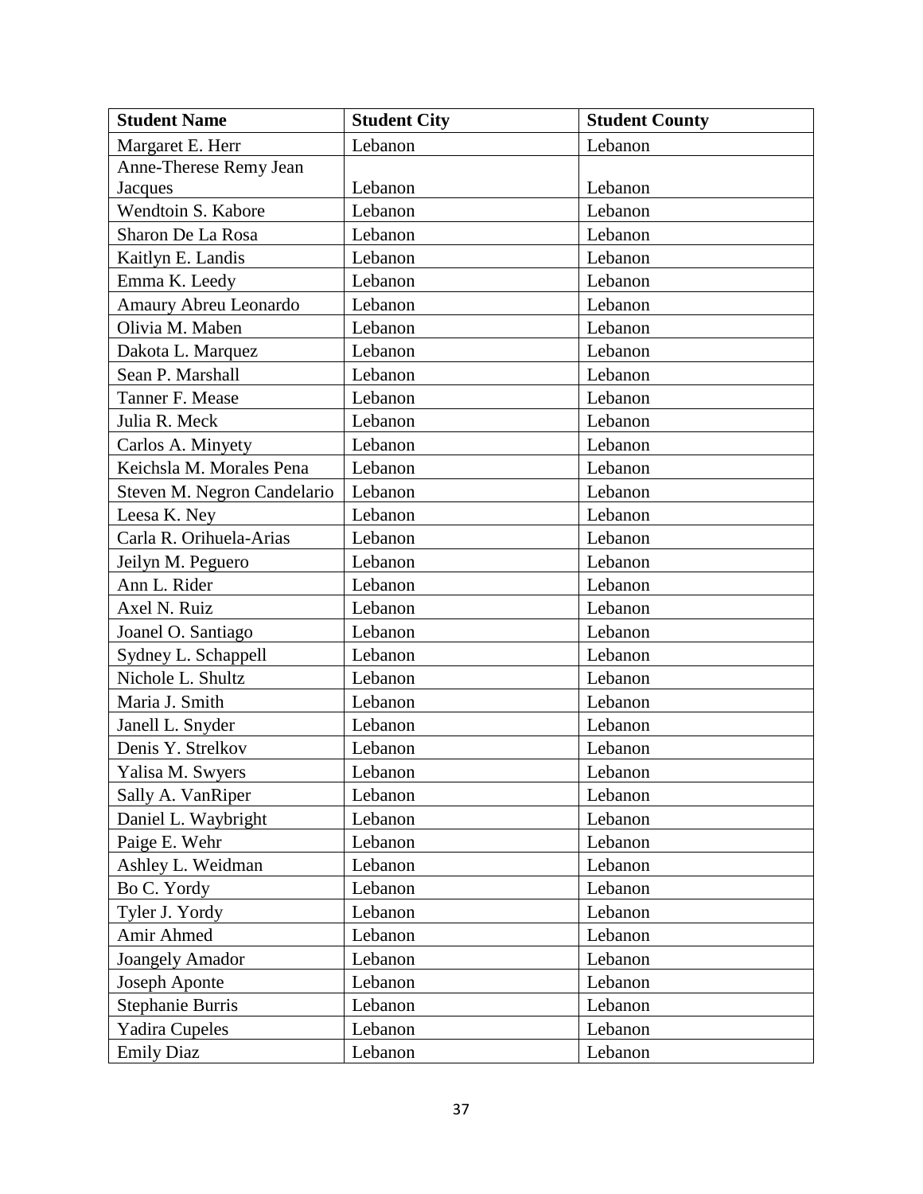| Student Name | Student City | Student County |
| --- | --- | --- |
| Margaret E. Herr | Lebanon | Lebanon |
| Anne-Therese Remy Jean Jacques | Lebanon | Lebanon |
| Wendtoin S. Kabore | Lebanon | Lebanon |
| Sharon De La Rosa | Lebanon | Lebanon |
| Kaitlyn E. Landis | Lebanon | Lebanon |
| Emma K. Leedy | Lebanon | Lebanon |
| Amaury Abreu Leonardo | Lebanon | Lebanon |
| Olivia M. Maben | Lebanon | Lebanon |
| Dakota L. Marquez | Lebanon | Lebanon |
| Sean P. Marshall | Lebanon | Lebanon |
| Tanner F. Mease | Lebanon | Lebanon |
| Julia R. Meck | Lebanon | Lebanon |
| Carlos A. Minyety | Lebanon | Lebanon |
| Keichsla M. Morales Pena | Lebanon | Lebanon |
| Steven M. Negron Candelario | Lebanon | Lebanon |
| Leesa K. Ney | Lebanon | Lebanon |
| Carla R. Orihuela-Arias | Lebanon | Lebanon |
| Jeilyn M. Peguero | Lebanon | Lebanon |
| Ann L. Rider | Lebanon | Lebanon |
| Axel N. Ruiz | Lebanon | Lebanon |
| Joanel O. Santiago | Lebanon | Lebanon |
| Sydney L. Schappell | Lebanon | Lebanon |
| Nichole L. Shultz | Lebanon | Lebanon |
| Maria J. Smith | Lebanon | Lebanon |
| Janell L. Snyder | Lebanon | Lebanon |
| Denis Y. Strelkov | Lebanon | Lebanon |
| Yalisa M. Swyers | Lebanon | Lebanon |
| Sally A. VanRiper | Lebanon | Lebanon |
| Daniel L. Waybright | Lebanon | Lebanon |
| Paige E. Wehr | Lebanon | Lebanon |
| Ashley L. Weidman | Lebanon | Lebanon |
| Bo C. Yordy | Lebanon | Lebanon |
| Tyler J. Yordy | Lebanon | Lebanon |
| Amir Ahmed | Lebanon | Lebanon |
| Joangely Amador | Lebanon | Lebanon |
| Joseph Aponte | Lebanon | Lebanon |
| Stephanie Burris | Lebanon | Lebanon |
| Yadira Cupeles | Lebanon | Lebanon |
| Emily Diaz | Lebanon | Lebanon |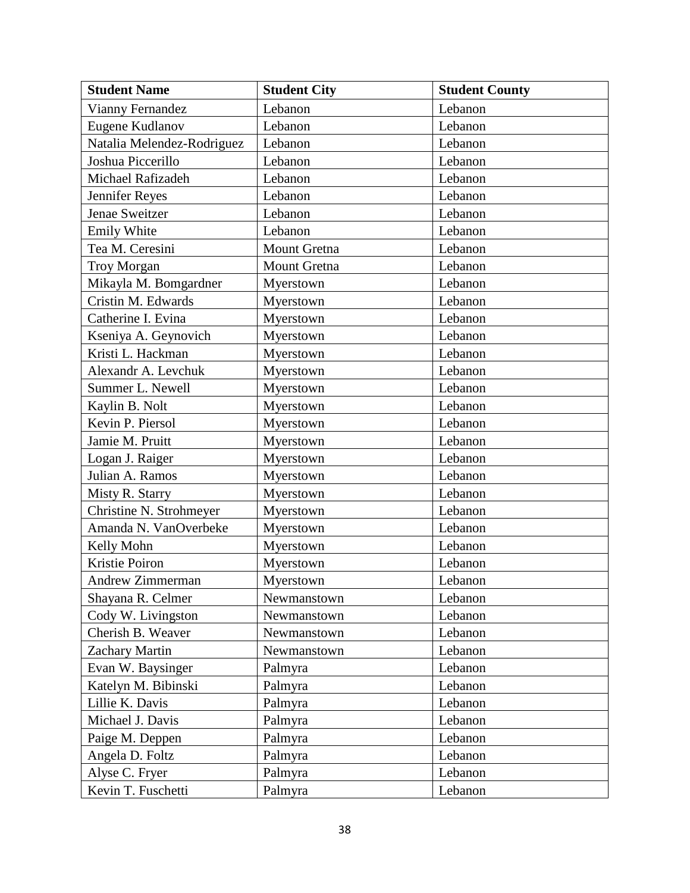| Student Name | Student City | Student County |
| --- | --- | --- |
| Vianny Fernandez | Lebanon | Lebanon |
| Eugene Kudlanov | Lebanon | Lebanon |
| Natalia Melendez-Rodriguez | Lebanon | Lebanon |
| Joshua Piccerillo | Lebanon | Lebanon |
| Michael Rafizadeh | Lebanon | Lebanon |
| Jennifer Reyes | Lebanon | Lebanon |
| Jenae Sweitzer | Lebanon | Lebanon |
| Emily White | Lebanon | Lebanon |
| Tea M. Ceresini | Mount Gretna | Lebanon |
| Troy Morgan | Mount Gretna | Lebanon |
| Mikayla M. Bomgardner | Myerstown | Lebanon |
| Cristin M. Edwards | Myerstown | Lebanon |
| Catherine I. Evina | Myerstown | Lebanon |
| Kseniya A. Geynovich | Myerstown | Lebanon |
| Kristi L. Hackman | Myerstown | Lebanon |
| Alexandr A. Levchuk | Myerstown | Lebanon |
| Summer L. Newell | Myerstown | Lebanon |
| Kaylin B. Nolt | Myerstown | Lebanon |
| Kevin P. Piersol | Myerstown | Lebanon |
| Jamie M. Pruitt | Myerstown | Lebanon |
| Logan J. Raiger | Myerstown | Lebanon |
| Julian A. Ramos | Myerstown | Lebanon |
| Misty R. Starry | Myerstown | Lebanon |
| Christine N. Strohmeyer | Myerstown | Lebanon |
| Amanda N. VanOverbeke | Myerstown | Lebanon |
| Kelly Mohn | Myerstown | Lebanon |
| Kristie Poiron | Myerstown | Lebanon |
| Andrew Zimmerman | Myerstown | Lebanon |
| Shayana R. Celmer | Newmanstown | Lebanon |
| Cody W. Livingston | Newmanstown | Lebanon |
| Cherish B. Weaver | Newmanstown | Lebanon |
| Zachary Martin | Newmanstown | Lebanon |
| Evan W. Baysinger | Palmyra | Lebanon |
| Katelyn M. Bibinski | Palmyra | Lebanon |
| Lillie K. Davis | Palmyra | Lebanon |
| Michael J. Davis | Palmyra | Lebanon |
| Paige M. Deppen | Palmyra | Lebanon |
| Angela D. Foltz | Palmyra | Lebanon |
| Alyse C. Fryer | Palmyra | Lebanon |
| Kevin T. Fuschetti | Palmyra | Lebanon |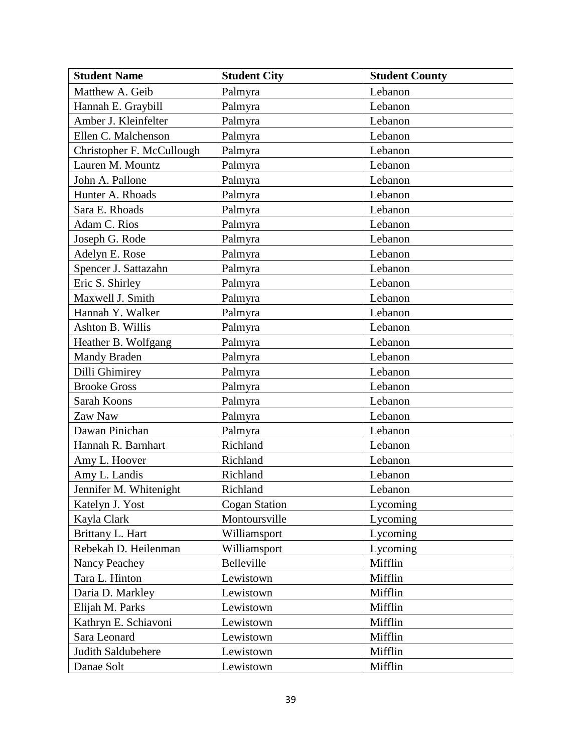| Student Name | Student City | Student County |
|---|---|---|
| Matthew A. Geib | Palmyra | Lebanon |
| Hannah E. Graybill | Palmyra | Lebanon |
| Amber J. Kleinfelter | Palmyra | Lebanon |
| Ellen C. Malchenson | Palmyra | Lebanon |
| Christopher F. McCullough | Palmyra | Lebanon |
| Lauren M. Mountz | Palmyra | Lebanon |
| John A. Pallone | Palmyra | Lebanon |
| Hunter A. Rhoads | Palmyra | Lebanon |
| Sara E. Rhoads | Palmyra | Lebanon |
| Adam C. Rios | Palmyra | Lebanon |
| Joseph G. Rode | Palmyra | Lebanon |
| Adelyn E. Rose | Palmyra | Lebanon |
| Spencer J. Sattazahn | Palmyra | Lebanon |
| Eric S. Shirley | Palmyra | Lebanon |
| Maxwell J. Smith | Palmyra | Lebanon |
| Hannah Y. Walker | Palmyra | Lebanon |
| Ashton B. Willis | Palmyra | Lebanon |
| Heather B. Wolfgang | Palmyra | Lebanon |
| Mandy Braden | Palmyra | Lebanon |
| Dilli Ghimirey | Palmyra | Lebanon |
| Brooke Gross | Palmyra | Lebanon |
| Sarah Koons | Palmyra | Lebanon |
| Zaw Naw | Palmyra | Lebanon |
| Dawan Pinichan | Palmyra | Lebanon |
| Hannah R. Barnhart | Richland | Lebanon |
| Amy L. Hoover | Richland | Lebanon |
| Amy L. Landis | Richland | Lebanon |
| Jennifer M. Whitenight | Richland | Lebanon |
| Katelyn J. Yost | Cogan Station | Lycoming |
| Kayla Clark | Montoursville | Lycoming |
| Brittany L. Hart | Williamsport | Lycoming |
| Rebekah D. Heilenman | Williamsport | Lycoming |
| Nancy Peachey | Belleville | Mifflin |
| Tara L. Hinton | Lewistown | Mifflin |
| Daria D. Markley | Lewistown | Mifflin |
| Elijah M. Parks | Lewistown | Mifflin |
| Kathryn E. Schiavoni | Lewistown | Mifflin |
| Sara Leonard | Lewistown | Mifflin |
| Judith Saldubehere | Lewistown | Mifflin |
| Danae Solt | Lewistown | Mifflin |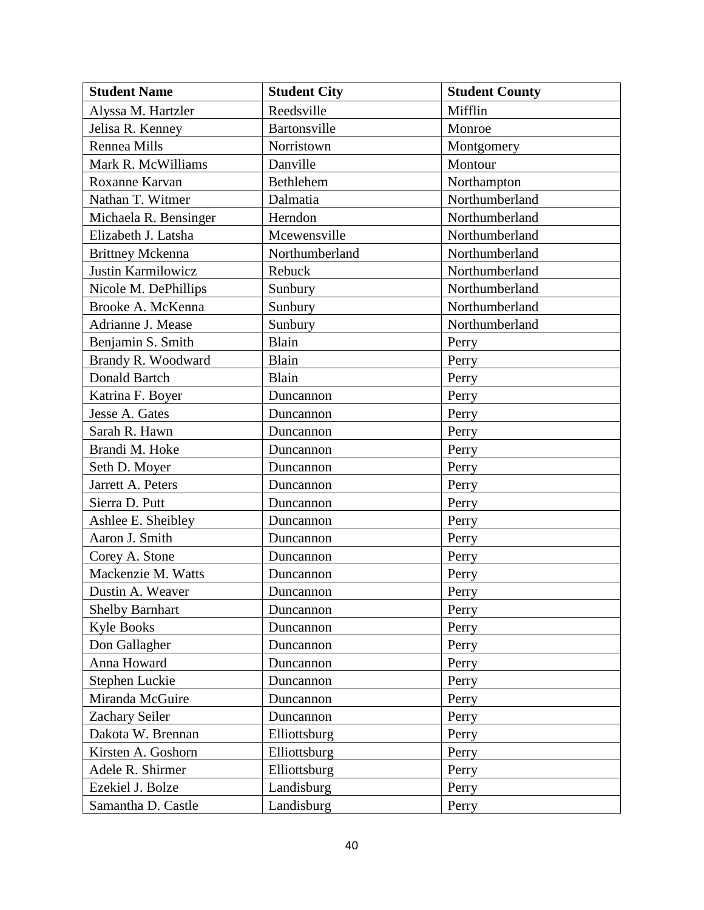| Student Name | Student City | Student County |
|---|---|---|
| Alyssa M. Hartzler | Reedsville | Mifflin |
| Jelisa R. Kenney | Bartonsville | Monroe |
| Rennea Mills | Norristown | Montgomery |
| Mark R. McWilliams | Danville | Montour |
| Roxanne Karvan | Bethlehem | Northampton |
| Nathan T. Witmer | Dalmatia | Northumberland |
| Michaela R. Bensinger | Herndon | Northumberland |
| Elizabeth J. Latsha | Mcewensville | Northumberland |
| Brittney Mckenna | Northumberland | Northumberland |
| Justin Karmilowicz | Rebuck | Northumberland |
| Nicole M. DePhillips | Sunbury | Northumberland |
| Brooke A. McKenna | Sunbury | Northumberland |
| Adrianne J. Mease | Sunbury | Northumberland |
| Benjamin S. Smith | Blain | Perry |
| Brandy R. Woodward | Blain | Perry |
| Donald Bartch | Blain | Perry |
| Katrina F. Boyer | Duncannon | Perry |
| Jesse A. Gates | Duncannon | Perry |
| Sarah R. Hawn | Duncannon | Perry |
| Brandi M. Hoke | Duncannon | Perry |
| Seth D. Moyer | Duncannon | Perry |
| Jarrett A. Peters | Duncannon | Perry |
| Sierra D. Putt | Duncannon | Perry |
| Ashlee E. Sheibley | Duncannon | Perry |
| Aaron J. Smith | Duncannon | Perry |
| Corey A. Stone | Duncannon | Perry |
| Mackenzie M. Watts | Duncannon | Perry |
| Dustin A. Weaver | Duncannon | Perry |
| Shelby Barnhart | Duncannon | Perry |
| Kyle Books | Duncannon | Perry |
| Don Gallagher | Duncannon | Perry |
| Anna Howard | Duncannon | Perry |
| Stephen Luckie | Duncannon | Perry |
| Miranda McGuire | Duncannon | Perry |
| Zachary Seiler | Duncannon | Perry |
| Dakota W. Brennan | Elliottsburg | Perry |
| Kirsten A. Goshorn | Elliottsburg | Perry |
| Adele R. Shirmer | Elliottsburg | Perry |
| Ezekiel J. Bolze | Landisburg | Perry |
| Samantha D. Castle | Landisburg | Perry |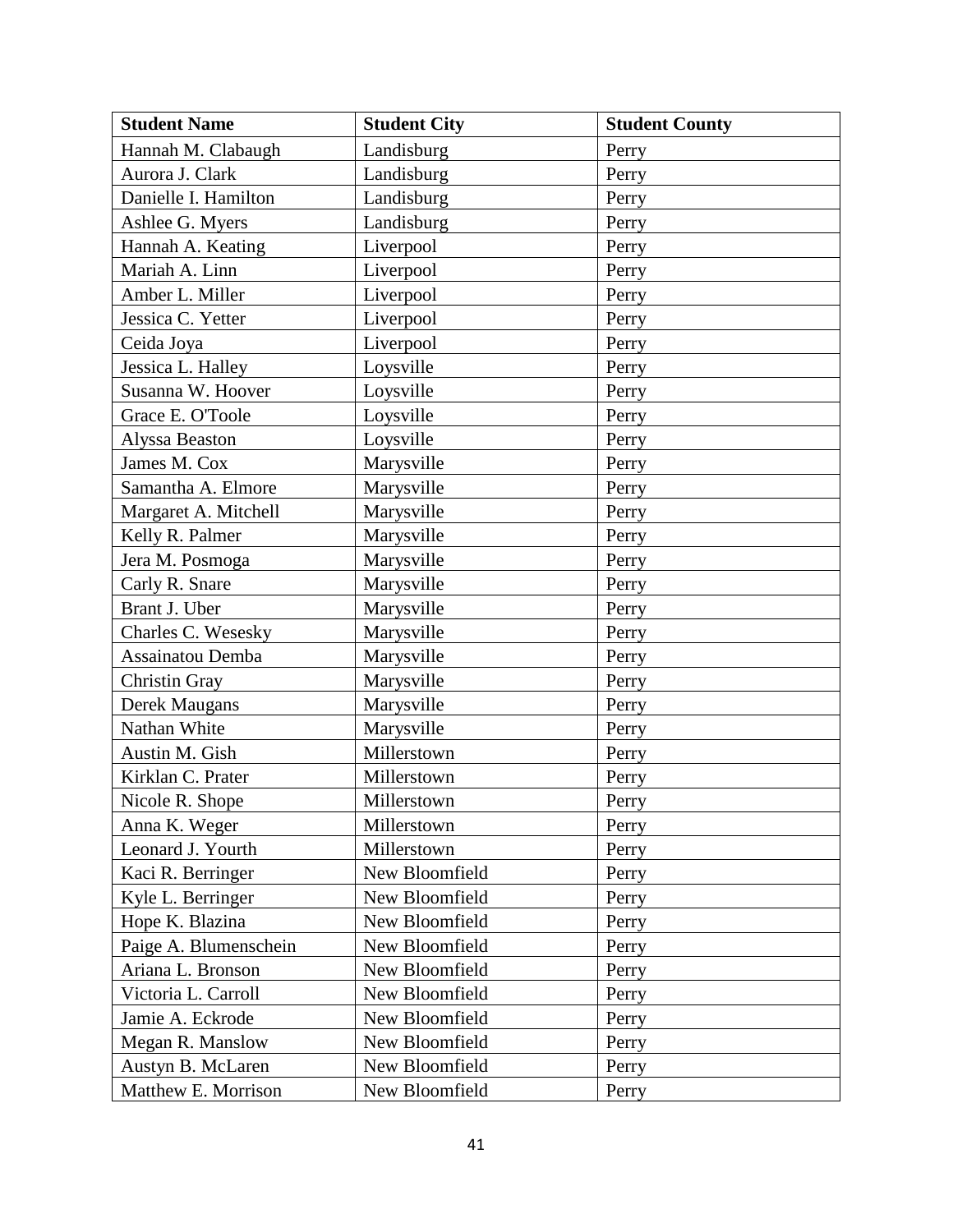| Student Name | Student City | Student County |
| --- | --- | --- |
| Hannah M. Clabaugh | Landisburg | Perry |
| Aurora J. Clark | Landisburg | Perry |
| Danielle I. Hamilton | Landisburg | Perry |
| Ashlee G. Myers | Landisburg | Perry |
| Hannah A. Keating | Liverpool | Perry |
| Mariah A. Linn | Liverpool | Perry |
| Amber L. Miller | Liverpool | Perry |
| Jessica C. Yetter | Liverpool | Perry |
| Ceida Joya | Liverpool | Perry |
| Jessica L. Halley | Loysville | Perry |
| Susanna W. Hoover | Loysville | Perry |
| Grace E. O'Toole | Loysville | Perry |
| Alyssa Beaston | Loysville | Perry |
| James M. Cox | Marysville | Perry |
| Samantha A. Elmore | Marysville | Perry |
| Margaret A. Mitchell | Marysville | Perry |
| Kelly R. Palmer | Marysville | Perry |
| Jera M. Posmoga | Marysville | Perry |
| Carly R. Snare | Marysville | Perry |
| Brant J. Uber | Marysville | Perry |
| Charles C. Wesesky | Marysville | Perry |
| Assainatou Demba | Marysville | Perry |
| Christin Gray | Marysville | Perry |
| Derek Maugans | Marysville | Perry |
| Nathan White | Marysville | Perry |
| Austin M. Gish | Millerstown | Perry |
| Kirklan C. Prater | Millerstown | Perry |
| Nicole R. Shope | Millerstown | Perry |
| Anna K. Weger | Millerstown | Perry |
| Leonard J. Yourth | Millerstown | Perry |
| Kaci R. Berringer | New Bloomfield | Perry |
| Kyle L. Berringer | New Bloomfield | Perry |
| Hope K. Blazina | New Bloomfield | Perry |
| Paige A. Blumenschein | New Bloomfield | Perry |
| Ariana L. Bronson | New Bloomfield | Perry |
| Victoria L. Carroll | New Bloomfield | Perry |
| Jamie A. Eckrode | New Bloomfield | Perry |
| Megan R. Manslow | New Bloomfield | Perry |
| Austyn B. McLaren | New Bloomfield | Perry |
| Matthew E. Morrison | New Bloomfield | Perry |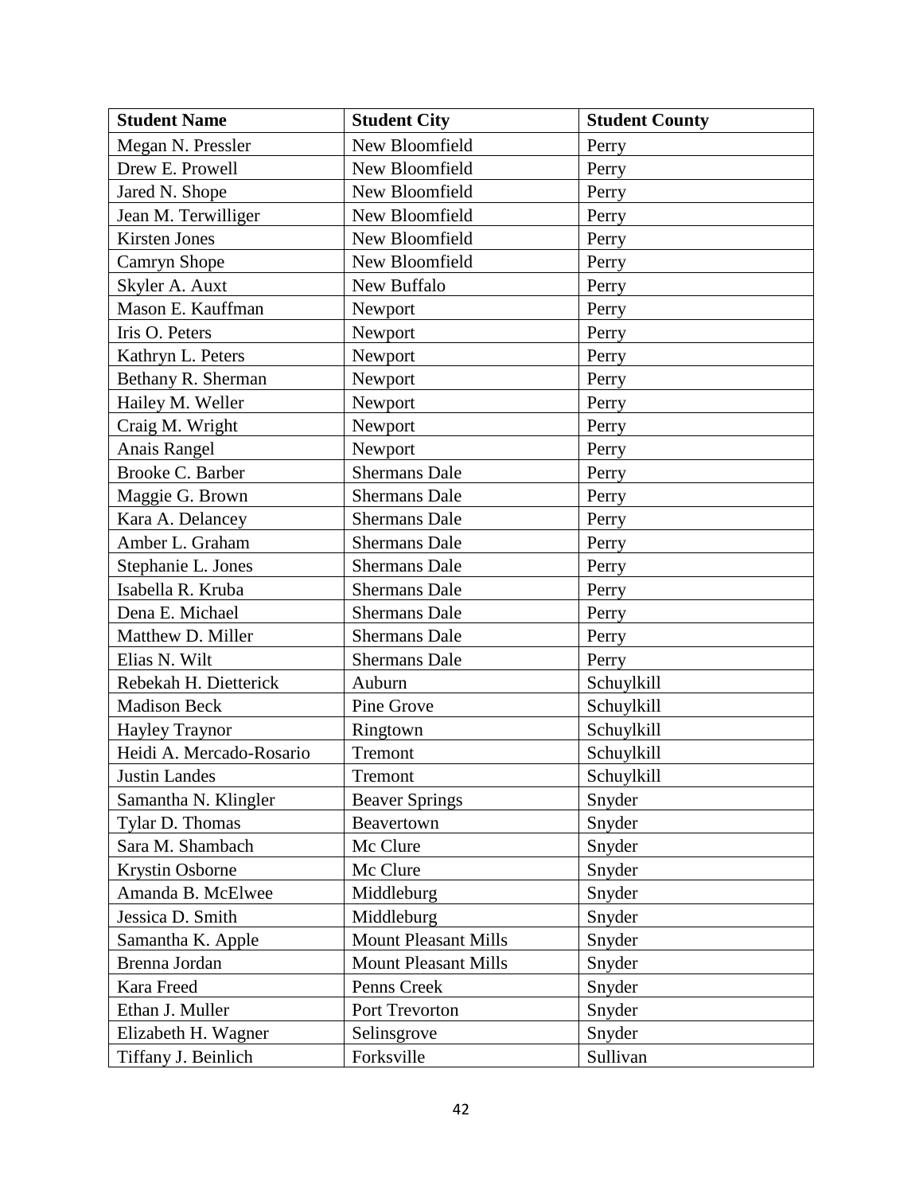| Student Name | Student City | Student County |
| --- | --- | --- |
| Megan N. Pressler | New Bloomfield | Perry |
| Drew E. Prowell | New Bloomfield | Perry |
| Jared N. Shope | New Bloomfield | Perry |
| Jean M. Terwilliger | New Bloomfield | Perry |
| Kirsten Jones | New Bloomfield | Perry |
| Camryn Shope | New Bloomfield | Perry |
| Skyler A. Auxt | New Buffalo | Perry |
| Mason E. Kauffman | Newport | Perry |
| Iris O. Peters | Newport | Perry |
| Kathryn L. Peters | Newport | Perry |
| Bethany R. Sherman | Newport | Perry |
| Hailey M. Weller | Newport | Perry |
| Craig M. Wright | Newport | Perry |
| Anais Rangel | Newport | Perry |
| Brooke C. Barber | Shermans Dale | Perry |
| Maggie G. Brown | Shermans Dale | Perry |
| Kara A. Delancey | Shermans Dale | Perry |
| Amber L. Graham | Shermans Dale | Perry |
| Stephanie L. Jones | Shermans Dale | Perry |
| Isabella R. Kruba | Shermans Dale | Perry |
| Dena E. Michael | Shermans Dale | Perry |
| Matthew D. Miller | Shermans Dale | Perry |
| Elias N. Wilt | Shermans Dale | Perry |
| Rebekah H. Dietterick | Auburn | Schuylkill |
| Madison Beck | Pine Grove | Schuylkill |
| Hayley Traynor | Ringtown | Schuylkill |
| Heidi A. Mercado-Rosario | Tremont | Schuylkill |
| Justin Landes | Tremont | Schuylkill |
| Samantha N. Klingler | Beaver Springs | Snyder |
| Tylar D. Thomas | Beavertown | Snyder |
| Sara M. Shambach | Mc Clure | Snyder |
| Krystin Osborne | Mc Clure | Snyder |
| Amanda B. McElwee | Middleburg | Snyder |
| Jessica D. Smith | Middleburg | Snyder |
| Samantha K. Apple | Mount Pleasant Mills | Snyder |
| Brenna Jordan | Mount Pleasant Mills | Snyder |
| Kara Freed | Penns Creek | Snyder |
| Ethan J. Muller | Port Trevorton | Snyder |
| Elizabeth H. Wagner | Selinsgrove | Snyder |
| Tiffany J. Beinlich | Forksville | Sullivan |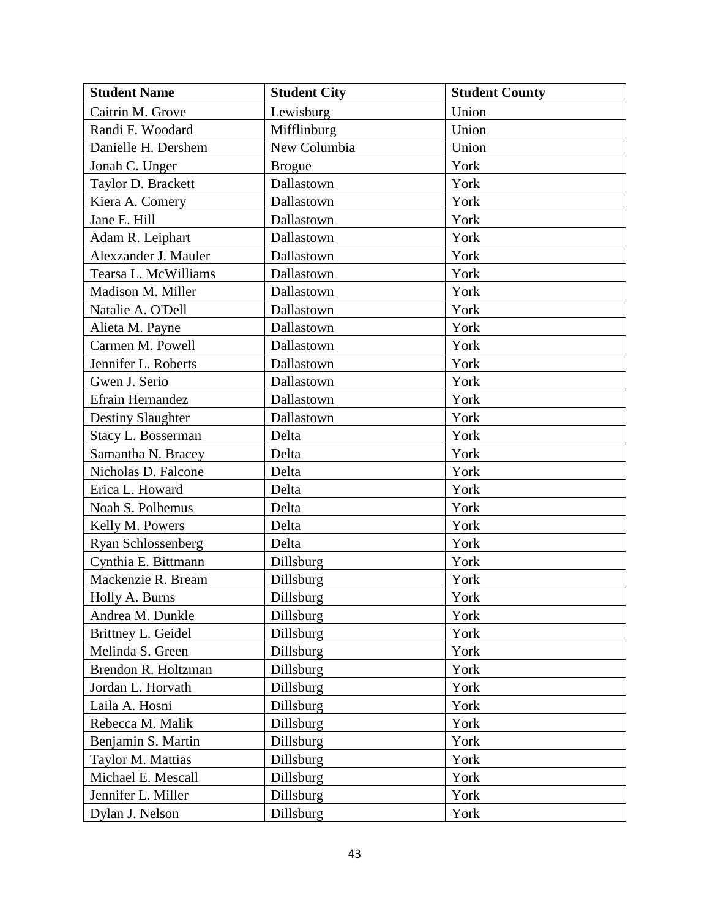| Student Name | Student City | Student County |
| --- | --- | --- |
| Caitrin M. Grove | Lewisburg | Union |
| Randi F. Woodard | Mifflinburg | Union |
| Danielle H. Dershem | New Columbia | Union |
| Jonah C. Unger | Brogue | York |
| Taylor D. Brackett | Dallastown | York |
| Kiera A. Comery | Dallastown | York |
| Jane E. Hill | Dallastown | York |
| Adam R. Leiphart | Dallastown | York |
| Alexzander J. Mauler | Dallastown | York |
| Tearsa L. McWilliams | Dallastown | York |
| Madison M. Miller | Dallastown | York |
| Natalie A. O'Dell | Dallastown | York |
| Alieta M. Payne | Dallastown | York |
| Carmen M. Powell | Dallastown | York |
| Jennifer L. Roberts | Dallastown | York |
| Gwen J. Serio | Dallastown | York |
| Efrain Hernandez | Dallastown | York |
| Destiny Slaughter | Dallastown | York |
| Stacy L. Bosserman | Delta | York |
| Samantha N. Bracey | Delta | York |
| Nicholas D. Falcone | Delta | York |
| Erica L. Howard | Delta | York |
| Noah S. Polhemus | Delta | York |
| Kelly M. Powers | Delta | York |
| Ryan Schlossenberg | Delta | York |
| Cynthia E. Bittmann | Dillsburg | York |
| Mackenzie R. Bream | Dillsburg | York |
| Holly A. Burns | Dillsburg | York |
| Andrea M. Dunkle | Dillsburg | York |
| Brittney L. Geidel | Dillsburg | York |
| Melinda S. Green | Dillsburg | York |
| Brendon R. Holtzman | Dillsburg | York |
| Jordan L. Horvath | Dillsburg | York |
| Laila A. Hosni | Dillsburg | York |
| Rebecca M. Malik | Dillsburg | York |
| Benjamin S. Martin | Dillsburg | York |
| Taylor M. Mattias | Dillsburg | York |
| Michael E. Mescall | Dillsburg | York |
| Jennifer L. Miller | Dillsburg | York |
| Dylan J. Nelson | Dillsburg | York |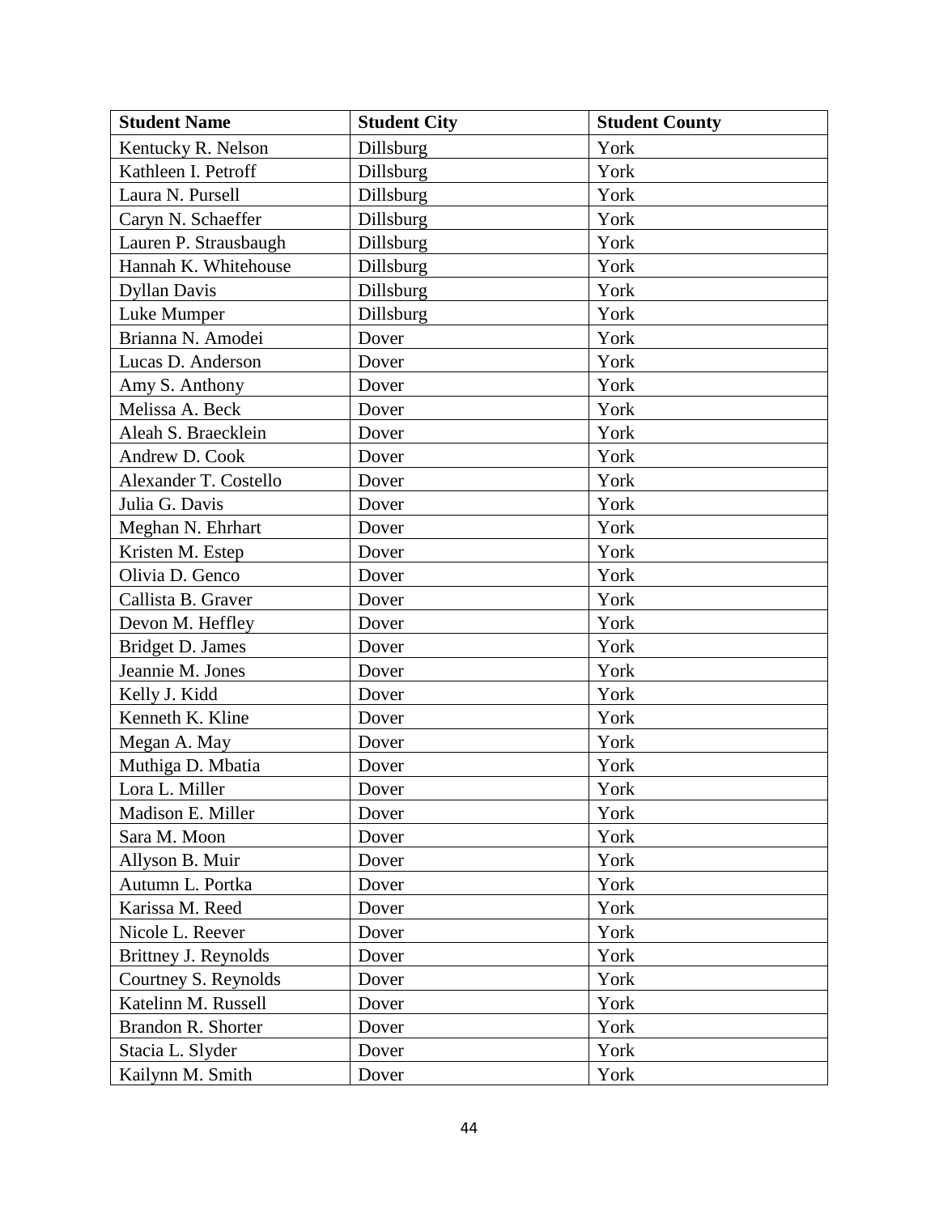| Student Name | Student City | Student County |
|---|---|---|
| Kentucky R. Nelson | Dillsburg | York |
| Kathleen I. Petroff | Dillsburg | York |
| Laura N. Pursell | Dillsburg | York |
| Caryn N. Schaeffer | Dillsburg | York |
| Lauren P. Strausbaugh | Dillsburg | York |
| Hannah K. Whitehouse | Dillsburg | York |
| Dyllan Davis | Dillsburg | York |
| Luke Mumper | Dillsburg | York |
| Brianna N. Amodei | Dover | York |
| Lucas D. Anderson | Dover | York |
| Amy S. Anthony | Dover | York |
| Melissa A. Beck | Dover | York |
| Aleah S. Braecklein | Dover | York |
| Andrew D. Cook | Dover | York |
| Alexander T. Costello | Dover | York |
| Julia G. Davis | Dover | York |
| Meghan N. Ehrhart | Dover | York |
| Kristen M. Estep | Dover | York |
| Olivia D. Genco | Dover | York |
| Callista B. Graver | Dover | York |
| Devon M. Heffley | Dover | York |
| Bridget D. James | Dover | York |
| Jeannie M. Jones | Dover | York |
| Kelly J. Kidd | Dover | York |
| Kenneth K. Kline | Dover | York |
| Megan A. May | Dover | York |
| Muthiga D. Mbatia | Dover | York |
| Lora L. Miller | Dover | York |
| Madison E. Miller | Dover | York |
| Sara M. Moon | Dover | York |
| Allyson B. Muir | Dover | York |
| Autumn L. Portka | Dover | York |
| Karissa M. Reed | Dover | York |
| Nicole L. Reever | Dover | York |
| Brittney J. Reynolds | Dover | York |
| Courtney S. Reynolds | Dover | York |
| Katelinn M. Russell | Dover | York |
| Brandon R. Shorter | Dover | York |
| Stacia L. Slyder | Dover | York |
| Kailynn M. Smith | Dover | York |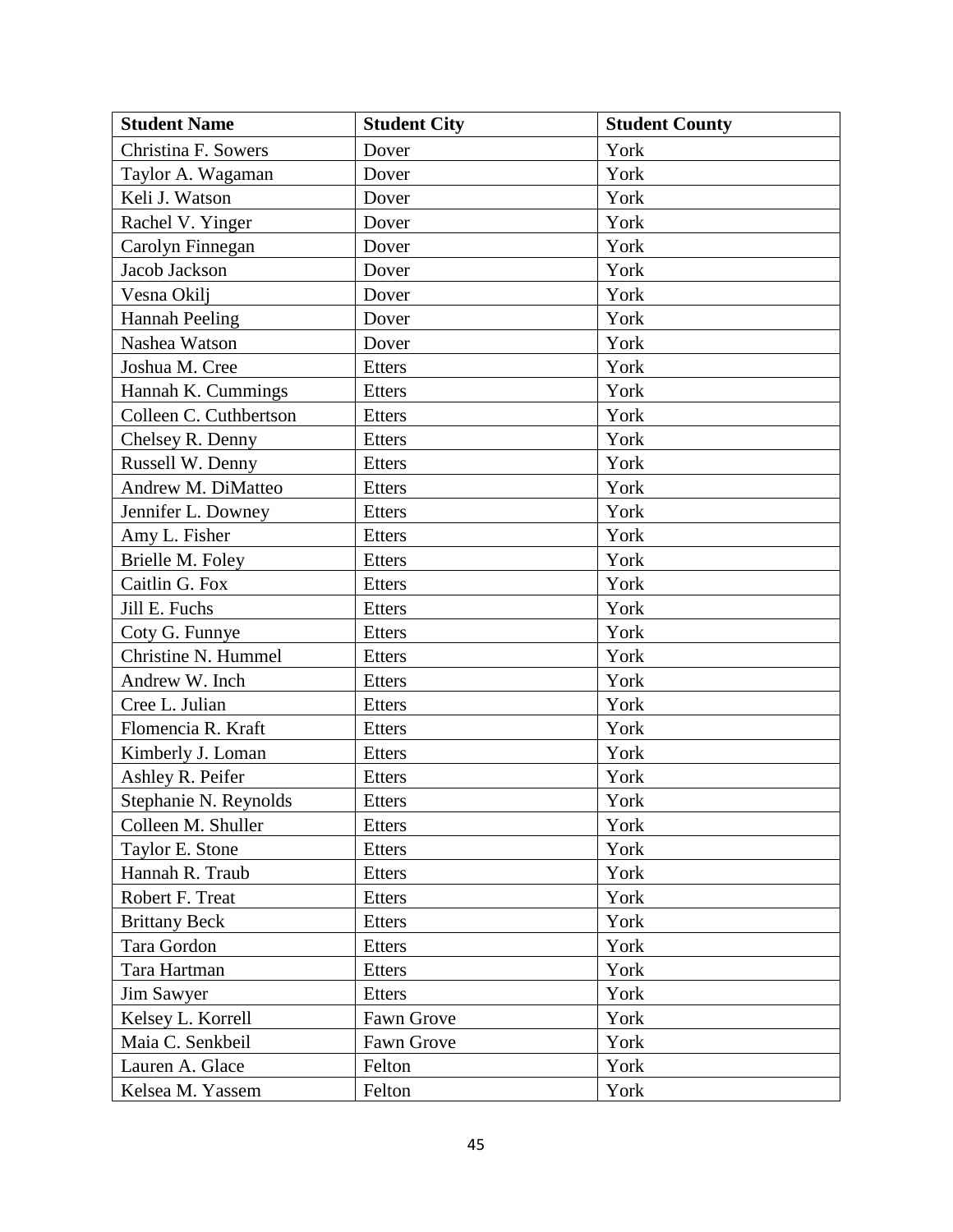| Student Name | Student City | Student County |
| --- | --- | --- |
| Christina F. Sowers | Dover | York |
| Taylor A. Wagaman | Dover | York |
| Keli J. Watson | Dover | York |
| Rachel V. Yinger | Dover | York |
| Carolyn Finnegan | Dover | York |
| Jacob Jackson | Dover | York |
| Vesna Okilj | Dover | York |
| Hannah Peeling | Dover | York |
| Nashea Watson | Dover | York |
| Joshua M. Cree | Etters | York |
| Hannah K. Cummings | Etters | York |
| Colleen C. Cuthbertson | Etters | York |
| Chelsey R. Denny | Etters | York |
| Russell W. Denny | Etters | York |
| Andrew M. DiMatteo | Etters | York |
| Jennifer L. Downey | Etters | York |
| Amy L. Fisher | Etters | York |
| Brielle M. Foley | Etters | York |
| Caitlin G. Fox | Etters | York |
| Jill E. Fuchs | Etters | York |
| Coty G. Funnye | Etters | York |
| Christine N. Hummel | Etters | York |
| Andrew W. Inch | Etters | York |
| Cree L. Julian | Etters | York |
| Flomencia R. Kraft | Etters | York |
| Kimberly J. Loman | Etters | York |
| Ashley R. Peifer | Etters | York |
| Stephanie N. Reynolds | Etters | York |
| Colleen M. Shuller | Etters | York |
| Taylor E. Stone | Etters | York |
| Hannah R. Traub | Etters | York |
| Robert F. Treat | Etters | York |
| Brittany Beck | Etters | York |
| Tara Gordon | Etters | York |
| Tara Hartman | Etters | York |
| Jim Sawyer | Etters | York |
| Kelsey L. Korrell | Fawn Grove | York |
| Maia C. Senkbeil | Fawn Grove | York |
| Lauren A. Glace | Felton | York |
| Kelsea M. Yassem | Felton | York |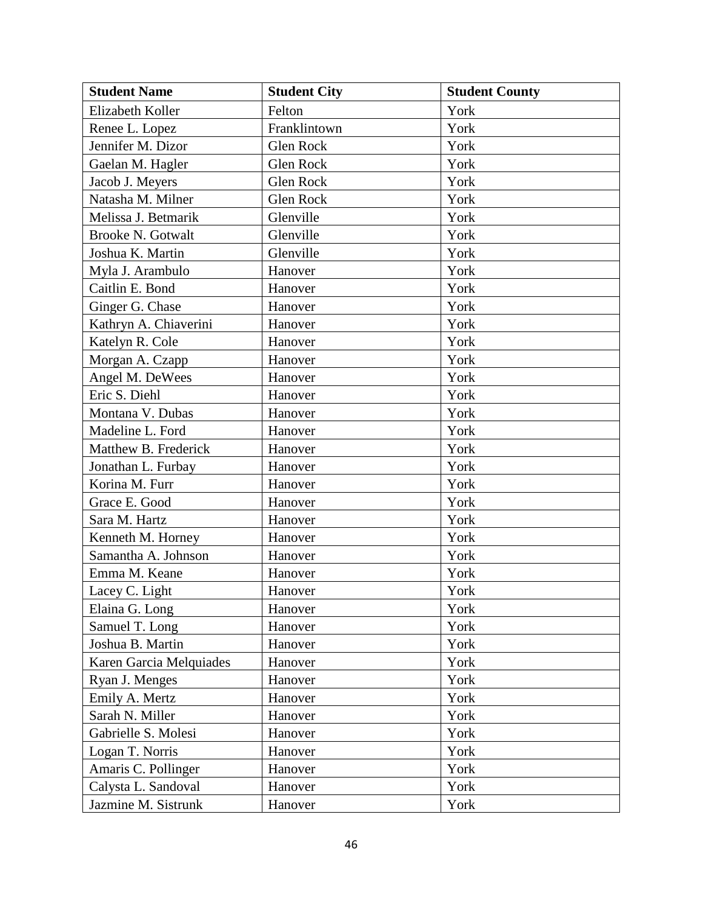| Student Name | Student City | Student County |
| --- | --- | --- |
| Elizabeth Koller | Felton | York |
| Renee L. Lopez | Franklintown | York |
| Jennifer M. Dizor | Glen Rock | York |
| Gaelan M. Hagler | Glen Rock | York |
| Jacob J. Meyers | Glen Rock | York |
| Natasha M. Milner | Glen Rock | York |
| Melissa J. Betmarik | Glenville | York |
| Brooke N. Gotwalt | Glenville | York |
| Joshua K. Martin | Glenville | York |
| Myla J. Arambulo | Hanover | York |
| Caitlin E. Bond | Hanover | York |
| Ginger G. Chase | Hanover | York |
| Kathryn A. Chiaverini | Hanover | York |
| Katelyn R. Cole | Hanover | York |
| Morgan A. Czapp | Hanover | York |
| Angel M. DeWees | Hanover | York |
| Eric S. Diehl | Hanover | York |
| Montana V. Dubas | Hanover | York |
| Madeline L. Ford | Hanover | York |
| Matthew B. Frederick | Hanover | York |
| Jonathan L. Furbay | Hanover | York |
| Korina M. Furr | Hanover | York |
| Grace E. Good | Hanover | York |
| Sara M. Hartz | Hanover | York |
| Kenneth M. Horney | Hanover | York |
| Samantha A. Johnson | Hanover | York |
| Emma M. Keane | Hanover | York |
| Lacey C. Light | Hanover | York |
| Elaina G. Long | Hanover | York |
| Samuel T. Long | Hanover | York |
| Joshua B. Martin | Hanover | York |
| Karen Garcia Melquiades | Hanover | York |
| Ryan J. Menges | Hanover | York |
| Emily A. Mertz | Hanover | York |
| Sarah N. Miller | Hanover | York |
| Gabrielle S. Molesi | Hanover | York |
| Logan T. Norris | Hanover | York |
| Amaris C. Pollinger | Hanover | York |
| Calysta L. Sandoval | Hanover | York |
| Jazmine M. Sistrunk | Hanover | York |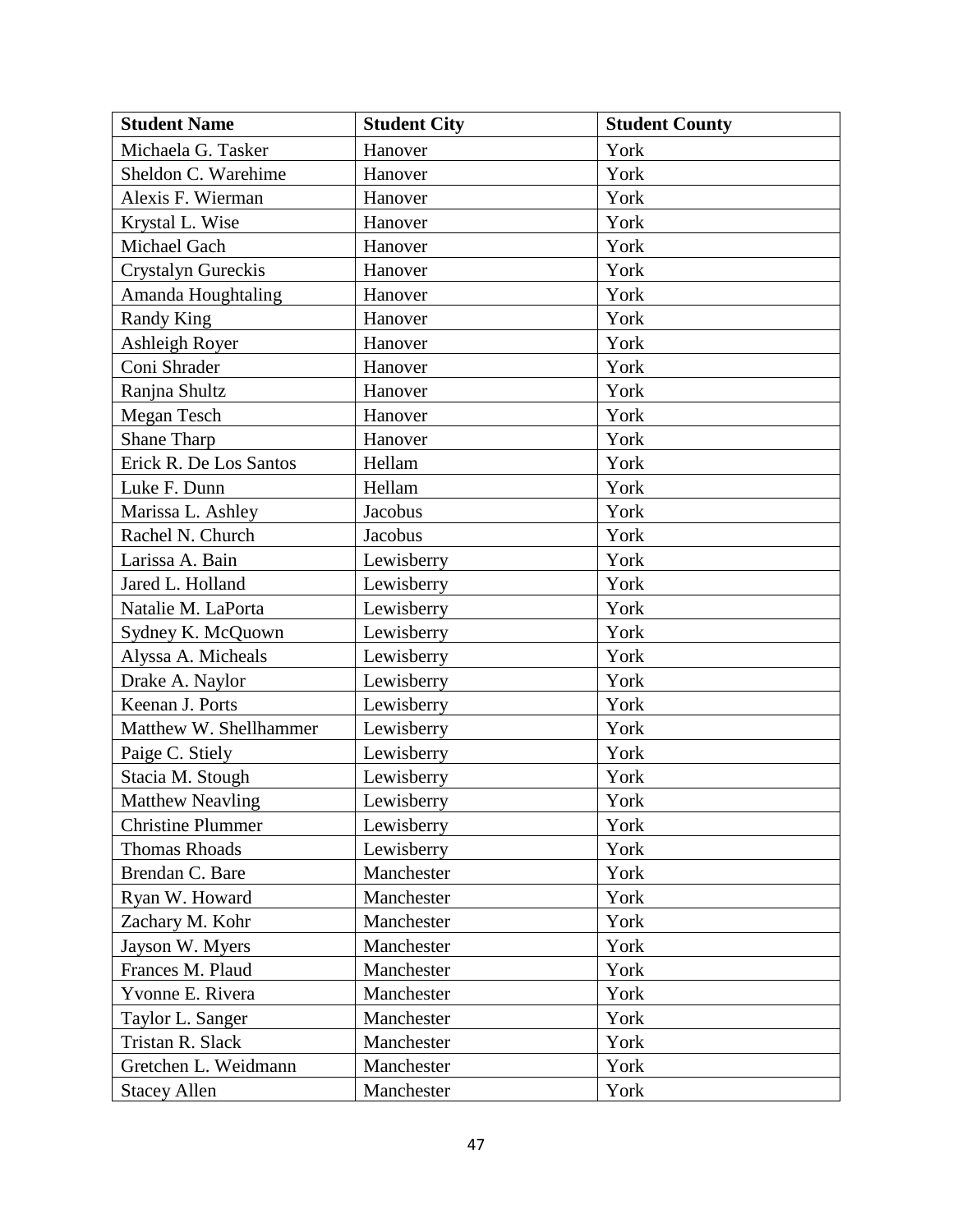| Student Name | Student City | Student County |
| --- | --- | --- |
| Michaela G. Tasker | Hanover | York |
| Sheldon C. Warehime | Hanover | York |
| Alexis F. Wierman | Hanover | York |
| Krystal L. Wise | Hanover | York |
| Michael Gach | Hanover | York |
| Crystalyn Gureckis | Hanover | York |
| Amanda Houghtaling | Hanover | York |
| Randy King | Hanover | York |
| Ashleigh Royer | Hanover | York |
| Coni Shrader | Hanover | York |
| Ranjna Shultz | Hanover | York |
| Megan Tesch | Hanover | York |
| Shane Tharp | Hanover | York |
| Erick R. De Los Santos | Hellam | York |
| Luke F. Dunn | Hellam | York |
| Marissa L. Ashley | Jacobus | York |
| Rachel N. Church | Jacobus | York |
| Larissa A. Bain | Lewisberry | York |
| Jared L. Holland | Lewisberry | York |
| Natalie M. LaPorta | Lewisberry | York |
| Sydney K. McQuown | Lewisberry | York |
| Alyssa A. Micheals | Lewisberry | York |
| Drake A. Naylor | Lewisberry | York |
| Keenan J. Ports | Lewisberry | York |
| Matthew W. Shellhammer | Lewisberry | York |
| Paige C. Stiely | Lewisberry | York |
| Stacia M. Stough | Lewisberry | York |
| Matthew Neavling | Lewisberry | York |
| Christine Plummer | Lewisberry | York |
| Thomas Rhoads | Lewisberry | York |
| Brendan C. Bare | Manchester | York |
| Ryan W. Howard | Manchester | York |
| Zachary M. Kohr | Manchester | York |
| Jayson W. Myers | Manchester | York |
| Frances M. Plaud | Manchester | York |
| Yvonne E. Rivera | Manchester | York |
| Taylor L. Sanger | Manchester | York |
| Tristan R. Slack | Manchester | York |
| Gretchen L. Weidmann | Manchester | York |
| Stacey Allen | Manchester | York |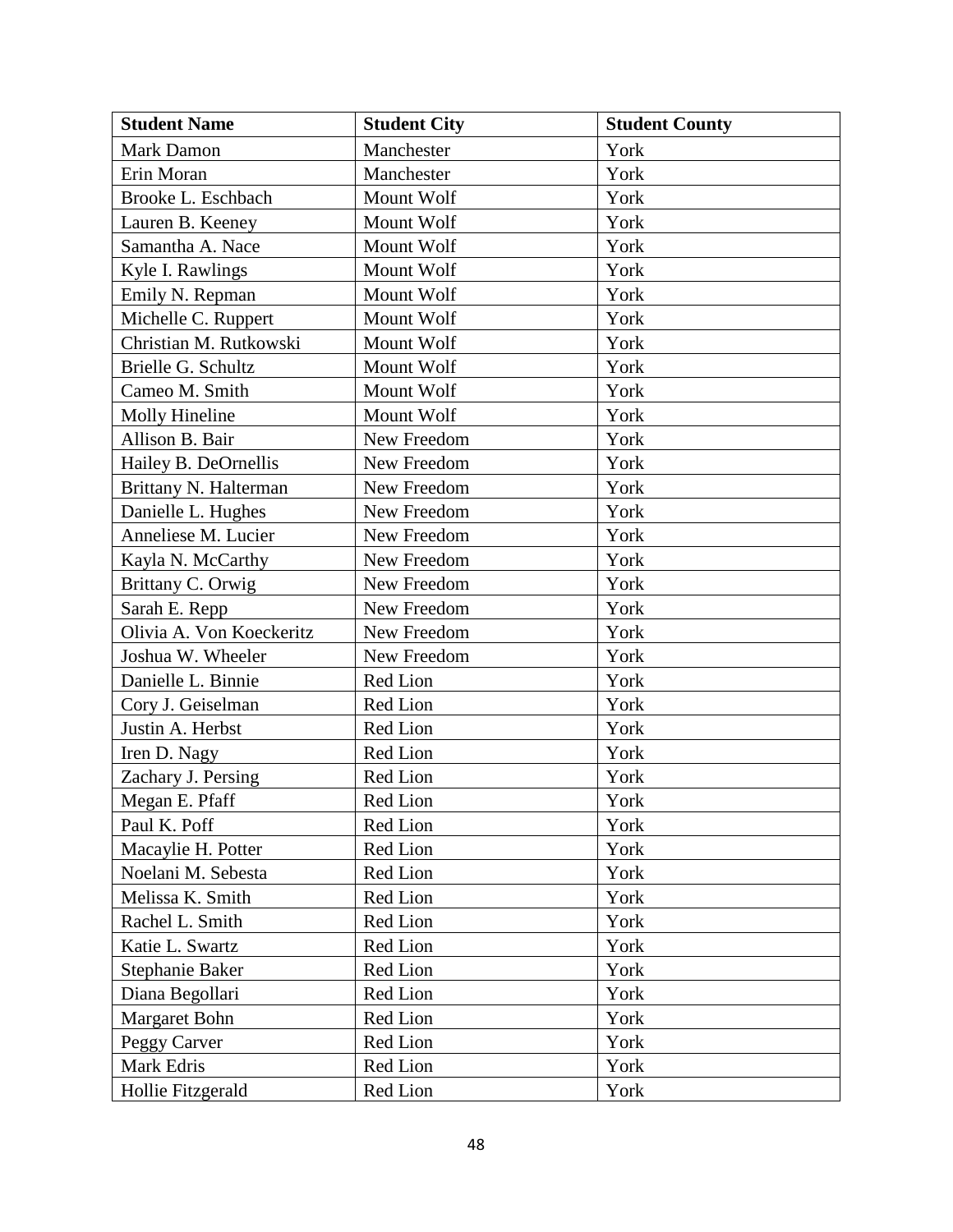| Student Name | Student City | Student County |
| --- | --- | --- |
| Mark Damon | Manchester | York |
| Erin Moran | Manchester | York |
| Brooke L. Eschbach | Mount Wolf | York |
| Lauren B. Keeney | Mount Wolf | York |
| Samantha A. Nace | Mount Wolf | York |
| Kyle I. Rawlings | Mount Wolf | York |
| Emily N. Repman | Mount Wolf | York |
| Michelle C. Ruppert | Mount Wolf | York |
| Christian M. Rutkowski | Mount Wolf | York |
| Brielle G. Schultz | Mount Wolf | York |
| Cameo M. Smith | Mount Wolf | York |
| Molly Hineline | Mount Wolf | York |
| Allison B. Bair | New Freedom | York |
| Hailey B. DeOrnellis | New Freedom | York |
| Brittany N. Halterman | New Freedom | York |
| Danielle L. Hughes | New Freedom | York |
| Anneliese M. Lucier | New Freedom | York |
| Kayla N. McCarthy | New Freedom | York |
| Brittany C. Orwig | New Freedom | York |
| Sarah E. Repp | New Freedom | York |
| Olivia A. Von Koeckeritz | New Freedom | York |
| Joshua W. Wheeler | New Freedom | York |
| Danielle L. Binnie | Red Lion | York |
| Cory J. Geiselman | Red Lion | York |
| Justin A. Herbst | Red Lion | York |
| Iren D. Nagy | Red Lion | York |
| Zachary J. Persing | Red Lion | York |
| Megan E. Pfaff | Red Lion | York |
| Paul K. Poff | Red Lion | York |
| Macaylie H. Potter | Red Lion | York |
| Noelani M. Sebesta | Red Lion | York |
| Melissa K. Smith | Red Lion | York |
| Rachel L. Smith | Red Lion | York |
| Katie L. Swartz | Red Lion | York |
| Stephanie Baker | Red Lion | York |
| Diana Begollari | Red Lion | York |
| Margaret Bohn | Red Lion | York |
| Peggy Carver | Red Lion | York |
| Mark Edris | Red Lion | York |
| Hollie Fitzgerald | Red Lion | York |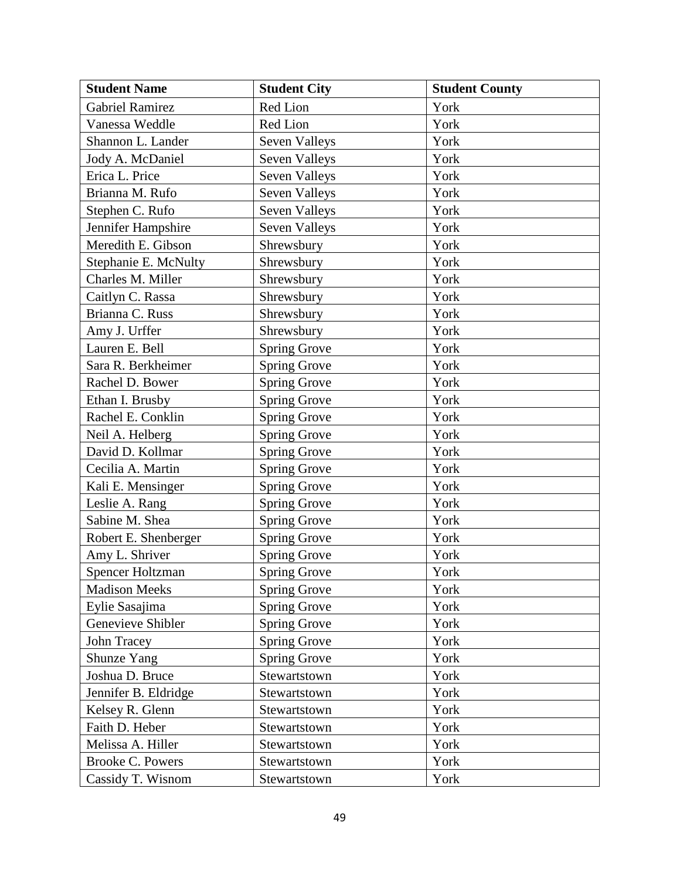| Student Name | Student City | Student County |
| --- | --- | --- |
| Gabriel Ramirez | Red Lion | York |
| Vanessa Weddle | Red Lion | York |
| Shannon L. Lander | Seven Valleys | York |
| Jody A. McDaniel | Seven Valleys | York |
| Erica L. Price | Seven Valleys | York |
| Brianna M. Rufo | Seven Valleys | York |
| Stephen C. Rufo | Seven Valleys | York |
| Jennifer Hampshire | Seven Valleys | York |
| Meredith E. Gibson | Shrewsbury | York |
| Stephanie E. McNulty | Shrewsbury | York |
| Charles M. Miller | Shrewsbury | York |
| Caitlyn C. Rassa | Shrewsbury | York |
| Brianna C. Russ | Shrewsbury | York |
| Amy J. Urffer | Shrewsbury | York |
| Lauren E. Bell | Spring Grove | York |
| Sara R. Berkheimer | Spring Grove | York |
| Rachel D. Bower | Spring Grove | York |
| Ethan I. Brusby | Spring Grove | York |
| Rachel E. Conklin | Spring Grove | York |
| Neil A. Helberg | Spring Grove | York |
| David D. Kollmar | Spring Grove | York |
| Cecilia A. Martin | Spring Grove | York |
| Kali E. Mensinger | Spring Grove | York |
| Leslie A. Rang | Spring Grove | York |
| Sabine M. Shea | Spring Grove | York |
| Robert E. Shenberger | Spring Grove | York |
| Amy L. Shriver | Spring Grove | York |
| Spencer Holtzman | Spring Grove | York |
| Madison Meeks | Spring Grove | York |
| Eylie Sasajima | Spring Grove | York |
| Genevieve Shibler | Spring Grove | York |
| John Tracey | Spring Grove | York |
| Shunze Yang | Spring Grove | York |
| Joshua D. Bruce | Stewartstown | York |
| Jennifer B. Eldridge | Stewartstown | York |
| Kelsey R. Glenn | Stewartstown | York |
| Faith D. Heber | Stewartstown | York |
| Melissa A. Hiller | Stewartstown | York |
| Brooke C. Powers | Stewartstown | York |
| Cassidy T. Wisnom | Stewartstown | York |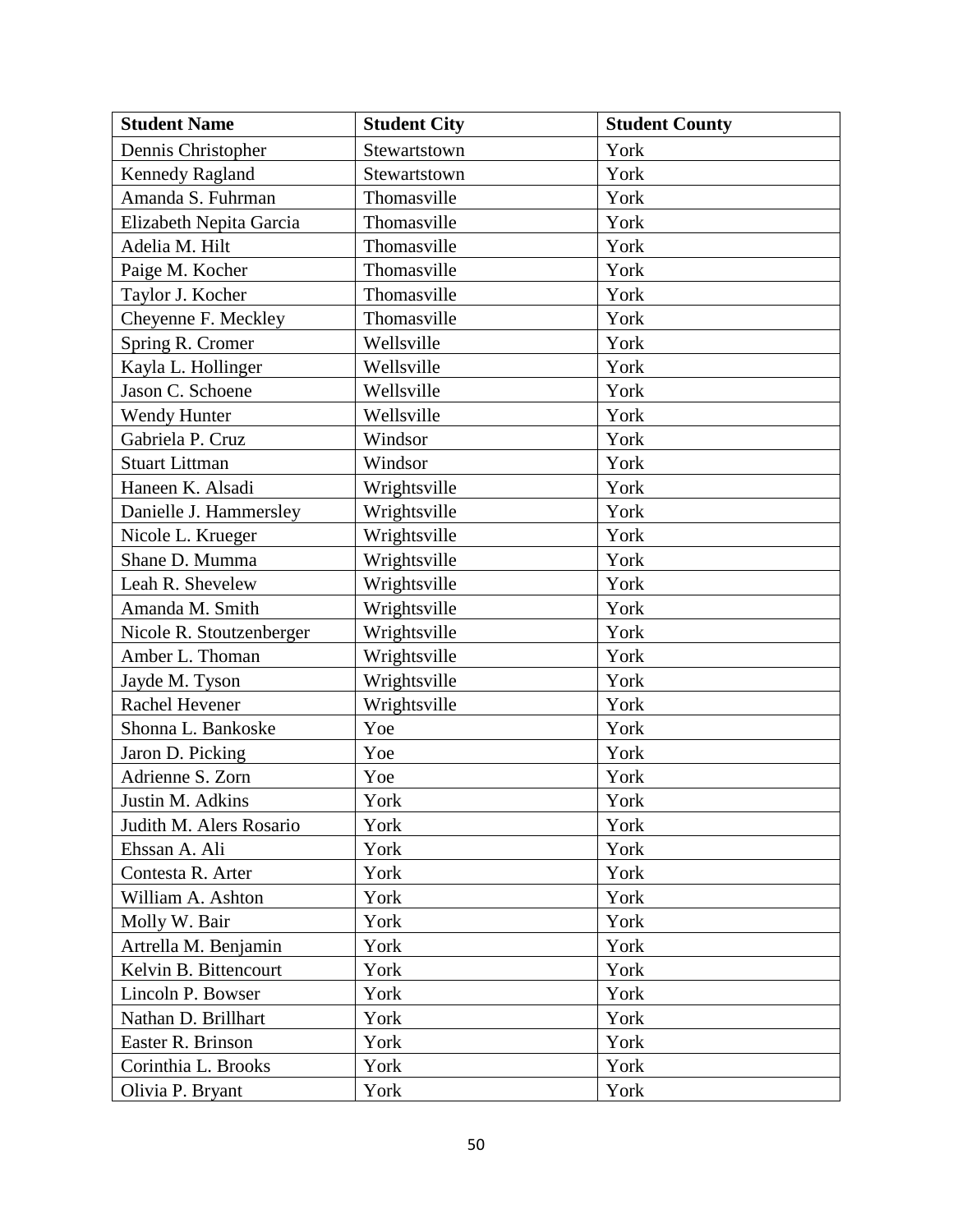| Student Name | Student City | Student County |
|---|---|---|
| Dennis Christopher | Stewartstown | York |
| Kennedy Ragland | Stewartstown | York |
| Amanda S. Fuhrman | Thomasville | York |
| Elizabeth Nepita Garcia | Thomasville | York |
| Adelia M. Hilt | Thomasville | York |
| Paige M. Kocher | Thomasville | York |
| Taylor J. Kocher | Thomasville | York |
| Cheyenne F. Meckley | Thomasville | York |
| Spring R. Cromer | Wellsville | York |
| Kayla L. Hollinger | Wellsville | York |
| Jason C. Schoene | Wellsville | York |
| Wendy Hunter | Wellsville | York |
| Gabriela P. Cruz | Windsor | York |
| Stuart Littman | Windsor | York |
| Haneen K. Alsadi | Wrightsville | York |
| Danielle J. Hammersley | Wrightsville | York |
| Nicole L. Krueger | Wrightsville | York |
| Shane D. Mumma | Wrightsville | York |
| Leah R. Shevelew | Wrightsville | York |
| Amanda M. Smith | Wrightsville | York |
| Nicole R. Stoutzenberger | Wrightsville | York |
| Amber L. Thoman | Wrightsville | York |
| Jayde M. Tyson | Wrightsville | York |
| Rachel Hevener | Wrightsville | York |
| Shonna L. Bankoske | Yoe | York |
| Jaron D. Picking | Yoe | York |
| Adrienne S. Zorn | Yoe | York |
| Justin M. Adkins | York | York |
| Judith M. Alers Rosario | York | York |
| Ehssan A. Ali | York | York |
| Contesta R. Arter | York | York |
| William A. Ashton | York | York |
| Molly W. Bair | York | York |
| Artrella M. Benjamin | York | York |
| Kelvin B. Bittencourt | York | York |
| Lincoln P. Bowser | York | York |
| Nathan D. Brillhart | York | York |
| Easter R. Brinson | York | York |
| Corinthia L. Brooks | York | York |
| Olivia P. Bryant | York | York |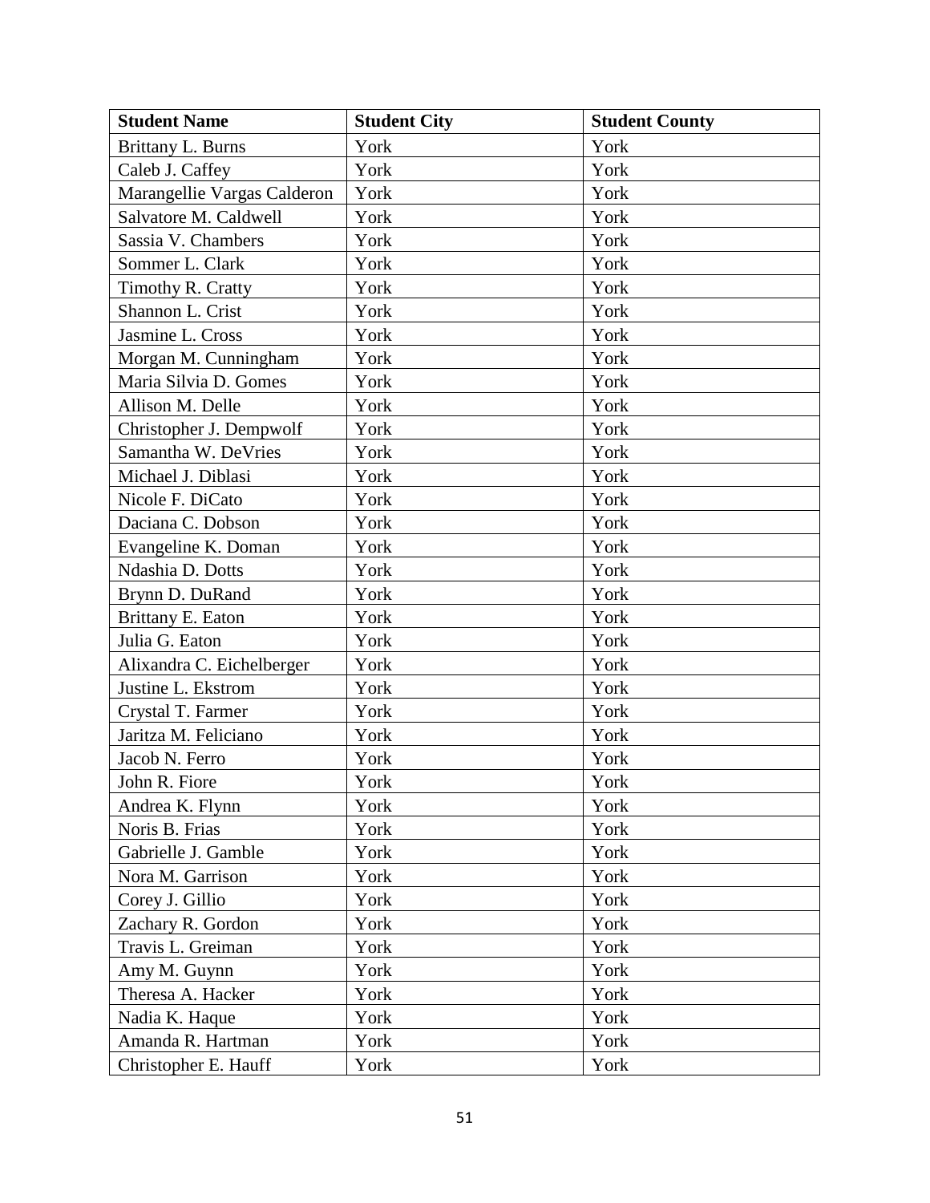| Student Name | Student City | Student County |
| --- | --- | --- |
| Brittany L. Burns | York | York |
| Caleb J. Caffey | York | York |
| Marangellie Vargas Calderon | York | York |
| Salvatore M. Caldwell | York | York |
| Sassia V. Chambers | York | York |
| Sommer L. Clark | York | York |
| Timothy R. Cratty | York | York |
| Shannon L. Crist | York | York |
| Jasmine L. Cross | York | York |
| Morgan M. Cunningham | York | York |
| Maria Silvia D. Gomes | York | York |
| Allison M. Delle | York | York |
| Christopher J. Dempwolf | York | York |
| Samantha W. DeVries | York | York |
| Michael J. Diblasi | York | York |
| Nicole F. DiCato | York | York |
| Daciana C. Dobson | York | York |
| Evangeline K. Doman | York | York |
| Ndashia D. Dotts | York | York |
| Brynn D. DuRand | York | York |
| Brittany E. Eaton | York | York |
| Julia G. Eaton | York | York |
| Alixandra C. Eichelberger | York | York |
| Justine L. Ekstrom | York | York |
| Crystal T. Farmer | York | York |
| Jaritza M. Feliciano | York | York |
| Jacob N. Ferro | York | York |
| John R. Fiore | York | York |
| Andrea K. Flynn | York | York |
| Noris B. Frias | York | York |
| Gabrielle J. Gamble | York | York |
| Nora M. Garrison | York | York |
| Corey J. Gillio | York | York |
| Zachary R. Gordon | York | York |
| Travis L. Greiman | York | York |
| Amy M. Guynn | York | York |
| Theresa A. Hacker | York | York |
| Nadia K. Haque | York | York |
| Amanda R. Hartman | York | York |
| Christopher E. Hauff | York | York |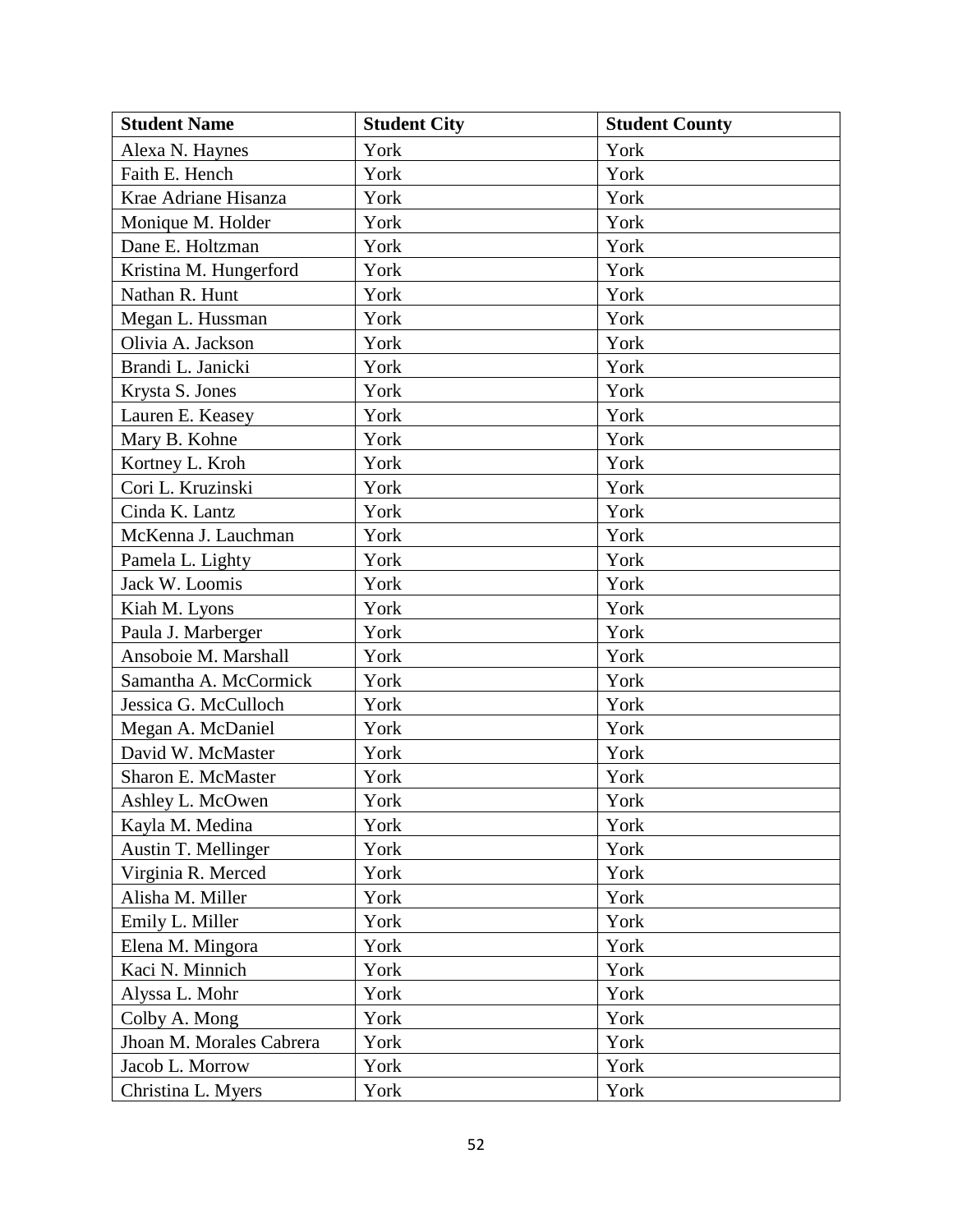| Student Name | Student City | Student County |
|---|---|---|
| Alexa N. Haynes | York | York |
| Faith E. Hench | York | York |
| Krae Adriane Hisanza | York | York |
| Monique M. Holder | York | York |
| Dane E. Holtzman | York | York |
| Kristina M. Hungerford | York | York |
| Nathan R. Hunt | York | York |
| Megan L. Hussman | York | York |
| Olivia A. Jackson | York | York |
| Brandi L. Janicki | York | York |
| Krysta S. Jones | York | York |
| Lauren E. Keasey | York | York |
| Mary B. Kohne | York | York |
| Kortney L. Kroh | York | York |
| Cori L. Kruzinski | York | York |
| Cinda K. Lantz | York | York |
| McKenna J. Lauchman | York | York |
| Pamela L. Lighty | York | York |
| Jack W. Loomis | York | York |
| Kiah M. Lyons | York | York |
| Paula J. Marberger | York | York |
| Ansoboie M. Marshall | York | York |
| Samantha A. McCormick | York | York |
| Jessica G. McCulloch | York | York |
| Megan A. McDaniel | York | York |
| David W. McMaster | York | York |
| Sharon E. McMaster | York | York |
| Ashley L. McOwen | York | York |
| Kayla M. Medina | York | York |
| Austin T. Mellinger | York | York |
| Virginia R. Merced | York | York |
| Alisha M. Miller | York | York |
| Emily L. Miller | York | York |
| Elena M. Mingora | York | York |
| Kaci N. Minnich | York | York |
| Alyssa L. Mohr | York | York |
| Colby A. Mong | York | York |
| Jhoan M. Morales Cabrera | York | York |
| Jacob L. Morrow | York | York |
| Christina L. Myers | York | York |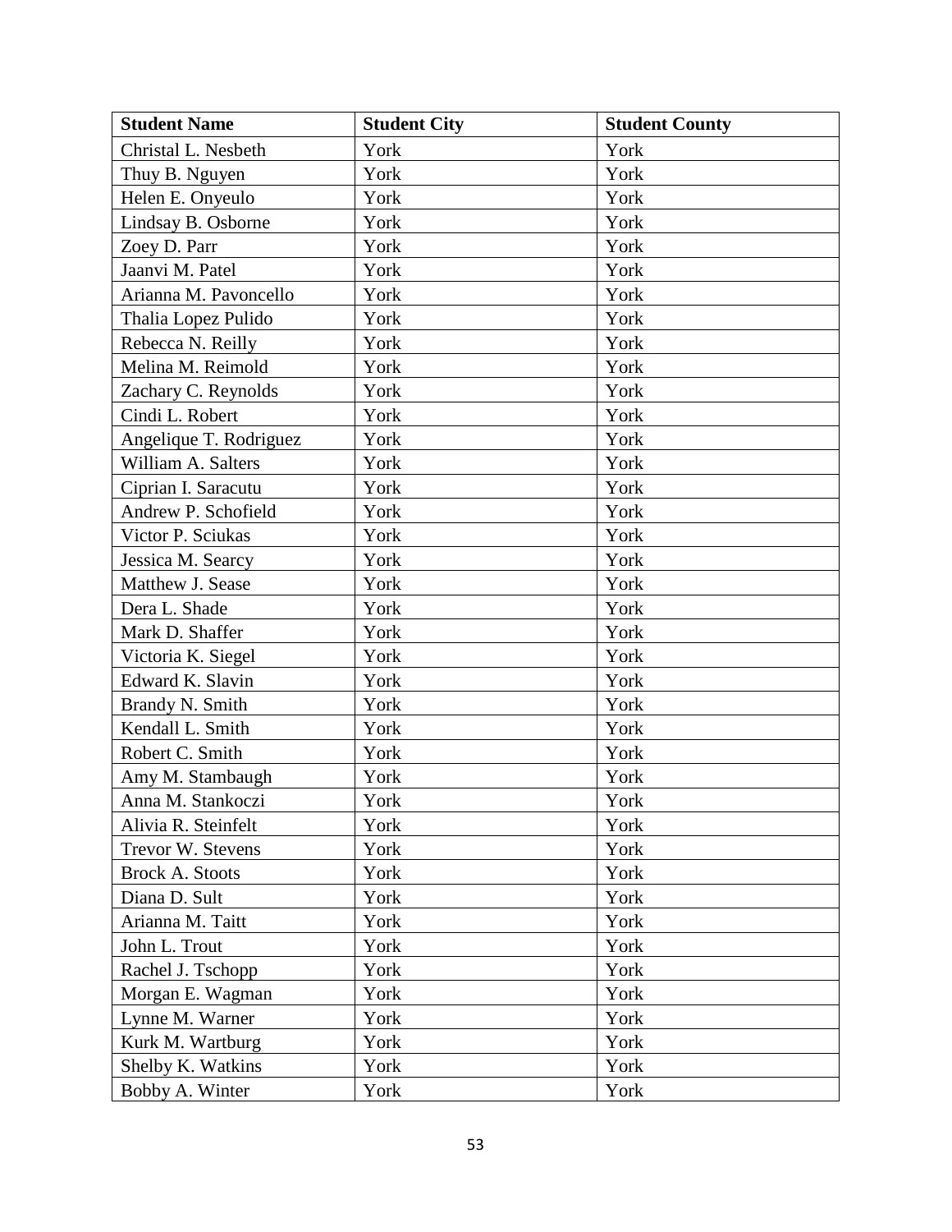| Student Name | Student City | Student County |
| --- | --- | --- |
| Christal L. Nesbeth | York | York |
| Thuy B. Nguyen | York | York |
| Helen E. Onyeulo | York | York |
| Lindsay B. Osborne | York | York |
| Zoey D. Parr | York | York |
| Jaanvi M. Patel | York | York |
| Arianna M. Pavoncello | York | York |
| Thalia Lopez Pulido | York | York |
| Rebecca N. Reilly | York | York |
| Melina M. Reimold | York | York |
| Zachary C. Reynolds | York | York |
| Cindi L. Robert | York | York |
| Angelique T. Rodriguez | York | York |
| William A. Salters | York | York |
| Ciprian I. Saracutu | York | York |
| Andrew P. Schofield | York | York |
| Victor P. Sciukas | York | York |
| Jessica M. Searcy | York | York |
| Matthew J. Sease | York | York |
| Dera L. Shade | York | York |
| Mark D. Shaffer | York | York |
| Victoria K. Siegel | York | York |
| Edward K. Slavin | York | York |
| Brandy N. Smith | York | York |
| Kendall L. Smith | York | York |
| Robert C. Smith | York | York |
| Amy M. Stambaugh | York | York |
| Anna M. Stankoczi | York | York |
| Alivia R. Steinfelt | York | York |
| Trevor W. Stevens | York | York |
| Brock A. Stoots | York | York |
| Diana D. Sult | York | York |
| Arianna M. Taitt | York | York |
| John L. Trout | York | York |
| Rachel J. Tschopp | York | York |
| Morgan E. Wagman | York | York |
| Lynne M. Warner | York | York |
| Kurk M. Wartburg | York | York |
| Shelby K. Watkins | York | York |
| Bobby A. Winter | York | York |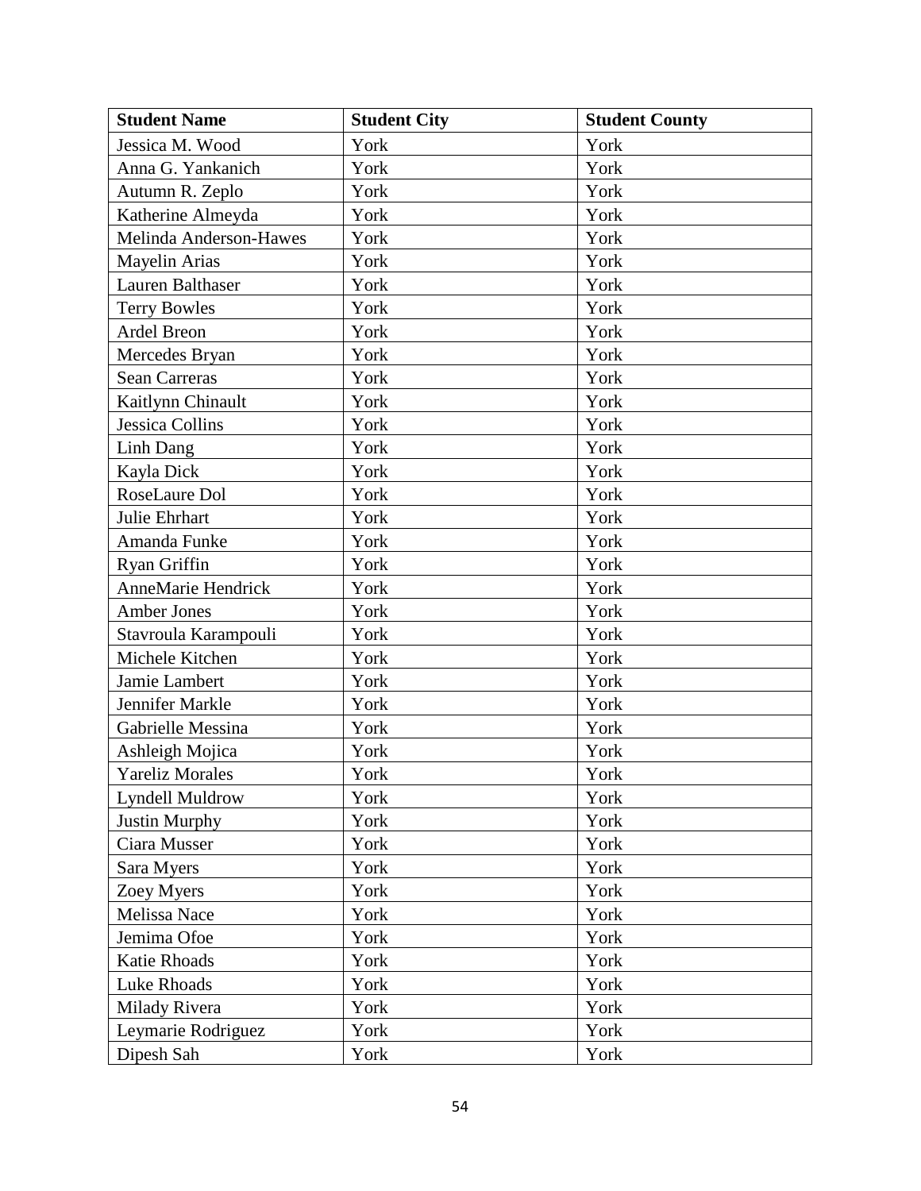| Student Name | Student City | Student County |
| --- | --- | --- |
| Jessica M. Wood | York | York |
| Anna G. Yankanich | York | York |
| Autumn R. Zeplo | York | York |
| Katherine Almeyda | York | York |
| Melinda Anderson-Hawes | York | York |
| Mayelin Arias | York | York |
| Lauren Balthaser | York | York |
| Terry Bowles | York | York |
| Ardel Breon | York | York |
| Mercedes Bryan | York | York |
| Sean Carreras | York | York |
| Kaitlynn Chinault | York | York |
| Jessica Collins | York | York |
| Linh Dang | York | York |
| Kayla Dick | York | York |
| RoseLaure Dol | York | York |
| Julie Ehrhart | York | York |
| Amanda Funke | York | York |
| Ryan Griffin | York | York |
| AnneMarie Hendrick | York | York |
| Amber Jones | York | York |
| Stavroula Karampouli | York | York |
| Michele Kitchen | York | York |
| Jamie Lambert | York | York |
| Jennifer Markle | York | York |
| Gabrielle Messina | York | York |
| Ashleigh Mojica | York | York |
| Yareliz Morales | York | York |
| Lyndell Muldrow | York | York |
| Justin Murphy | York | York |
| Ciara Musser | York | York |
| Sara Myers | York | York |
| Zoey Myers | York | York |
| Melissa Nace | York | York |
| Jemima Ofoe | York | York |
| Katie Rhoads | York | York |
| Luke Rhoads | York | York |
| Milady Rivera | York | York |
| Leymarie Rodriguez | York | York |
| Dipesh Sah | York | York |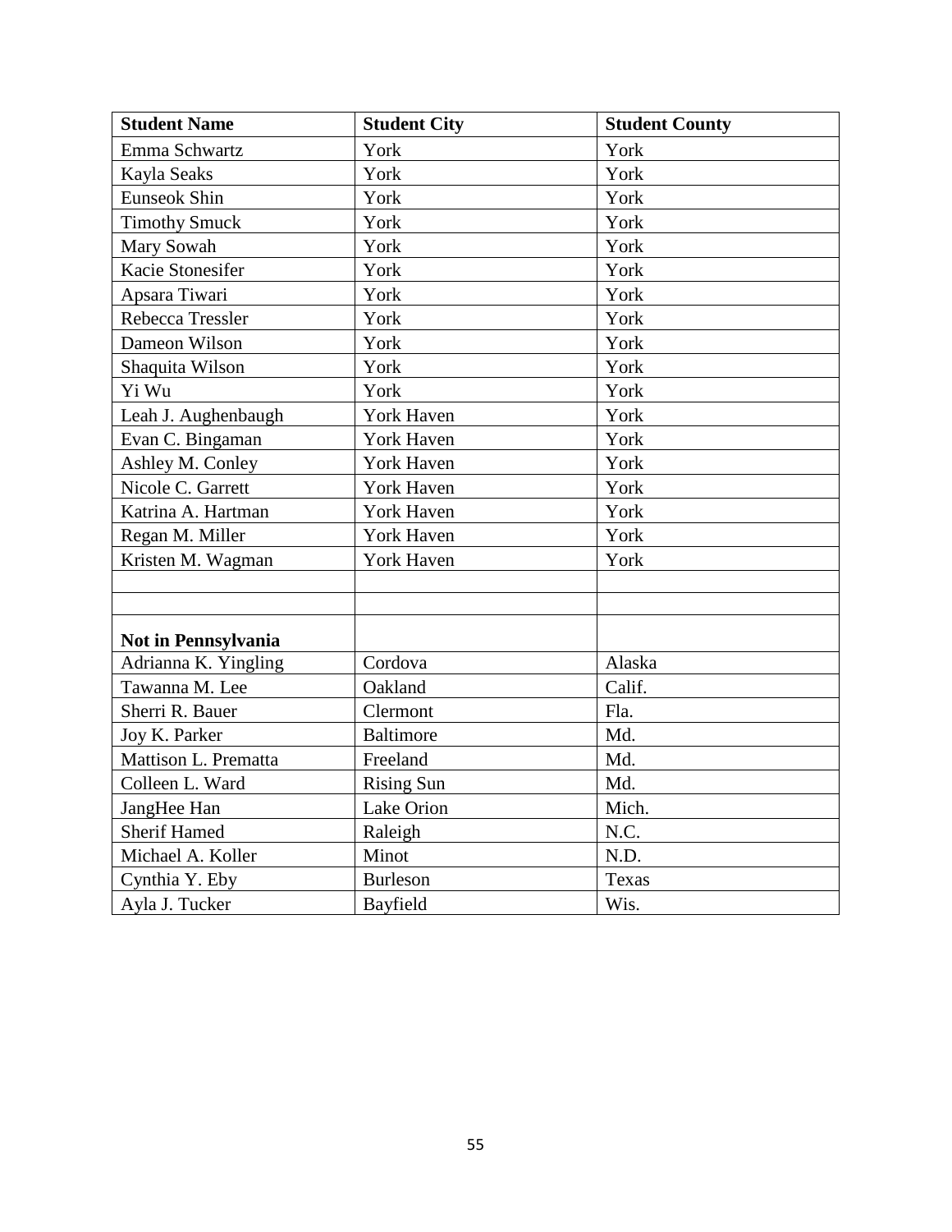| Student Name | Student City | Student County |
|---|---|---|
| Emma Schwartz | York | York |
| Kayla Seaks | York | York |
| Eunseok Shin | York | York |
| Timothy Smuck | York | York |
| Mary Sowah | York | York |
| Kacie Stonesifer | York | York |
| Apsara Tiwari | York | York |
| Rebecca Tressler | York | York |
| Dameon Wilson | York | York |
| Shaquita Wilson | York | York |
| Yi Wu | York | York |
| Leah J. Aughenbaugh | York Haven | York |
| Evan C. Bingaman | York Haven | York |
| Ashley M. Conley | York Haven | York |
| Nicole C. Garrett | York Haven | York |
| Katrina A. Hartman | York Haven | York |
| Regan M. Miller | York Haven | York |
| Kristen M. Wagman | York Haven | York |
| | | |
| | | |
| **Not in Pennsylvania** | | |
| Adrianna K. Yingling | Cordova | Alaska |
| Tawanna M. Lee | Oakland | Calif. |
| Sherri R. Bauer | Clermont | Fla. |
| Joy K. Parker | Baltimore | Md. |
| Mattison L. Prematta | Freeland | Md. |
| Colleen L. Ward | Rising Sun | Md. |
| JangHee Han | Lake Orion | Mich. |
| Sherif Hamed | Raleigh | N.C. |
| Michael A. Koller | Minot | N.D. |
| Cynthia Y. Eby | Burleson | Texas |
| Ayla J. Tucker | Bayfield | Wis. |